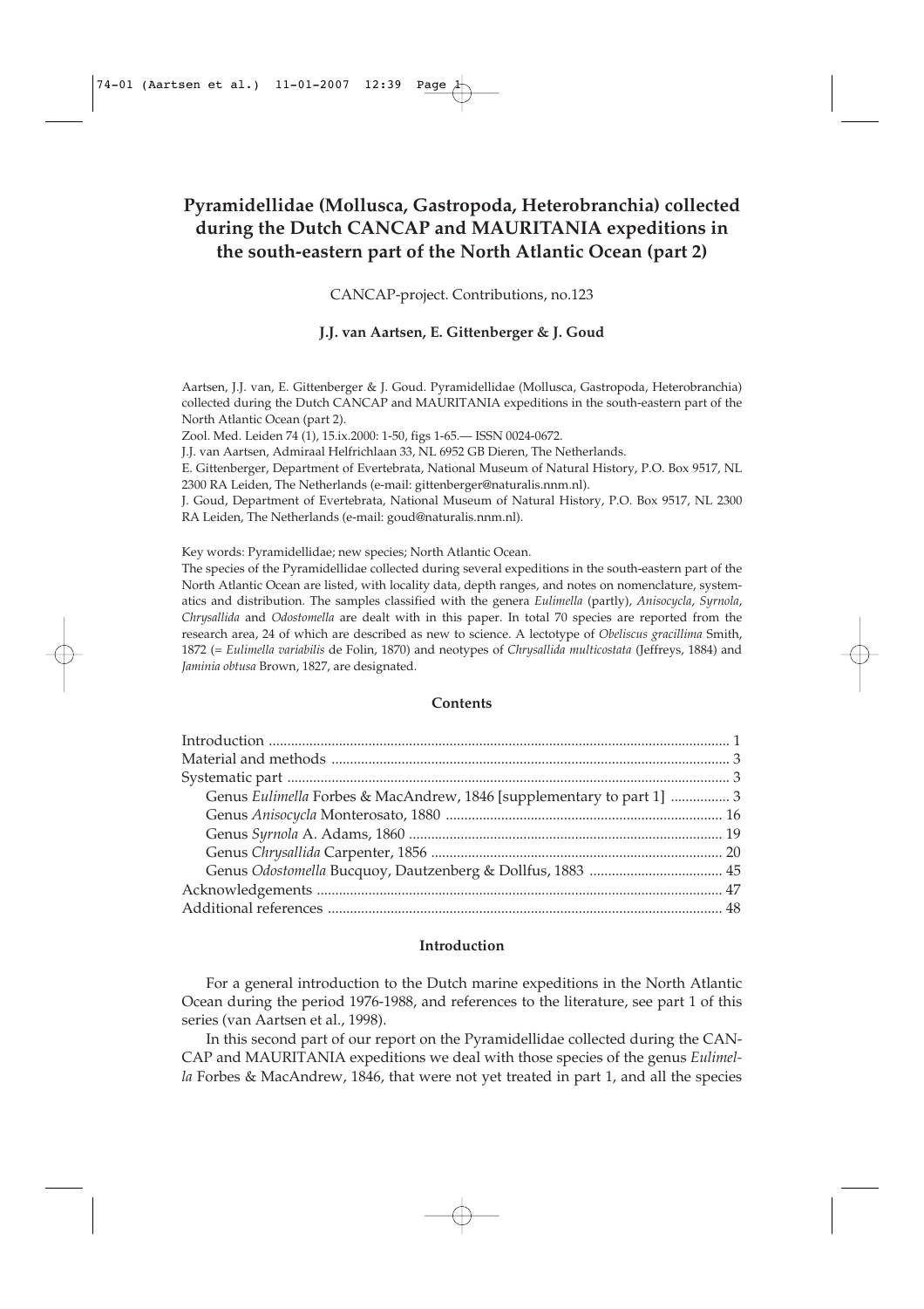# Pyramidellidae (Mollusca, Gastropoda, Heterobranchia) collected during the Dutch CANCAP and MAURITANIA expeditions in the south-eastern part of the North Atlantic Ocean (part 2)

CANCAP-project. Contributions, no.123

**J.J. van Aartsen, E. Gittenberger & J. Goud**

Aartsen, J.J. van, E. Gittenberger & J. Goud. Pyramidellidae (Mollusca, Gastropoda, Heterobranchia) collected during the Dutch CANCAP and MAURITANIA expeditions in the south-eastern part of the North Atlantic Ocean (part 2).

Zool. Med. Leiden 74 (1), 15.ix.2000: 1-50, figs 1-65.— ISSN 0024-0672.

J.J. van Aartsen, Admiraal Helfrichlaan 33, NL 6952 GB Dieren, The Netherlands.

E. Gittenberger, Department of Evertebrata, National Museum of Natural History, P.O. Box 9517, NL 2300 RA Leiden, The Netherlands (e-mail: gittenberger@naturalis.nnm.nl).

J. Goud, Department of Evertebrata, National Museum of Natural History, P.O. Box 9517, NL 2300 RA Leiden, The Netherlands (e-mail: goud@naturalis.nnm.nl).

Key words: Pyramidellidae; new species; North Atlantic Ocean.

The species of the Pyramidellidae collected during several expeditions in the south-eastern part of the North Atlantic Ocean are listed, with locality data, depth ranges, and notes on nomenclature, systematics and distribution. The samples classified with the genera *Eulimella* (partly), *Anisocycla*, *Syrnola*, *Chrysallida* and *Odostomella* are dealt with in this paper. In total 70 species are reported from the research area, 24 of which are described as new to science. A lectotype of *Obeliscus gracillima* Smith, 1872 (= *Eulimella variabilis* de Folin, 1870) and neotypes of *Chrysallida multicostata* (Jeffreys, 1884) and *Jaminia obtusa* Brown, 1827, are designated.

## Contents

| | |
|---|---|
| Introduction | 1 |
| Material and methods | 3 |
| Systematic part | 3 |
| Genus *Eulimella* Forbes & MacAndrew, 1846 [supplementary to part 1] | 3 |
| Genus *Anisocycla* Monterosato, 1880 | 16 |
| Genus *Syrnola* A. Adams, 1860 | 19 |
| Genus *Chrysallida* Carpenter, 1856 | 20 |
| Genus *Odostomella* Bucquoy, Dautzenberg & Dollfus, 1883 | 45 |
| Acknowledgements | 47 |
| Additional references | 48 |

## Introduction

For a general introduction to the Dutch marine expeditions in the North Atlantic Ocean during the period 1976-1988, and references to the literature, see part 1 of this series (van Aartsen et al., 1998).

In this second part of our report on the Pyramidellidae collected during the CANCAP and MAURITANIA expeditions we deal with those species of the genus *Eulimella* Forbes & MacAndrew, 1846, that were not yet treated in part 1, and all the species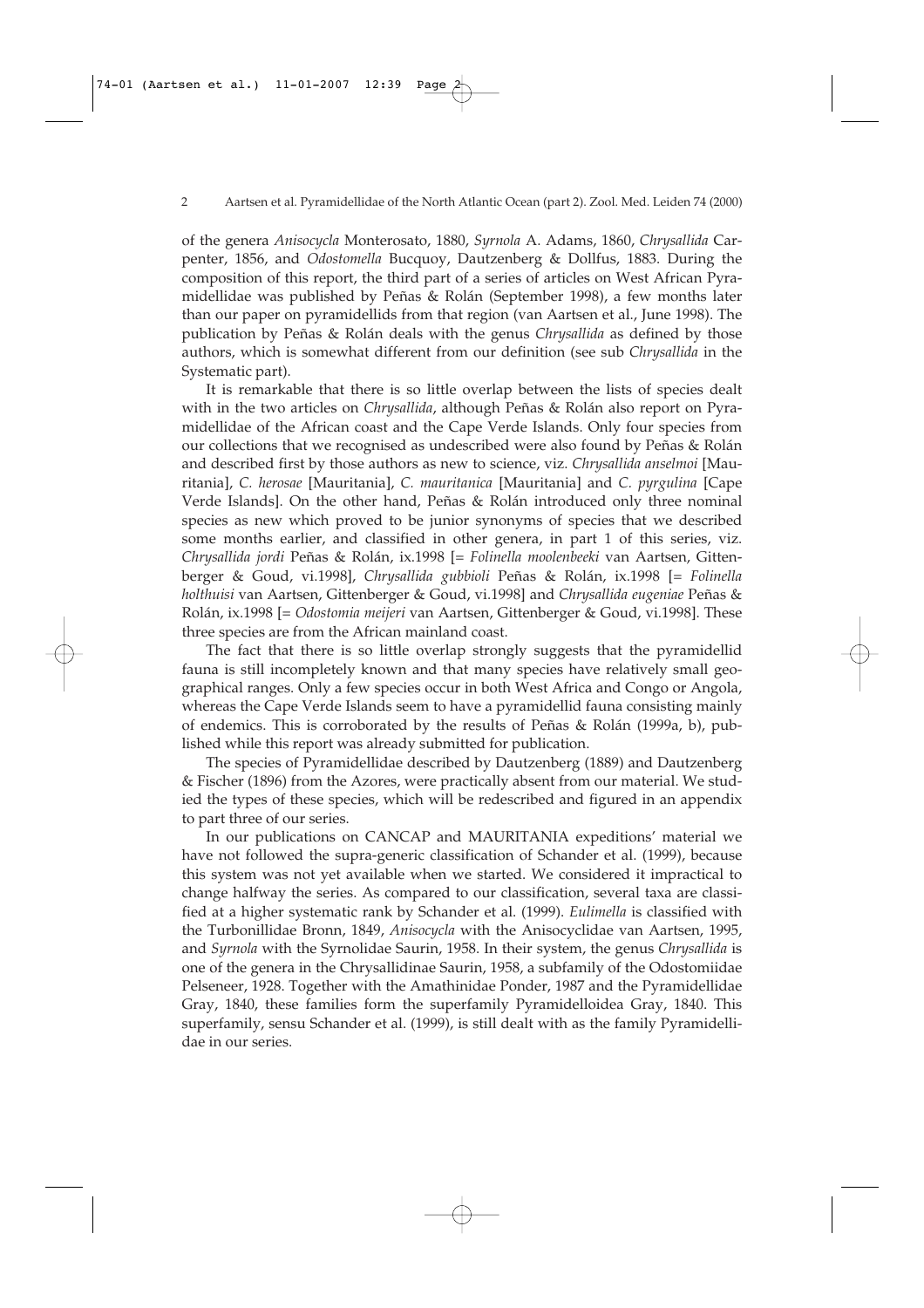of the genera *Anisocycla* Monterosato, 1880, *Syrnola* A. Adams, 1860, *Chrysallida* Carpenter, 1856, and *Odostomella* Bucquoy, Dautzenberg & Dollfus, 1883. During the composition of this report, the third part of a series of articles on West African Pyramidellidae was published by Peñas & Rolán (September 1998), a few months later than our paper on pyramidellids from that region (van Aartsen et al., June 1998). The publication by Peñas & Rolán deals with the genus *Chrysallida* as defined by those authors, which is somewhat different from our definition (see sub *Chrysallida* in the Systematic part).

It is remarkable that there is so little overlap between the lists of species dealt with in the two articles on *Chrysallida*, although Peñas & Rolán also report on Pyramidellidae of the African coast and the Cape Verde Islands. Only four species from our collections that we recognised as undescribed were also found by Peñas & Rolán and described first by those authors as new to science, viz. *Chrysallida anselmoi* [Mauritania], *C. herosae* [Mauritania], *C. mauritanica* [Mauritania] and *C. pyrgulina* [Cape Verde Islands]. On the other hand, Peñas & Rolán introduced only three nominal species as new which proved to be junior synonyms of species that we described some months earlier, and classified in other genera, in part 1 of this series, viz. *Chrysallida jordi* Peñas & Rolán, ix.1998 [= *Folinella moolenbeeki* van Aartsen, Gittenberger & Goud, vi.1998], *Chrysallida gubbioli* Peñas & Rolán, ix.1998 [= *Folinella holthuisi* van Aartsen, Gittenberger & Goud, vi.1998] and *Chrysallida eugeniae* Peñas & Rolán, ix.1998 [= *Odostomia meijeri* van Aartsen, Gittenberger & Goud, vi.1998]. These three species are from the African mainland coast.

The fact that there is so little overlap strongly suggests that the pyramidellid fauna is still incompletely known and that many species have relatively small geographical ranges. Only a few species occur in both West Africa and Congo or Angola, whereas the Cape Verde Islands seem to have a pyramidellid fauna consisting mainly of endemics. This is corroborated by the results of Peñas & Rolán (1999a, b), published while this report was already submitted for publication.

The species of Pyramidellidae described by Dautzenberg (1889) and Dautzenberg & Fischer (1896) from the Azores, were practically absent from our material. We studied the types of these species, which will be redescribed and figured in an appendix to part three of our series.

In our publications on CANCAP and MAURITANIA expeditions' material we have not followed the supra-generic classification of Schander et al. (1999), because this system was not yet available when we started. We considered it impractical to change halfway the series. As compared to our classification, several taxa are classified at a higher systematic rank by Schander et al. (1999). *Eulimella* is classified with the Turbonillidae Bronn, 1849, *Anisocycla* with the Anisocyclidae van Aartsen, 1995, and *Syrnola* with the Syrnolidae Saurin, 1958. In their system, the genus *Chrysallida* is one of the genera in the Chrysallidinae Saurin, 1958, a subfamily of the Odostomiidae Pelseneer, 1928. Together with the Amathinidae Ponder, 1987 and the Pyramidellidae Gray, 1840, these families form the superfamily Pyramidelloidea Gray, 1840. This superfamily, sensu Schander et al. (1999), is still dealt with as the family Pyramidellidae in our series.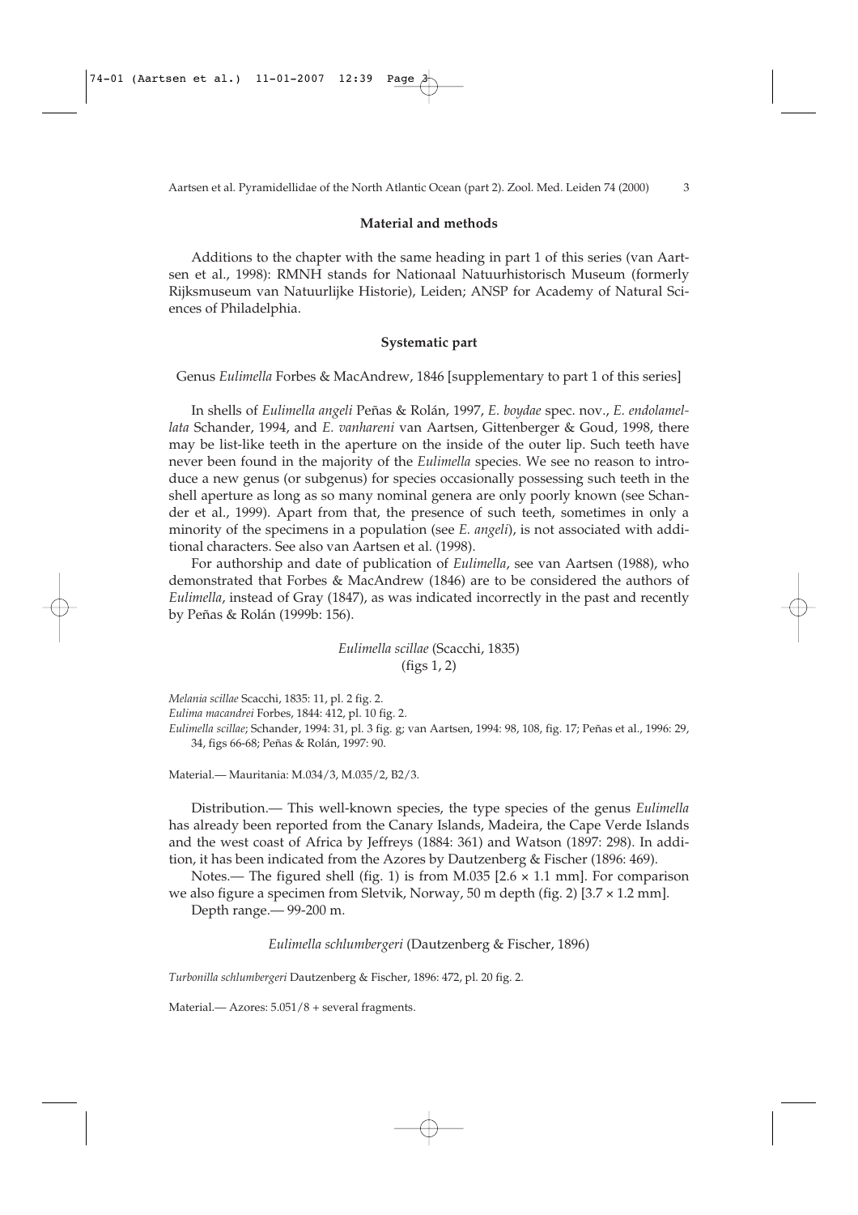## Material and methods

Additions to the chapter with the same heading in part 1 of this series (van Aartsen et al., 1998): RMNH stands for Nationaal Natuurhistorisch Museum (formerly Rijksmuseum van Natuurlijke Historie), Leiden; ANSP for Academy of Natural Sciences of Philadelphia.

## Systematic part

Genus *Eulimella* Forbes & MacAndrew, 1846 [supplementary to part 1 of this series]

In shells of *Eulimella angeli* Peñas & Rolán, 1997, *E. boydae* spec. nov., *E. endolamellata* Schander, 1994, and *E. vanhareni* van Aartsen, Gittenberger & Goud, 1998, there may be list-like teeth in the aperture on the inside of the outer lip. Such teeth have never been found in the majority of the *Eulimella* species. We see no reason to introduce a new genus (or subgenus) for species occasionally possessing such teeth in the shell aperture as long as so many nominal genera are only poorly known (see Schander et al., 1999). Apart from that, the presence of such teeth, sometimes in only a minority of the specimens in a population (see *E. angeli*), is not associated with additional characters. See also van Aartsen et al. (1998).

For authorship and date of publication of *Eulimella*, see van Aartsen (1988), who demonstrated that Forbes & MacAndrew (1846) are to be considered the authors of *Eulimella*, instead of Gray (1847), as was indicated incorrectly in the past and recently by Peñas & Rolán (1999b: 156).

### *Eulimella scillae* (Scacchi, 1835)
(figs 1, 2)

*Melania scillae* Scacchi, 1835: 11, pl. 2 fig. 2.
*Eulima macandrei* Forbes, 1844: 412, pl. 10 fig. 2.
*Eulimella scillae*; Schander, 1994: 31, pl. 3 fig. g; van Aartsen, 1994: 98, 108, fig. 17; Peñas et al., 1996: 29, 34, figs 66-68; Peñas & Rolán, 1997: 90.

Material.— Mauritania: M.034/3, M.035/2, B2/3.

Distribution.— This well-known species, the type species of the genus *Eulimella* has already been reported from the Canary Islands, Madeira, the Cape Verde Islands and the west coast of Africa by Jeffreys (1884: 361) and Watson (1897: 298). In addition, it has been indicated from the Azores by Dautzenberg & Fischer (1896: 469).

Notes.— The figured shell (fig. 1) is from M.035 [2.6 × 1.1 mm]. For comparison we also figure a specimen from Sletvik, Norway, 50 m depth (fig. 2) [3.7 × 1.2 mm].

Depth range.— 99-200 m.

### *Eulimella schlumbergeri* (Dautzenberg & Fischer, 1896)

*Turbonilla schlumbergeri* Dautzenberg & Fischer, 1896: 472, pl. 20 fig. 2.

Material.— Azores: 5.051/8 + several fragments.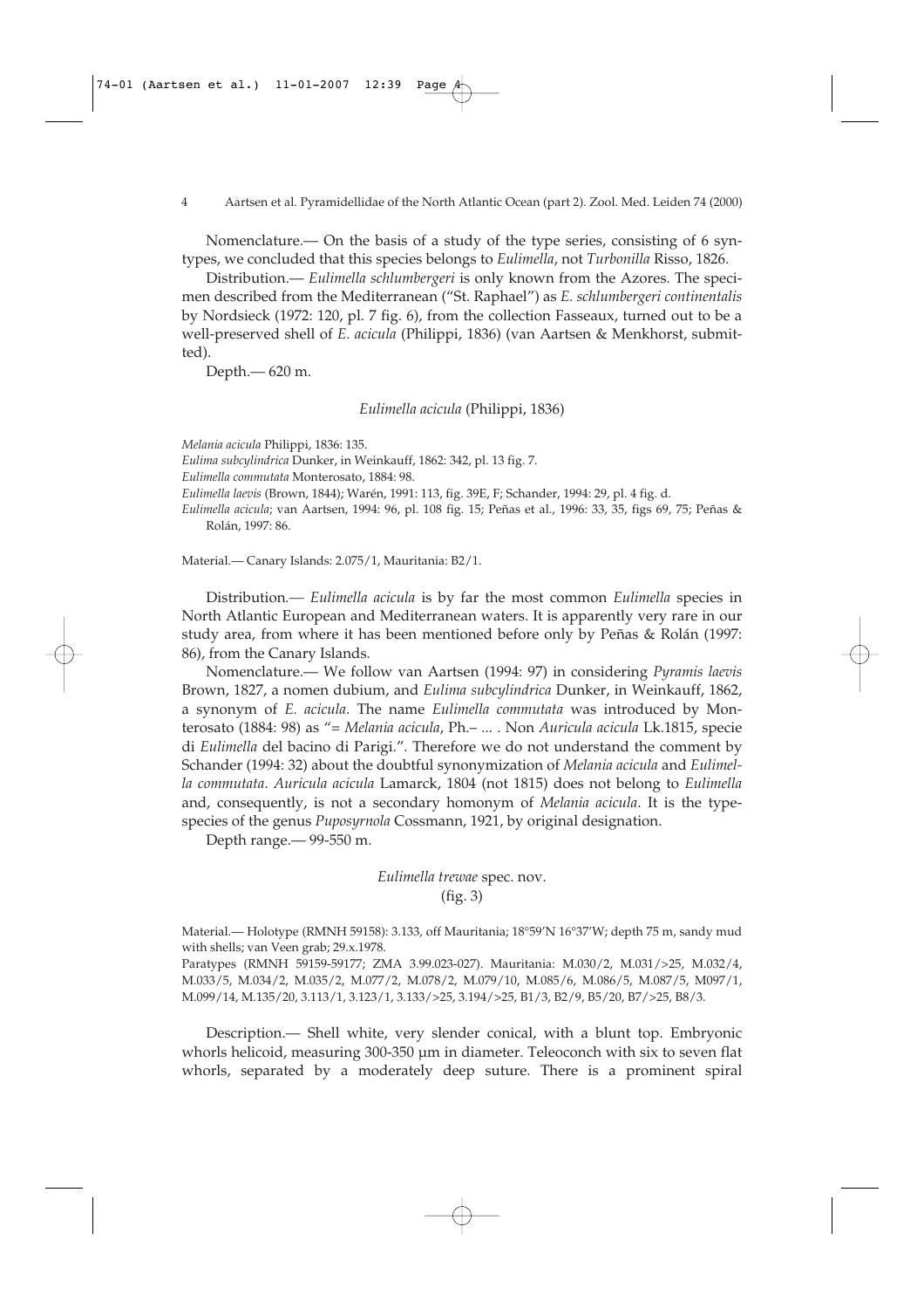Nomenclature.— On the basis of a study of the type series, consisting of 6 syntypes, we concluded that this species belongs to *Eulimella*, not *Turbonilla* Risso, 1826.

Distribution.— *Eulimella schlumbergeri* is only known from the Azores. The specimen described from the Mediterranean ("St. Raphael") as *E. schlumbergeri continentalis* by Nordsieck (1972: 120, pl. 7 fig. 6), from the collection Fasseaux, turned out to be a well-preserved shell of *E. acicula* (Philippi, 1836) (van Aartsen & Menkhorst, submitted).

Depth.— 620 m.

### *Eulimella acicula* (Philippi, 1836)

*Melania acicula* Philippi, 1836: 135.
*Eulima subcylindrica* Dunker, in Weinkauff, 1862: 342, pl. 13 fig. 7.
*Eulimella commutata* Monterosato, 1884: 98.
*Eulimella laevis* (Brown, 1844); Warén, 1991: 113, fig. 39E, F; Schander, 1994: 29, pl. 4 fig. d.
*Eulimella acicula*; van Aartsen, 1994: 96, pl. 108 fig. 15; Peñas et al., 1996: 33, 35, figs 69, 75; Peñas & Rolán, 1997: 86.

Material.— Canary Islands: 2.075/1, Mauritania: B2/1.

Distribution.— *Eulimella acicula* is by far the most common *Eulimella* species in North Atlantic European and Mediterranean waters. It is apparently very rare in our study area, from where it has been mentioned before only by Peñas & Rolán (1997: 86), from the Canary Islands.

Nomenclature.— We follow van Aartsen (1994: 97) in considering *Pyramis laevis* Brown, 1827, a nomen dubium, and *Eulima subcylindrica* Dunker, in Weinkauff, 1862, a synonym of *E. acicula*. The name *Eulimella commutata* was introduced by Monterosato (1884: 98) as "= *Melania acicula*, Ph.– ... . Non *Auricula acicula* Lk.1815, specie di *Eulimella* del bacino di Parigi.". Therefore we do not understand the comment by Schander (1994: 32) about the doubtful synonymization of *Melania acicula* and *Eulimella commutata*. *Auricula acicula* Lamarck, 1804 (not 1815) does not belong to *Eulimella* and, consequently, is not a secondary homonym of *Melania acicula*. It is the type-species of the genus *Puposyrnola* Cossmann, 1921, by original designation.

Depth range.— 99-550 m.

### *Eulimella trewae* spec. nov.
(fig. 3)

Material.— Holotype (RMNH 59158): 3.133, off Mauritania; 18°59'N 16°37'W; depth 75 m, sandy mud with shells; van Veen grab; 29.x.1978.
Paratypes (RMNH 59159-59177; ZMA 3.99.023-027). Mauritania: M.030/2, M.031/>25, M.032/4, M.033/5, M.034/2, M.035/2, M.077/2, M.078/2, M.079/10, M.085/6, M.086/5, M.087/5, M097/1, M.099/14, M.135/20, 3.113/1, 3.123/1, 3.133/>25, 3.194/>25, B1/3, B2/9, B5/20, B7/>25, B8/3.

Description.— Shell white, very slender conical, with a blunt top. Embryonic whorls helicoid, measuring 300-350 µm in diameter. Teleoconch with six to seven flat whorls, separated by a moderately deep suture. There is a prominent spiral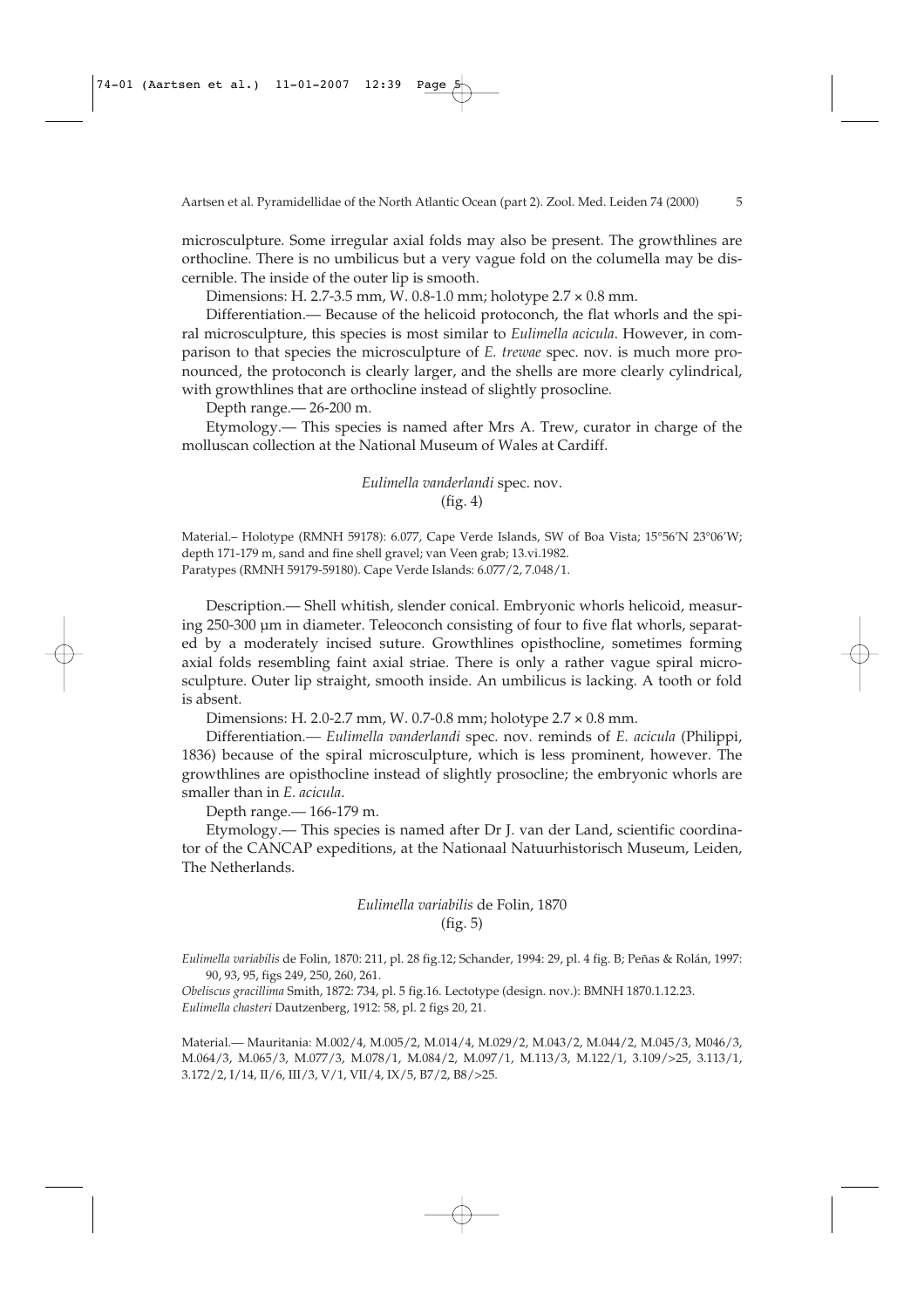microsculpture. Some irregular axial folds may also be present. The growthlines are orthocline. There is no umbilicus but a very vague fold on the columella may be discernible. The inside of the outer lip is smooth.

Dimensions: H. 2.7-3.5 mm, W. 0.8-1.0 mm; holotype 2.7 × 0.8 mm.

Differentiation.— Because of the helicoid protoconch, the flat whorls and the spiral microsculpture, this species is most similar to *Eulimella acicula*. However, in comparison to that species the microsculpture of *E. trewae* spec. nov. is much more pronounced, the protoconch is clearly larger, and the shells are more clearly cylindrical, with growthlines that are orthocline instead of slightly prosocline.

Depth range.— 26-200 m.

Etymology.— This species is named after Mrs A. Trew, curator in charge of the molluscan collection at the National Museum of Wales at Cardiff.

### *Eulimella vanderlandi* spec. nov. (fig. 4)

Material.– Holotype (RMNH 59178): 6.077, Cape Verde Islands, SW of Boa Vista; 15°56'N 23°06'W; depth 171-179 m, sand and fine shell gravel; van Veen grab; 13.vi.1982.
Paratypes (RMNH 59179-59180). Cape Verde Islands: 6.077/2, 7.048/1.

Description.— Shell whitish, slender conical. Embryonic whorls helicoid, measuring 250-300 µm in diameter. Teleoconch consisting of four to five flat whorls, separated by a moderately incised suture. Growthlines opisthocline, sometimes forming axial folds resembling faint axial striae. There is only a rather vague spiral microsculpture. Outer lip straight, smooth inside. An umbilicus is lacking. A tooth or fold is absent.

Dimensions: H. 2.0-2.7 mm, W. 0.7-0.8 mm; holotype 2.7 × 0.8 mm.

Differentiation.— *Eulimella vanderlandi* spec. nov. reminds of *E. acicula* (Philippi, 1836) because of the spiral microsculpture, which is less prominent, however. The growthlines are opisthocline instead of slightly prosocline; the embryonic whorls are smaller than in *E. acicula*.

Depth range.— 166-179 m.

Etymology.— This species is named after Dr J. van der Land, scientific coordinator of the CANCAP expeditions, at the Nationaal Natuurhistorisch Museum, Leiden, The Netherlands.

### *Eulimella variabilis* de Folin, 1870 (fig. 5)

*Eulimella variabilis* de Folin, 1870: 211, pl. 28 fig.12; Schander, 1994: 29, pl. 4 fig. B; Peñas & Rolán, 1997: 90, 93, 95, figs 249, 250, 260, 261.
*Obeliscus gracillima* Smith, 1872: 734, pl. 5 fig.16. Lectotype (design. nov.): BMNH 1870.1.12.23.
*Eulimella chasteri* Dautzenberg, 1912: 58, pl. 2 figs 20, 21.

Material.— Mauritania: M.002/4, M.005/2, M.014/4, M.029/2, M.043/2, M.044/2, M.045/3, M046/3, M.064/3, M.065/3, M.077/3, M.078/1, M.084/2, M.097/1, M.113/3, M.122/1, 3.109/>25, 3.113/1, 3.172/2, I/14, II/6, III/3, V/1, VII/4, IX/5, B7/2, B8/>25.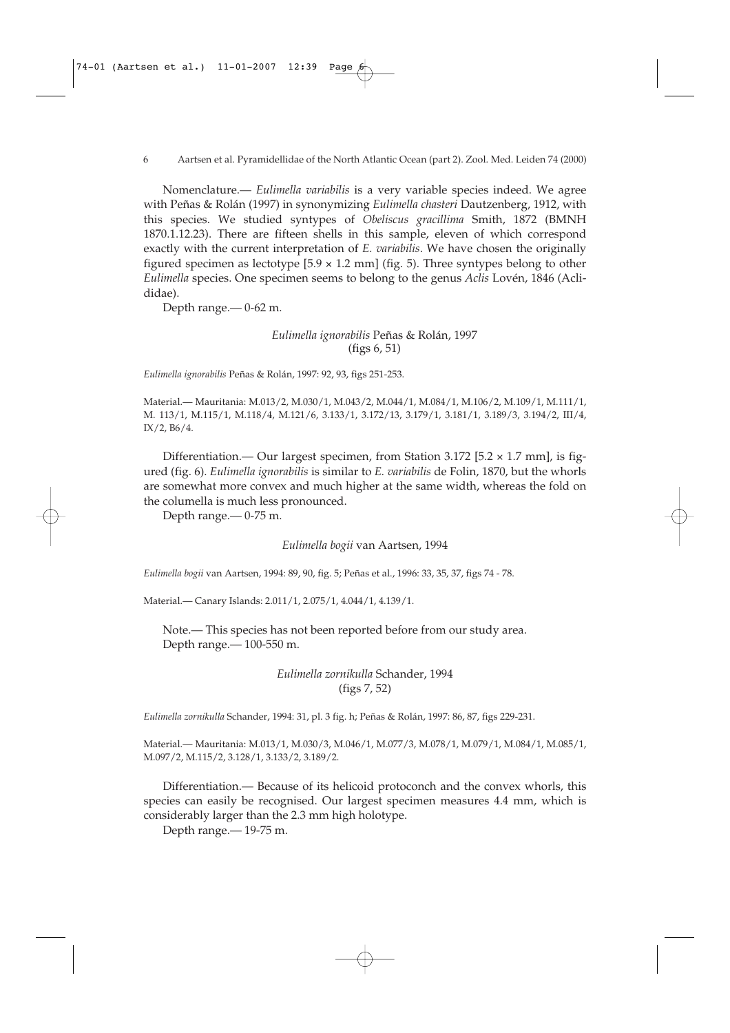Nomenclature.— *Eulimella variabilis* is a very variable species indeed. We agree with Peñas & Rolán (1997) in synonymizing *Eulimella chasteri* Dautzenberg, 1912, with this species. We studied syntypes of *Obeliscus gracillima* Smith, 1872 (BMNH 1870.1.12.23). There are fifteen shells in this sample, eleven of which correspond exactly with the current interpretation of *E. variabilis*. We have chosen the originally figured specimen as lectotype [5.9 × 1.2 mm] (fig. 5). Three syntypes belong to other *Eulimella* species. One specimen seems to belong to the genus *Aclis* Lovén, 1846 (Aclididae).

Depth range.— 0-62 m.

### *Eulimella ignorabilis* Peñas & Rolán, 1997
(figs 6, 51)

*Eulimella ignorabilis* Peñas & Rolán, 1997: 92, 93, figs 251-253.

Material.— Mauritania: M.013/2, M.030/1, M.043/2, M.044/1, M.084/1, M.106/2, M.109/1, M.111/1, M. 113/1, M.115/1, M.118/4, M.121/6, 3.133/1, 3.172/13, 3.179/1, 3.181/1, 3.189/3, 3.194/2, III/4, IX/2, B6/4.

Differentiation.— Our largest specimen, from Station 3.172 [5.2 × 1.7 mm], is figured (fig. 6). *Eulimella ignorabilis* is similar to *E. variabilis* de Folin, 1870, but the whorls are somewhat more convex and much higher at the same width, whereas the fold on the columella is much less pronounced.

Depth range.— 0-75 m.

### *Eulimella bogii* van Aartsen, 1994

*Eulimella bogii* van Aartsen, 1994: 89, 90, fig. 5; Peñas et al., 1996: 33, 35, 37, figs 74 - 78.

Material.— Canary Islands: 2.011/1, 2.075/1, 4.044/1, 4.139/1.

Note.— This species has not been reported before from our study area.

Depth range.— 100-550 m.

### *Eulimella zornikulla* Schander, 1994
(figs 7, 52)

*Eulimella zornikulla* Schander, 1994: 31, pl. 3 fig. h; Peñas & Rolán, 1997: 86, 87, figs 229-231.

Material.— Mauritania: M.013/1, M.030/3, M.046/1, M.077/3, M.078/1, M.079/1, M.084/1, M.085/1, M.097/2, M.115/2, 3.128/1, 3.133/2, 3.189/2.

Differentiation.— Because of its helicoid protoconch and the convex whorls, this species can easily be recognised. Our largest specimen measures 4.4 mm, which is considerably larger than the 2.3 mm high holotype.

Depth range.— 19-75 m.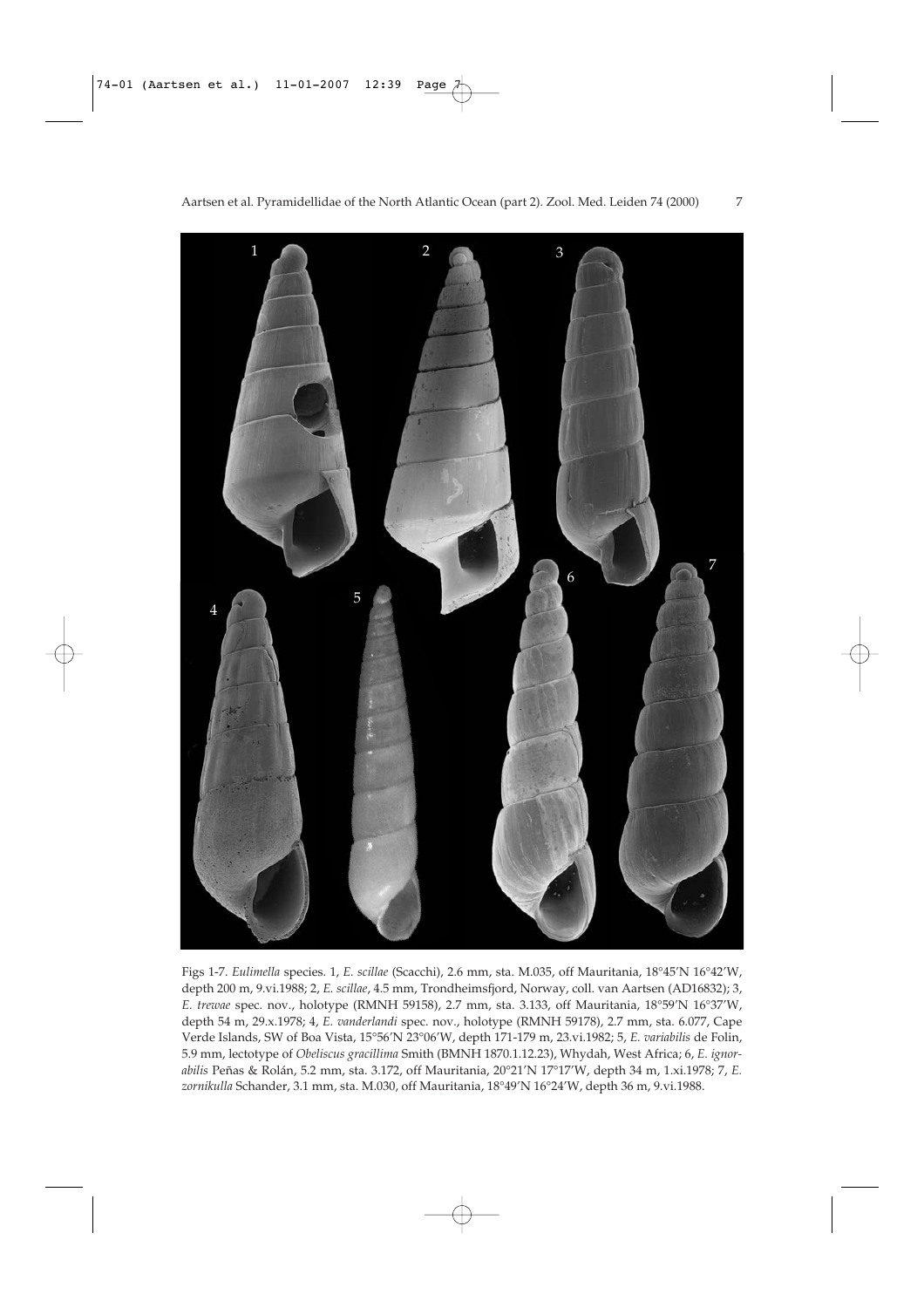Figs 1-7. *Eulimella* species. 1, *E. scillae* (Scacchi), 2.6 mm, sta. M.035, off Mauritania, 18°45'N 16°42'W, depth 200 m, 9.vi.1988; 2, *E. scillae*, 4.5 mm, Trondheimsfjord, Norway, coll. van Aartsen (AD16832); 3, *E. trewae* spec. nov., holotype (RMNH 59158), 2.7 mm, sta. 3.133, off Mauritania, 18°59'N 16°37'W, depth 54 m, 29.x.1978; 4, *E. vanderlandi* spec. nov., holotype (RMNH 59178), 2.7 mm, sta. 6.077, Cape Verde Islands, SW of Boa Vista, 15°56'N 23°06'W, depth 171-179 m, 23.vi.1982; 5, *E. variabilis* de Folin, 5.9 mm, lectotype of *Obeliscus gracillima* Smith (BMNH 1870.1.12.23), Whydah, West Africa; 6, *E. ignorabilis* Peñas & Rolán, 5.2 mm, sta. 3.172, off Mauritania, 20°21'N 17°17'W, depth 34 m, 1.xi.1978; 7, *E. zornikulla* Schander, 3.1 mm, sta. M.030, off Mauritania, 18°49'N 16°24'W, depth 36 m, 9.vi.1988.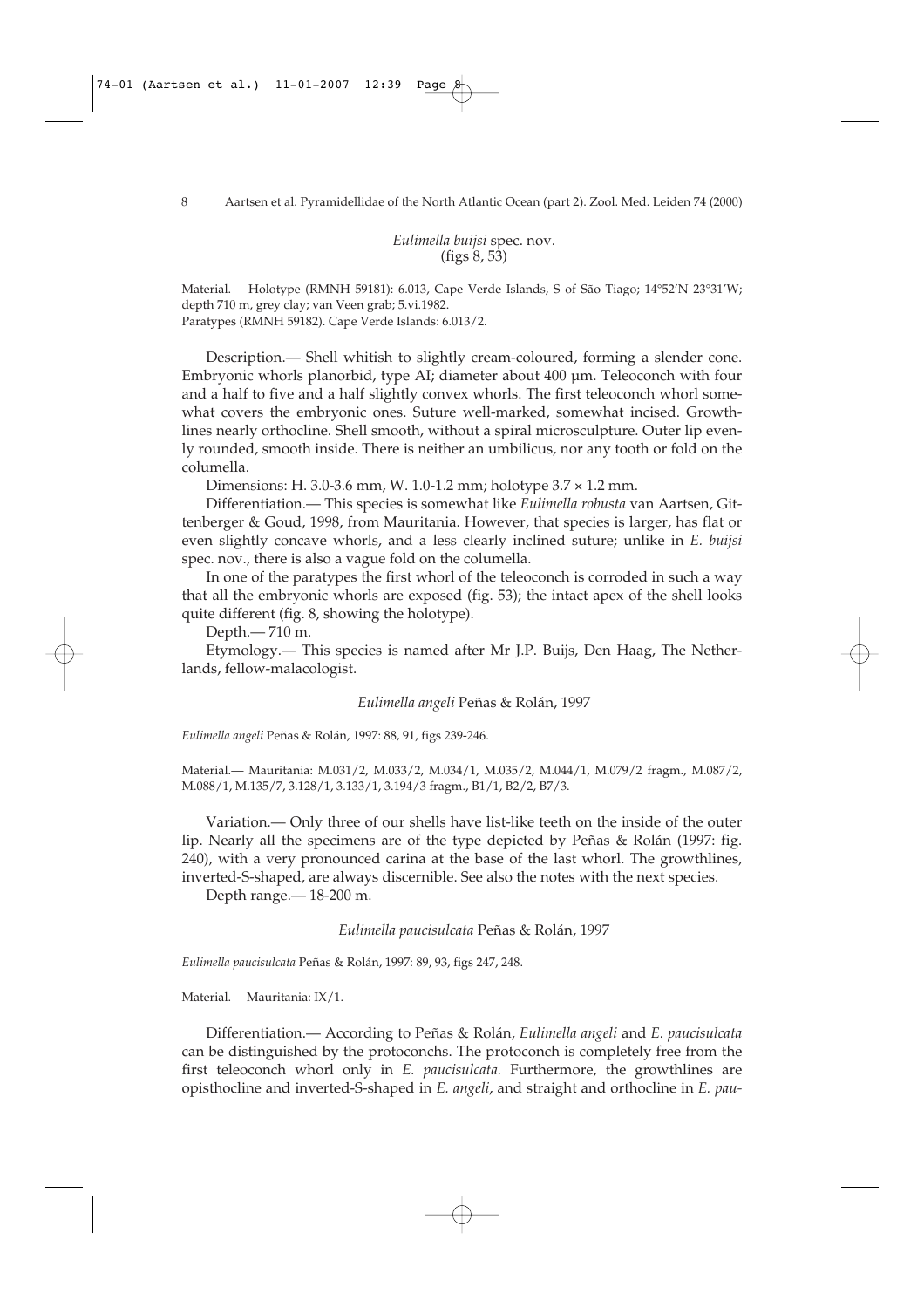### *Eulimella buijsi* spec. nov.
(figs 8, 53)

Material.— Holotype (RMNH 59181): 6.013, Cape Verde Islands, S of São Tiago; 14°52'N 23°31'W; depth 710 m, grey clay; van Veen grab; 5.vi.1982.
Paratypes (RMNH 59182). Cape Verde Islands: 6.013/2.

Description.— Shell whitish to slightly cream-coloured, forming a slender cone. Embryonic whorls planorbid, type AI; diameter about 400 µm. Teleoconch with four and a half to five and a half slightly convex whorls. The first teleoconch whorl somewhat covers the embryonic ones. Suture well-marked, somewhat incised. Growthlines nearly orthocline. Shell smooth, without a spiral microsculpture. Outer lip evenly rounded, smooth inside. There is neither an umbilicus, nor any tooth or fold on the columella.

Dimensions: H. 3.0-3.6 mm, W. 1.0-1.2 mm; holotype 3.7 × 1.2 mm.

Differentiation.— This species is somewhat like *Eulimella robusta* van Aartsen, Gittenberger & Goud, 1998, from Mauritania. However, that species is larger, has flat or even slightly concave whorls, and a less clearly inclined suture; unlike in *E. buijsi* spec. nov., there is also a vague fold on the columella.

In one of the paratypes the first whorl of the teleoconch is corroded in such a way that all the embryonic whorls are exposed (fig. 53); the intact apex of the shell looks quite different (fig. 8, showing the holotype).

Depth.— 710 m.

Etymology.— This species is named after Mr J.P. Buijs, Den Haag, The Netherlands, fellow-malacologist.

### *Eulimella angeli* Peñas & Rolán, 1997

*Eulimella angeli* Peñas & Rolán, 1997: 88, 91, figs 239-246.

Material.— Mauritania: M.031/2, M.033/2, M.034/1, M.035/2, M.044/1, M.079/2 fragm., M.087/2, M.088/1, M.135/7, 3.128/1, 3.133/1, 3.194/3 fragm., B1/1, B2/2, B7/3.

Variation.— Only three of our shells have list-like teeth on the inside of the outer lip. Nearly all the specimens are of the type depicted by Peñas & Rolán (1997: fig. 240), with a very pronounced carina at the base of the last whorl. The growthlines, inverted-S-shaped, are always discernible. See also the notes with the next species.

Depth range.— 18-200 m.

### *Eulimella paucisulcata* Peñas & Rolán, 1997

*Eulimella paucisulcata* Peñas & Rolán, 1997: 89, 93, figs 247, 248.

Material.— Mauritania: IX/1.

Differentiation.— According to Peñas & Rolán, *Eulimella angeli* and *E. paucisulcata* can be distinguished by the protoconchs. The protoconch is completely free from the first teleoconch whorl only in *E. paucisulcata.* Furthermore, the growthlines are opisthocline and inverted-S-shaped in *E. angeli*, and straight and orthocline in *E. pau-*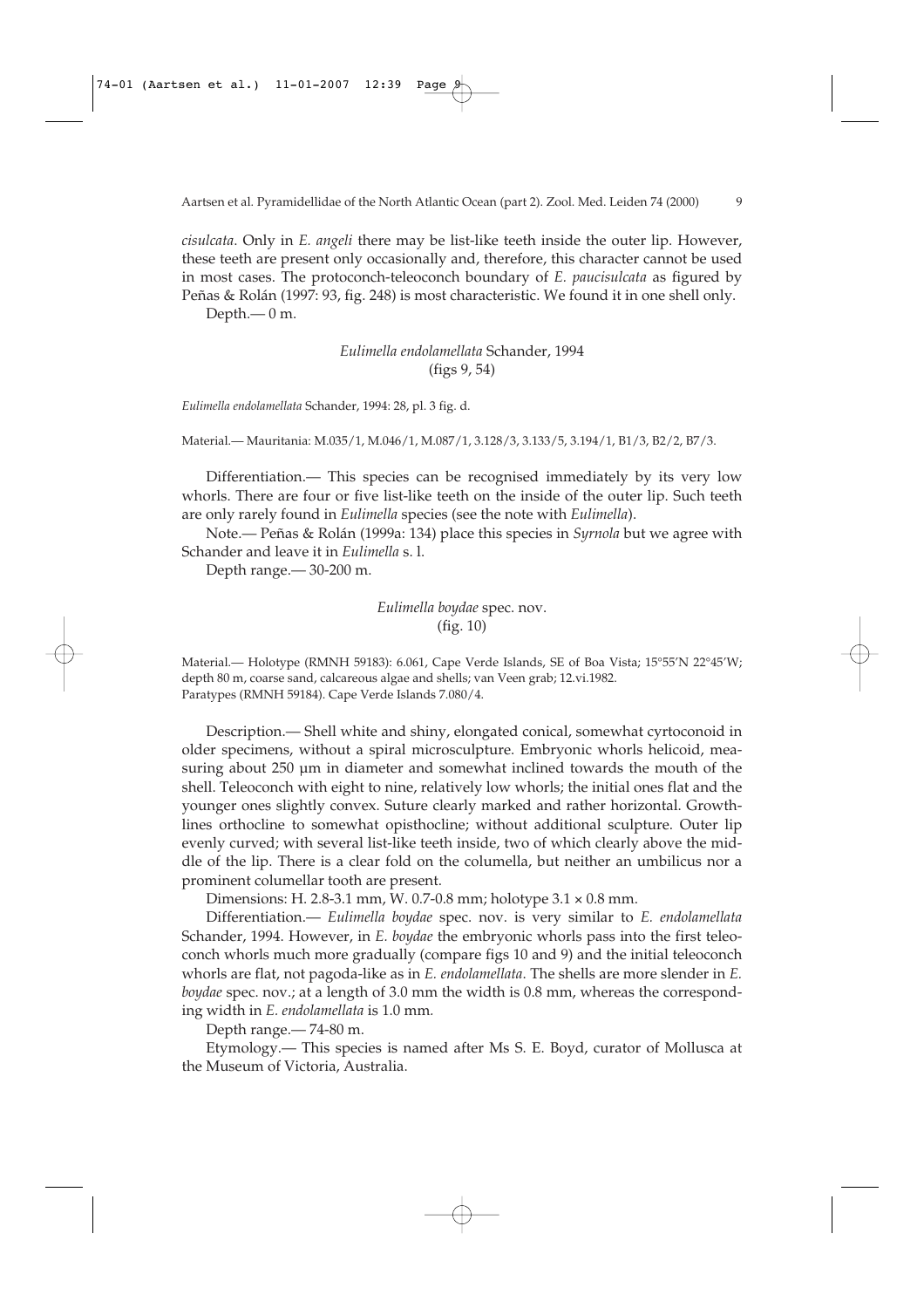*cisulcata*. Only in *E. angeli* there may be list-like teeth inside the outer lip. However, these teeth are present only occasionally and, therefore, this character cannot be used in most cases. The protoconch-teleoconch boundary of *E. paucisulcata* as figured by Peñas & Rolán (1997: 93, fig. 248) is most characteristic. We found it in one shell only.

Depth.— 0 m.

### *Eulimella endolamellata* Schander, 1994
(figs 9, 54)

*Eulimella endolamellata* Schander, 1994: 28, pl. 3 fig. d.

Material.— Mauritania: M.035/1, M.046/1, M.087/1, 3.128/3, 3.133/5, 3.194/1, B1/3, B2/2, B7/3.

Differentiation.— This species can be recognised immediately by its very low whorls. There are four or five list-like teeth on the inside of the outer lip. Such teeth are only rarely found in *Eulimella* species (see the note with *Eulimella*).

Note.— Peñas & Rolán (1999a: 134) place this species in *Syrnola* but we agree with Schander and leave it in *Eulimella* s. l.

Depth range.— 30-200 m.

### *Eulimella boydae* spec. nov.
(fig. 10)

Material.— Holotype (RMNH 59183): 6.061, Cape Verde Islands, SE of Boa Vista; 15°55′N 22°45′W; depth 80 m, coarse sand, calcareous algae and shells; van Veen grab; 12.vi.1982.
Paratypes (RMNH 59184). Cape Verde Islands 7.080/4.

Description.— Shell white and shiny, elongated conical, somewhat cyrtoconoid in older specimens, without a spiral microsculpture. Embryonic whorls helicoid, measuring about 250 µm in diameter and somewhat inclined towards the mouth of the shell. Teleoconch with eight to nine, relatively low whorls; the initial ones flat and the younger ones slightly convex. Suture clearly marked and rather horizontal. Growthlines orthocline to somewhat opisthocline; without additional sculpture. Outer lip evenly curved; with several list-like teeth inside, two of which clearly above the middle of the lip. There is a clear fold on the columella, but neither an umbilicus nor a prominent columellar tooth are present.

Dimensions: H. 2.8-3.1 mm, W. 0.7-0.8 mm; holotype 3.1 × 0.8 mm.

Differentiation.— *Eulimella boydae* spec. nov. is very similar to *E. endolamellata* Schander, 1994. However, in *E. boydae* the embryonic whorls pass into the first teleoconch whorls much more gradually (compare figs 10 and 9) and the initial teleoconch whorls are flat, not pagoda-like as in *E. endolamellata*. The shells are more slender in *E. boydae* spec. nov.; at a length of 3.0 mm the width is 0.8 mm, whereas the corresponding width in *E. endolamellata* is 1.0 mm.

Depth range.— 74-80 m.

Etymology.— This species is named after Ms S. E. Boyd, curator of Mollusca at the Museum of Victoria, Australia.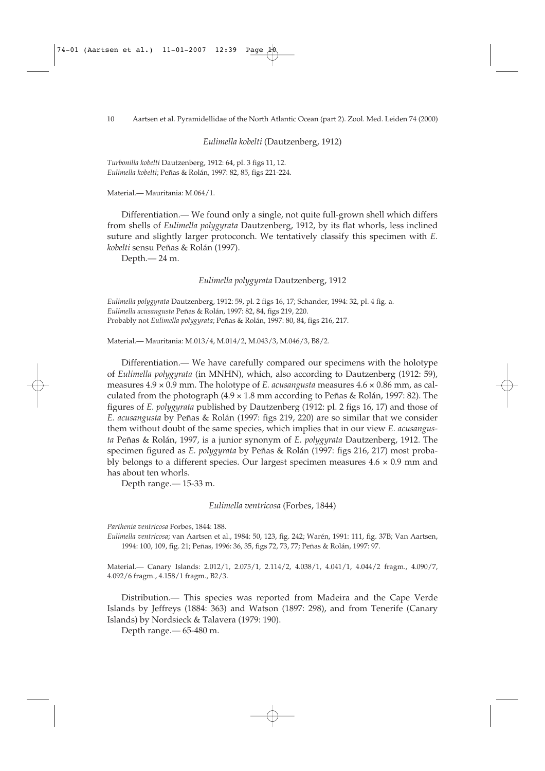### *Eulimella kobelti* (Dautzenberg, 1912)

*Turbonilla kobelti* Dautzenberg, 1912: 64, pl. 3 figs 11, 12.
*Eulimella kobelti*; Peñas & Rolán, 1997: 82, 85, figs 221-224.

Material.— Mauritania: M.064/1.

Differentiation.— We found only a single, not quite full-grown shell which differs from shells of *Eulimella polygyrata* Dautzenberg, 1912, by its flat whorls, less inclined suture and slightly larger protoconch. We tentatively classify this specimen with *E. kobelti* sensu Peñas & Rolán (1997).

Depth.— 24 m.

### *Eulimella polygyrata* Dautzenberg, 1912

*Eulimella polygyrata* Dautzenberg, 1912: 59, pl. 2 figs 16, 17; Schander, 1994: 32, pl. 4 fig. a.
*Eulimella acusangusta* Peñas & Rolán, 1997: 82, 84, figs 219, 220.
Probably not *Eulimella polygyrata*; Peñas & Rolán, 1997: 80, 84, figs 216, 217.

Material.— Mauritania: M.013/4, M.014/2, M.043/3, M.046/3, B8/2.

Differentiation.— We have carefully compared our specimens with the holotype of *Eulimella polygyrata* (in MNHN), which, also according to Dautzenberg (1912: 59), measures 4.9 × 0.9 mm. The holotype of *E. acusangusta* measures 4.6 × 0.86 mm, as calculated from the photograph (4.9 × 1.8 mm according to Peñas & Rolán, 1997: 82). The figures of *E. polygyrata* published by Dautzenberg (1912: pl. 2 figs 16, 17) and those of *E. acusangusta* by Peñas & Rolán (1997: figs 219, 220) are so similar that we consider them without doubt of the same species, which implies that in our view *E. acusangusta* Peñas & Rolán, 1997, is a junior synonym of *E. polygyrata* Dautzenberg, 1912. The specimen figured as *E. polygyrata* by Peñas & Rolán (1997: figs 216, 217) most probably belongs to a different species. Our largest specimen measures 4.6 × 0.9 mm and has about ten whorls.

Depth range.— 15-33 m.

### *Eulimella ventricosa* (Forbes, 1844)

*Parthenia ventricosa* Forbes, 1844: 188.
*Eulimella ventricosa*; van Aartsen et al., 1984: 50, 123, fig. 242; Warén, 1991: 111, fig. 37B; Van Aartsen, 1994: 100, 109, fig. 21; Peñas, 1996: 36, 35, figs 72, 73, 77; Peñas & Rolán, 1997: 97.

Material.— Canary Islands: 2.012/1, 2.075/1, 2.114/2, 4.038/1, 4.041/1, 4.044/2 fragm., 4.090/7, 4.092/6 fragm., 4.158/1 fragm., B2/3.

Distribution.— This species was reported from Madeira and the Cape Verde Islands by Jeffreys (1884: 363) and Watson (1897: 298), and from Tenerife (Canary Islands) by Nordsieck & Talavera (1979: 190).

Depth range.— 65-480 m.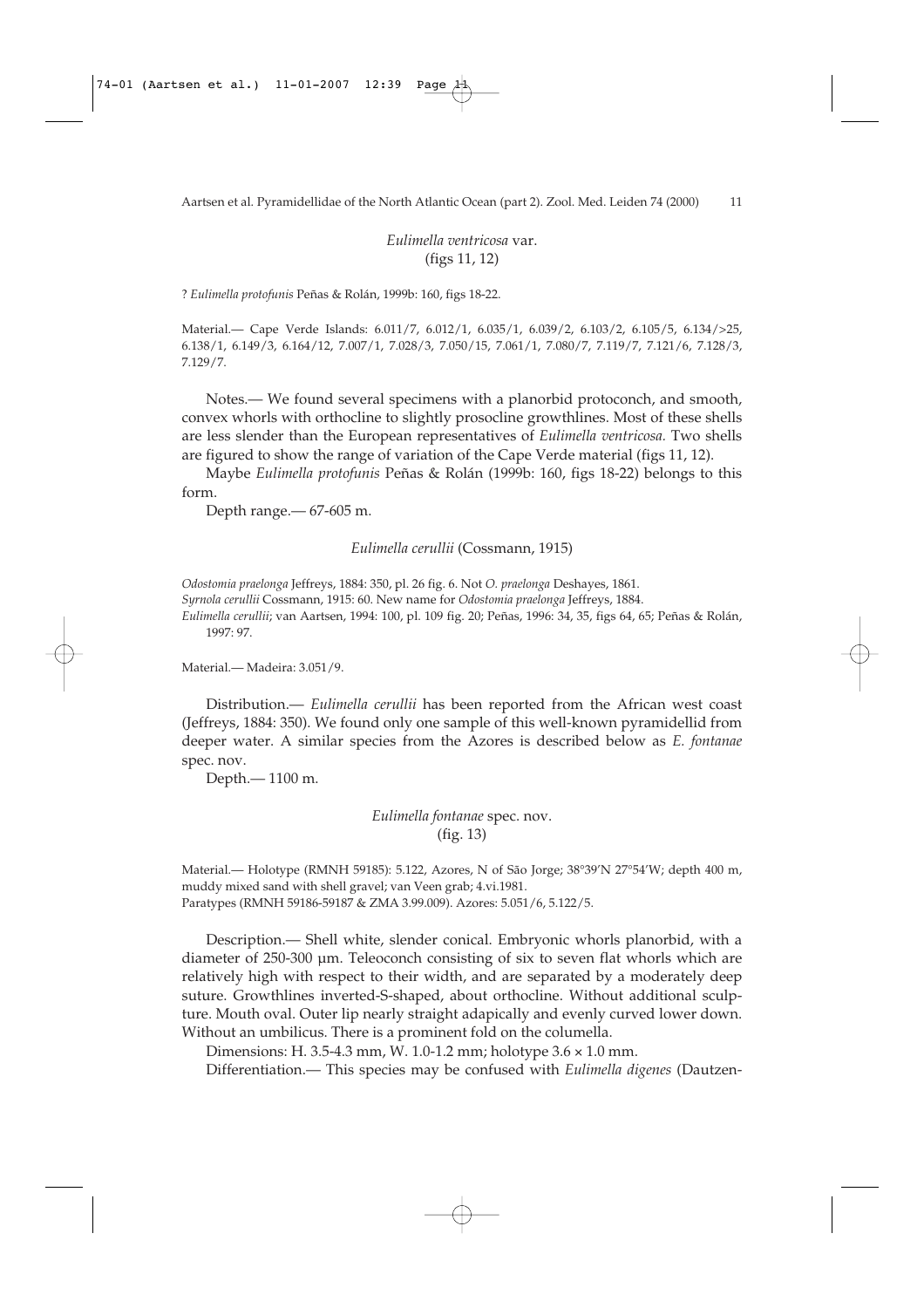### *Eulimella ventricosa* var.
(figs 11, 12)

? *Eulimella protofunis* Peñas & Rolán, 1999b: 160, figs 18-22.

Material.— Cape Verde Islands: 6.011/7, 6.012/1, 6.035/1, 6.039/2, 6.103/2, 6.105/5, 6.134/>25, 6.138/1, 6.149/3, 6.164/12, 7.007/1, 7.028/3, 7.050/15, 7.061/1, 7.080/7, 7.119/7, 7.121/6, 7.128/3, 7.129/7.

Notes.— We found several specimens with a planorbid protoconch, and smooth, convex whorls with orthocline to slightly prosocline growthlines. Most of these shells are less slender than the European representatives of *Eulimella ventricosa.* Two shells are figured to show the range of variation of the Cape Verde material (figs 11, 12).

Maybe *Eulimella protofunis* Peñas & Rolán (1999b: 160, figs 18-22) belongs to this form.

Depth range.— 67-605 m.

### *Eulimella cerullii* (Cossmann, 1915)

*Odostomia praelonga* Jeffreys, 1884: 350, pl. 26 fig. 6. Not *O. praelonga* Deshayes, 1861.
*Syrnola cerullii* Cossmann, 1915: 60. New name for *Odostomia praelonga* Jeffreys, 1884.
*Eulimella cerullii*; van Aartsen, 1994: 100, pl. 109 fig. 20; Peñas, 1996: 34, 35, figs 64, 65; Peñas & Rolán, 1997: 97.

Material.— Madeira: 3.051/9.

Distribution.— *Eulimella cerullii* has been reported from the African west coast (Jeffreys, 1884: 350). We found only one sample of this well-known pyramidellid from deeper water. A similar species from the Azores is described below as *E. fontanae* spec. nov.

Depth.— 1100 m.

### *Eulimella fontanae* spec. nov.
(fig. 13)

Material.— Holotype (RMNH 59185): 5.122, Azores, N of São Jorge; 38°39'N 27°54'W; depth 400 m, muddy mixed sand with shell gravel; van Veen grab; 4.vi.1981.
Paratypes (RMNH 59186-59187 & ZMA 3.99.009). Azores: 5.051/6, 5.122/5.

Description.— Shell white, slender conical. Embryonic whorls planorbid, with a diameter of 250-300 µm. Teleoconch consisting of six to seven flat whorls which are relatively high with respect to their width, and are separated by a moderately deep suture. Growthlines inverted-S-shaped, about orthocline. Without additional sculpture. Mouth oval. Outer lip nearly straight adapically and evenly curved lower down. Without an umbilicus. There is a prominent fold on the columella.

Dimensions: H. 3.5-4.3 mm, W. 1.0-1.2 mm; holotype 3.6 × 1.0 mm.

Differentiation.— This species may be confused with *Eulimella digenes* (Dautzen-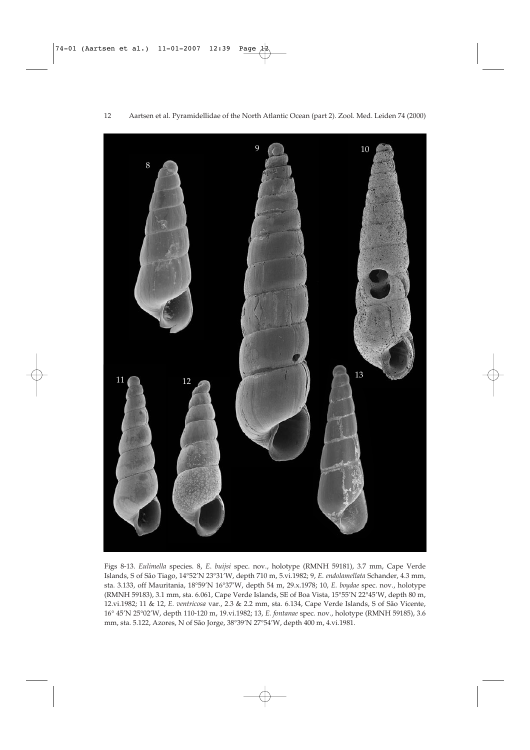Figs 8-13. *Eulimella* species. 8, *E. buijsi* spec. nov., holotype (RMNH 59181), 3.7 mm, Cape Verde Islands, S of São Tiago, 14°52′N 23°31′W, depth 710 m, 5.vi.1982; 9, *E. endolamellata* Schander, 4.3 mm, sta. 3.133, off Mauritania, 18°59′N 16°37′W, depth 54 m, 29.x.1978; 10, *E. boydae* spec. nov., holotype (RMNH 59183), 3.1 mm, sta. 6.061, Cape Verde Islands, SE of Boa Vista, 15°55′N 22°45′W, depth 80 m, 12.vi.1982; 11 & 12, *E. ventricosa* var., 2.3 & 2.2 mm, sta. 6.134, Cape Verde Islands, S of São Vicente, 16° 45′N 25°02′W, depth 110-120 m, 19.vi.1982; 13, *E. fontanae* spec. nov., holotype (RMNH 59185), 3.6 mm, sta. 5.122, Azores, N of São Jorge, 38°39′N 27°54′W, depth 400 m, 4.vi.1981.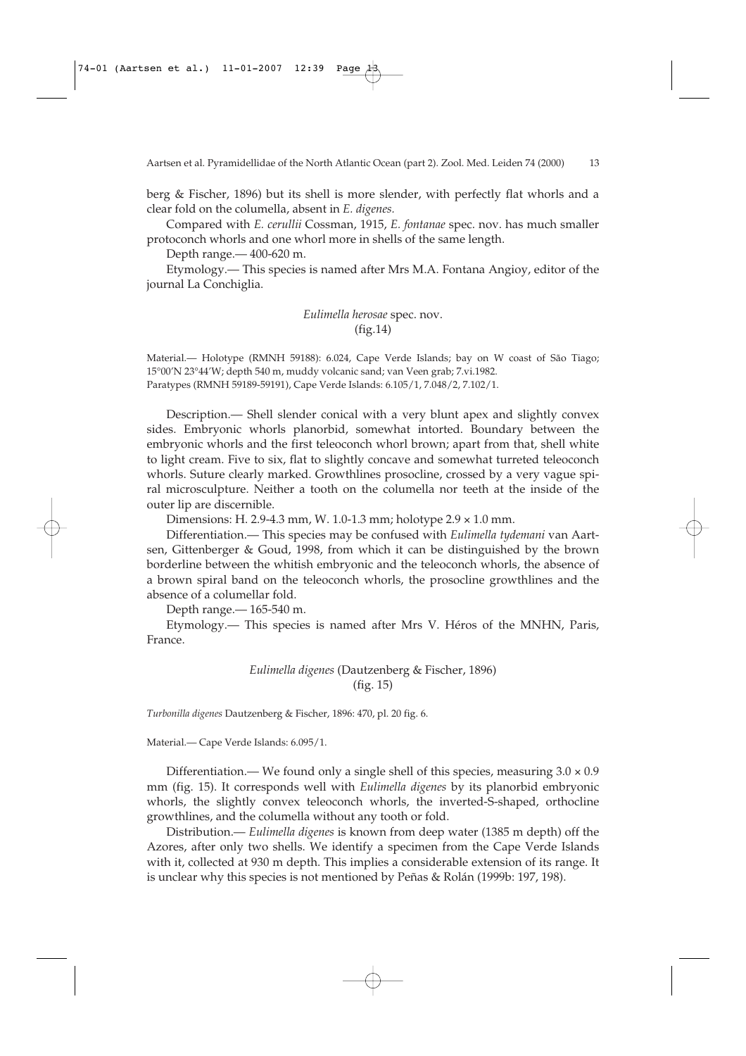berg & Fischer, 1896) but its shell is more slender, with perfectly flat whorls and a clear fold on the columella, absent in *E. digenes.*

Compared with *E. cerullii* Cossman, 1915, *E. fontanae* spec. nov. has much smaller protoconch whorls and one whorl more in shells of the same length.

Depth range.— 400-620 m.

Etymology.— This species is named after Mrs M.A. Fontana Angioy, editor of the journal La Conchiglia.

### *Eulimella herosae* spec. nov.
(fig.14)

Material.— Holotype (RMNH 59188): 6.024, Cape Verde Islands; bay on W coast of São Tiago; 15°00'N 23°44'W; depth 540 m, muddy volcanic sand; van Veen grab; 7.vi.1982.
Paratypes (RMNH 59189-59191), Cape Verde Islands: 6.105/1, 7.048/2, 7.102/1.

Description.— Shell slender conical with a very blunt apex and slightly convex sides. Embryonic whorls planorbid, somewhat intorted. Boundary between the embryonic whorls and the first teleoconch whorl brown; apart from that, shell white to light cream. Five to six, flat to slightly concave and somewhat turreted teleoconch whorls. Suture clearly marked. Growthlines prosocline, crossed by a very vague spiral microsculpture. Neither a tooth on the columella nor teeth at the inside of the outer lip are discernible.

Dimensions: H. 2.9-4.3 mm, W. 1.0-1.3 mm; holotype 2.9 × 1.0 mm.

Differentiation.— This species may be confused with *Eulimella tydemani* van Aartsen, Gittenberger & Goud, 1998, from which it can be distinguished by the brown borderline between the whitish embryonic and the teleoconch whorls, the absence of a brown spiral band on the teleoconch whorls, the prosocline growthlines and the absence of a columellar fold.

Depth range.— 165-540 m.

Etymology.— This species is named after Mrs V. Héros of the MNHN, Paris, France.

### *Eulimella digenes* (Dautzenberg & Fischer, 1896)
(fig. 15)

*Turbonilla digenes* Dautzenberg & Fischer, 1896: 470, pl. 20 fig. 6.

Material.— Cape Verde Islands: 6.095/1.

Differentiation.— We found only a single shell of this species, measuring 3.0 × 0.9 mm (fig. 15). It corresponds well with *Eulimella digenes* by its planorbid embryonic whorls, the slightly convex teleoconch whorls, the inverted-S-shaped, orthocline growthlines, and the columella without any tooth or fold.

Distribution.— *Eulimella digenes* is known from deep water (1385 m depth) off the Azores, after only two shells. We identify a specimen from the Cape Verde Islands with it, collected at 930 m depth. This implies a considerable extension of its range. It is unclear why this species is not mentioned by Peñas & Rolán (1999b: 197, 198).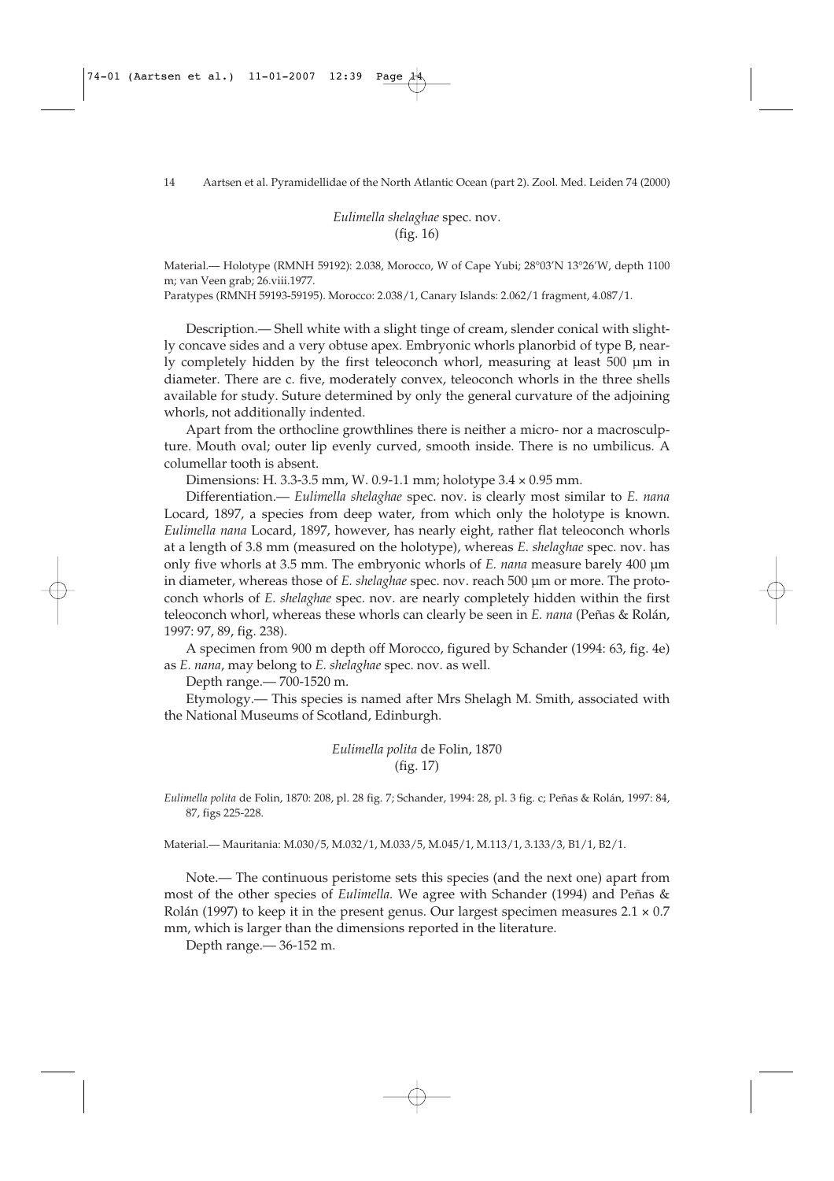### *Eulimella shelaghae* spec. nov.
(fig. 16)

Material.— Holotype (RMNH 59192): 2.038, Morocco, W of Cape Yubi; 28°03'N 13°26'W, depth 1100 m; van Veen grab; 26.viii.1977.

Paratypes (RMNH 59193-59195). Morocco: 2.038/1, Canary Islands: 2.062/1 fragment, 4.087/1.

Description.— Shell white with a slight tinge of cream, slender conical with slightly concave sides and a very obtuse apex. Embryonic whorls planorbid of type B, nearly completely hidden by the first teleoconch whorl, measuring at least 500 µm in diameter. There are c. five, moderately convex, teleoconch whorls in the three shells available for study. Suture determined by only the general curvature of the adjoining whorls, not additionally indented.

Apart from the orthocline growthlines there is neither a micro- nor a macrosculpture. Mouth oval; outer lip evenly curved, smooth inside. There is no umbilicus. A columellar tooth is absent.

Dimensions: H. 3.3-3.5 mm, W. 0.9-1.1 mm; holotype 3.4 × 0.95 mm.

Differentiation.— *Eulimella shelaghae* spec. nov. is clearly most similar to *E. nana* Locard, 1897, a species from deep water, from which only the holotype is known. *Eulimella nana* Locard, 1897, however, has nearly eight, rather flat teleoconch whorls at a length of 3.8 mm (measured on the holotype), whereas *E. shelaghae* spec. nov. has only five whorls at 3.5 mm. The embryonic whorls of *E. nana* measure barely 400 µm in diameter, whereas those of *E. shelaghae* spec. nov. reach 500 µm or more. The protoconch whorls of *E. shelaghae* spec. nov. are nearly completely hidden within the first teleoconch whorl, whereas these whorls can clearly be seen in *E. nana* (Peñas & Rolán, 1997: 97, 89, fig. 238).

A specimen from 900 m depth off Morocco, figured by Schander (1994: 63, fig. 4e) as *E. nana*, may belong to *E. shelaghae* spec. nov. as well.

Depth range.— 700-1520 m.

Etymology.— This species is named after Mrs Shelagh M. Smith, associated with the National Museums of Scotland, Edinburgh.

### *Eulimella polita* de Folin, 1870
(fig. 17)

*Eulimella polita* de Folin, 1870: 208, pl. 28 fig. 7; Schander, 1994: 28, pl. 3 fig. c; Peñas & Rolán, 1997: 84, 87, figs 225-228.

Material.— Mauritania: M.030/5, M.032/1, M.033/5, M.045/1, M.113/1, 3.133/3, B1/1, B2/1.

Note.— The continuous peristome sets this species (and the next one) apart from most of the other species of *Eulimella.* We agree with Schander (1994) and Peñas & Rolán (1997) to keep it in the present genus. Our largest specimen measures 2.1 × 0.7 mm, which is larger than the dimensions reported in the literature.

Depth range.— 36-152 m.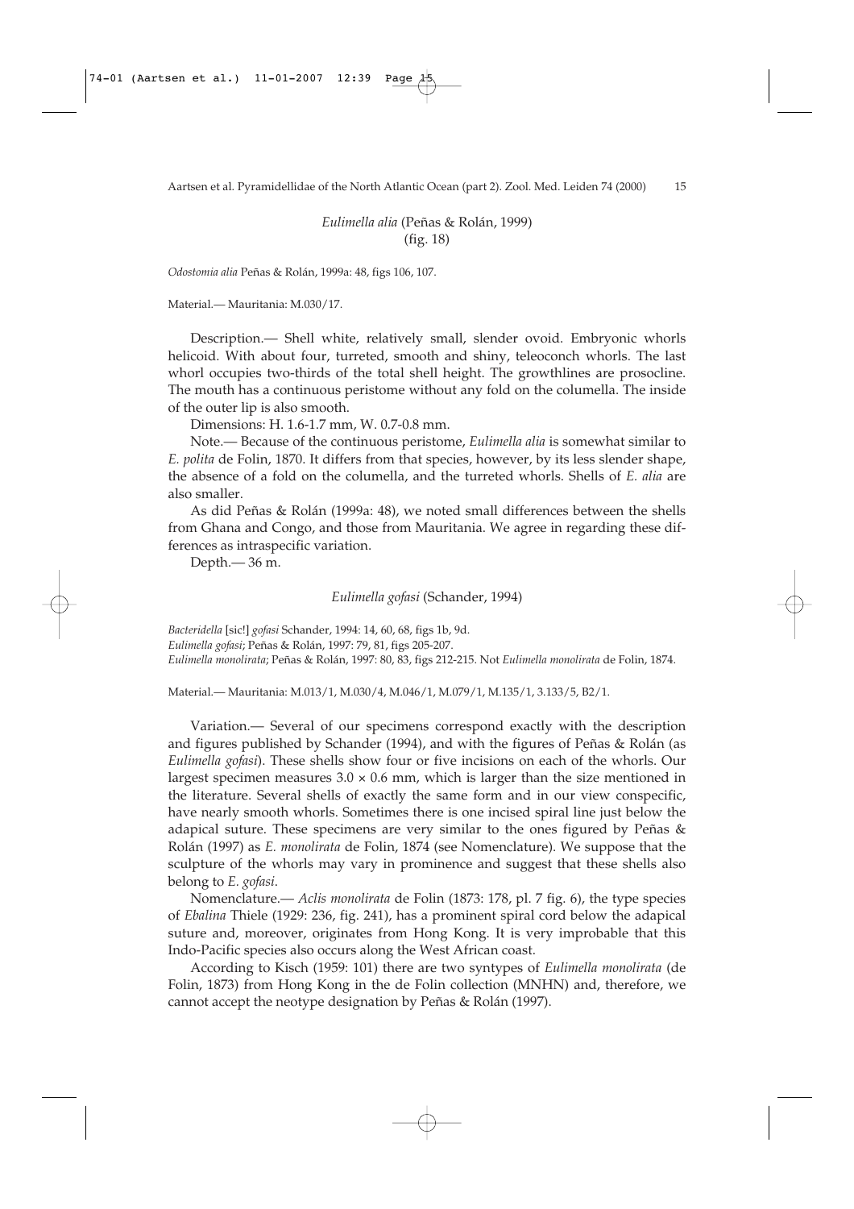## *Eulimella alia* (Peñas & Rolán, 1999)
(fig. 18)

*Odostomia alia* Peñas & Rolán, 1999a: 48, figs 106, 107.

Material.— Mauritania: M.030/17.

Description.— Shell white, relatively small, slender ovoid. Embryonic whorls helicoid. With about four, turreted, smooth and shiny, teleoconch whorls. The last whorl occupies two-thirds of the total shell height. The growthlines are prosocline. The mouth has a continuous peristome without any fold on the columella. The inside of the outer lip is also smooth.

Dimensions: H. 1.6-1.7 mm, W. 0.7-0.8 mm.

Note.— Because of the continuous peristome, *Eulimella alia* is somewhat similar to *E. polita* de Folin, 1870. It differs from that species, however, by its less slender shape, the absence of a fold on the columella, and the turreted whorls. Shells of *E. alia* are also smaller.

As did Peñas & Rolán (1999a: 48), we noted small differences between the shells from Ghana and Congo, and those from Mauritania. We agree in regarding these differences as intraspecific variation.

Depth.— 36 m.

## *Eulimella gofasi* (Schander, 1994)

*Bacteridella* [sic!] *gofasi* Schander, 1994: 14, 60, 68, figs 1b, 9d.
*Eulimella gofasi*; Peñas & Rolán, 1997: 79, 81, figs 205-207.
*Eulimella monolirata*; Peñas & Rolán, 1997: 80, 83, figs 212-215. Not *Eulimella monolirata* de Folin, 1874.

Material.— Mauritania: M.013/1, M.030/4, M.046/1, M.079/1, M.135/1, 3.133/5, B2/1.

Variation.— Several of our specimens correspond exactly with the description and figures published by Schander (1994), and with the figures of Peñas & Rolán (as *Eulimella gofasi*). These shells show four or five incisions on each of the whorls. Our largest specimen measures 3.0 × 0.6 mm, which is larger than the size mentioned in the literature. Several shells of exactly the same form and in our view conspecific, have nearly smooth whorls. Sometimes there is one incised spiral line just below the adapical suture. These specimens are very similar to the ones figured by Peñas & Rolán (1997) as *E. monolirata* de Folin, 1874 (see Nomenclature). We suppose that the sculpture of the whorls may vary in prominence and suggest that these shells also belong to *E. gofasi*.

Nomenclature.— *Aclis monolirata* de Folin (1873: 178, pl. 7 fig. 6), the type species of *Ebalina* Thiele (1929: 236, fig. 241), has a prominent spiral cord below the adapical suture and, moreover, originates from Hong Kong. It is very improbable that this Indo-Pacific species also occurs along the West African coast.

According to Kisch (1959: 101) there are two syntypes of *Eulimella monolirata* (de Folin, 1873) from Hong Kong in the de Folin collection (MNHN) and, therefore, we cannot accept the neotype designation by Peñas & Rolán (1997).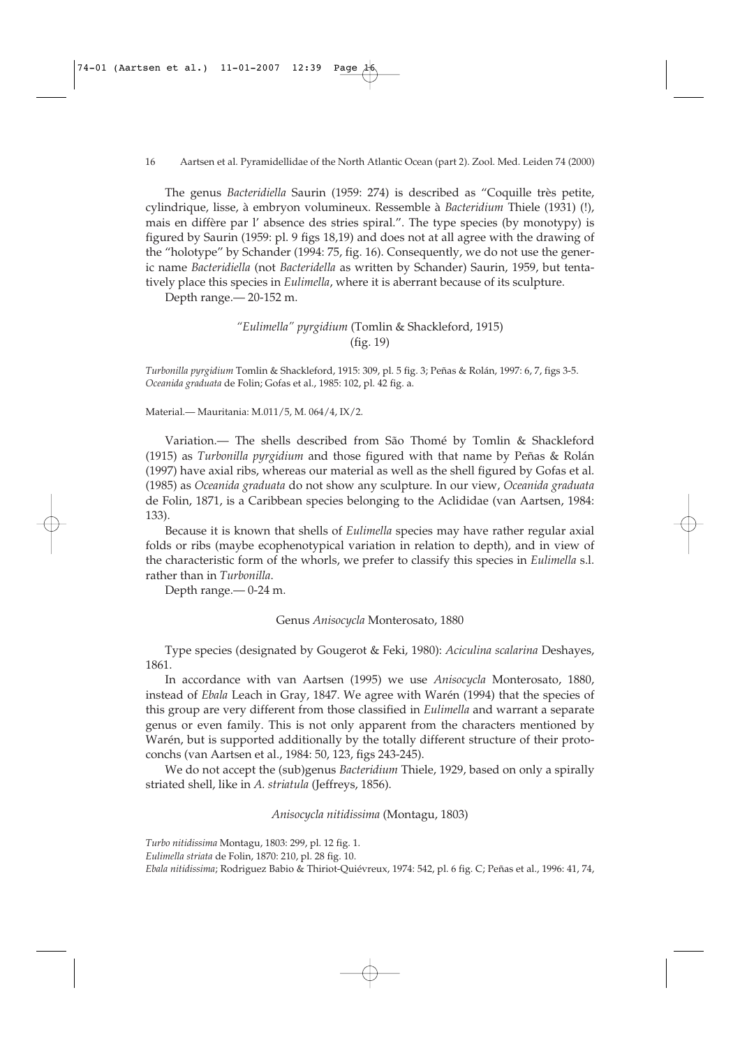The genus *Bacteridiella* Saurin (1959: 274) is described as "Coquille très petite, cylindrique, lisse, à embryon volumineux. Ressemble à *Bacteridium* Thiele (1931) (!), mais en diffère par l' absence des stries spiral.". The type species (by monotypy) is figured by Saurin (1959: pl. 9 figs 18,19) and does not at all agree with the drawing of the "holotype" by Schander (1994: 75, fig. 16). Consequently, we do not use the generic name *Bacteridiella* (not *Bacteridella* as written by Schander) Saurin, 1959, but tentatively place this species in *Eulimella*, where it is aberrant because of its sculpture.

Depth range.— 20-152 m.

### *"Eulimella" pyrgidium* (Tomlin & Shackleford, 1915) (fig. 19)

*Turbonilla pyrgidium* Tomlin & Shackleford, 1915: 309, pl. 5 fig. 3; Peñas & Rolán, 1997: 6, 7, figs 3-5.
*Oceanida graduata* de Folin; Gofas et al., 1985: 102, pl. 42 fig. a.

Material.— Mauritania: M.011/5, M. 064/4, IX/2.

Variation.— The shells described from São Thomé by Tomlin & Shackleford (1915) as *Turbonilla pyrgidium* and those figured with that name by Peñas & Rolán (1997) have axial ribs, whereas our material as well as the shell figured by Gofas et al. (1985) as *Oceanida graduata* do not show any sculpture. In our view, *Oceanida graduata* de Folin, 1871, is a Caribbean species belonging to the Aclididae (van Aartsen, 1984: 133).

Because it is known that shells of *Eulimella* species may have rather regular axial folds or ribs (maybe ecophenotypical variation in relation to depth), and in view of the characteristic form of the whorls, we prefer to classify this species in *Eulimella* s.l. rather than in *Turbonilla*.

Depth range.— 0-24 m.

## Genus *Anisocycla* Monterosato, 1880

Type species (designated by Gougerot & Feki, 1980): *Aciculina scalarina* Deshayes, 1861.

In accordance with van Aartsen (1995) we use *Anisocycla* Monterosato, 1880, instead of *Ebala* Leach in Gray, 1847. We agree with Warén (1994) that the species of this group are very different from those classified in *Eulimella* and warrant a separate genus or even family. This is not only apparent from the characters mentioned by Warén, but is supported additionally by the totally different structure of their protoconchs (van Aartsen et al., 1984: 50, 123, figs 243-245).

We do not accept the (sub)genus *Bacteridium* Thiele, 1929, based on only a spirally striated shell, like in *A. striatula* (Jeffreys, 1856).

### *Anisocycla nitidissima* (Montagu, 1803)

*Turbo nitidissima* Montagu, 1803: 299, pl. 12 fig. 1.
*Eulimella striata* de Folin, 1870: 210, pl. 28 fig. 10.
*Ebala nitidissima*; Rodriguez Babio & Thiriot-Quiévreux, 1974: 542, pl. 6 fig. C; Peñas et al., 1996: 41, 74,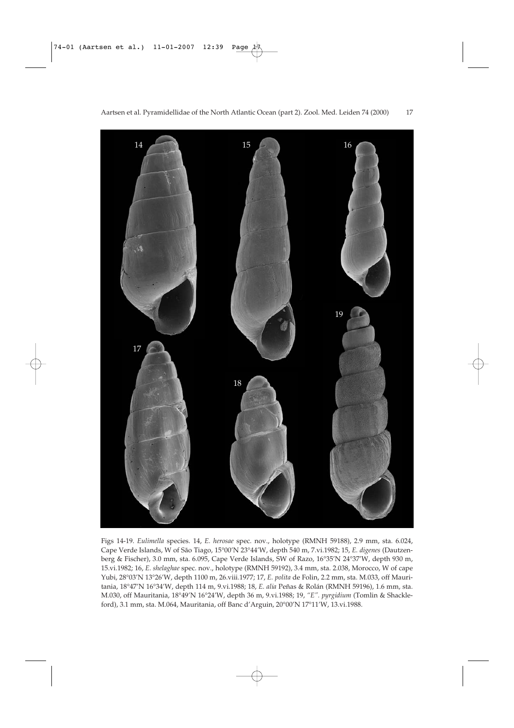Figs 14-19. *Eulimella* species. 14, *E. herosae* spec. nov., holotype (RMNH 59188), 2.9 mm, sta. 6.024, Cape Verde Islands, W of São Tiago, 15°00'N 23°44'W, depth 540 m, 7.vi.1982; 15, *E. digenes* (Dautzenberg & Fischer), 3.0 mm, sta. 6.095, Cape Verde Islands, SW of Razo, 16°35'N 24°37'W, depth 930 m, 15.vi.1982; 16, *E. shelaghae* spec. nov., holotype (RMNH 59192), 3.4 mm, sta. 2.038, Morocco, W of cape Yubi, 28°03'N 13°26'W, depth 1100 m, 26.viii.1977; 17, *E. polita* de Folin, 2.2 mm, sta. M.033, off Mauritania, 18°47'N 16°34'W, depth 114 m, 9.vi.1988; 18, *E. alia* Peñas & Rolán (RMNH 59196), 1.6 mm, sta. M.030, off Mauritania, 18°49'N 16°24'W, depth 36 m, 9.vi.1988; 19, *"E". pyrgidium* (Tomlin & Shackleford), 3.1 mm, sta. M.064, Mauritania, off Banc d'Arguin, 20°00'N 17°11'W, 13.vi.1988.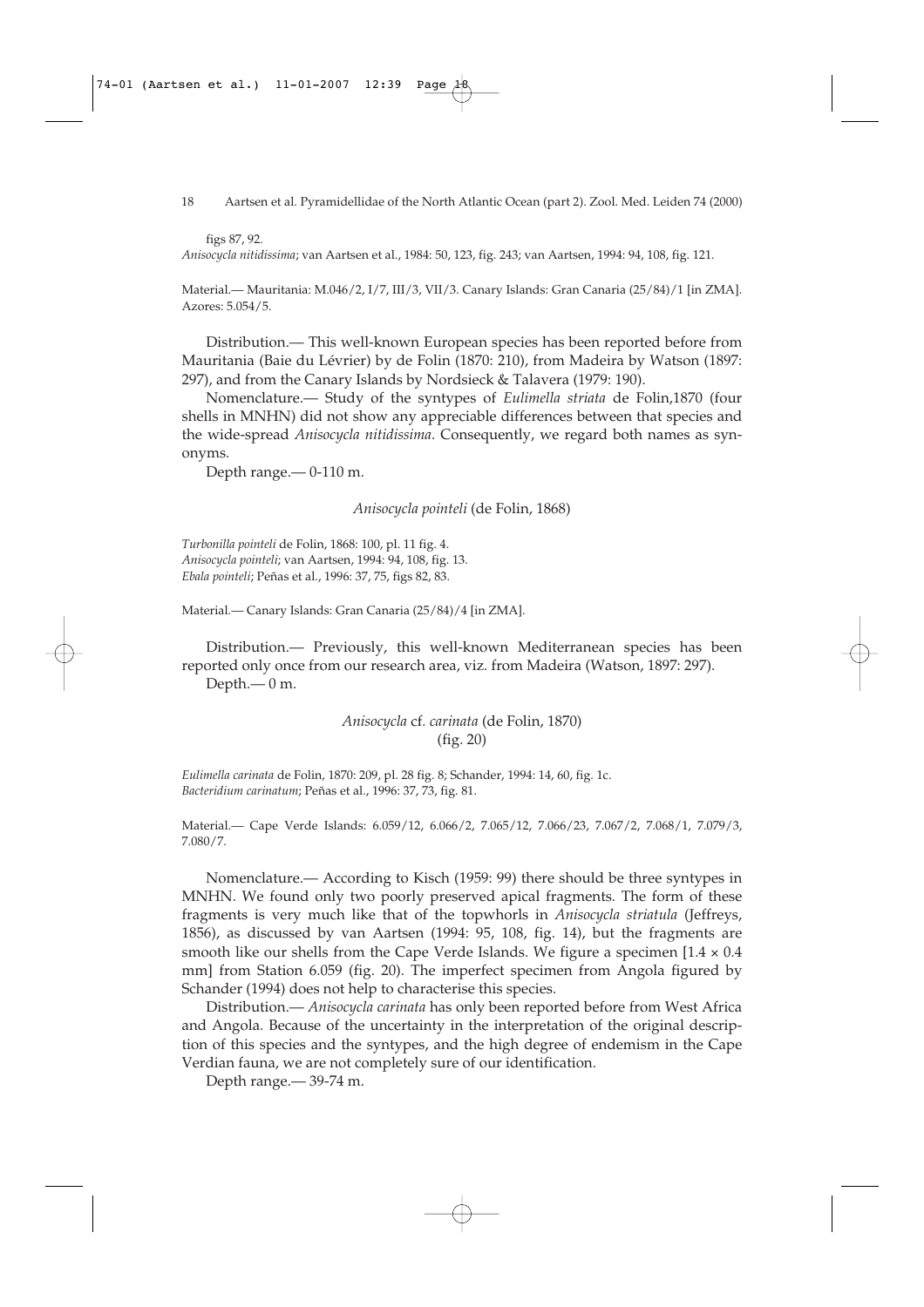figs 87, 92.
*Anisocycla nitidissima*; van Aartsen et al., 1984: 50, 123, fig. 243; van Aartsen, 1994: 94, 108, fig. 121.

Material.— Mauritania: M.046/2, I/7, III/3, VII/3. Canary Islands: Gran Canaria (25/84)/1 [in ZMA]. Azores: 5.054/5.

Distribution.— This well-known European species has been reported before from Mauritania (Baie du Lévrier) by de Folin (1870: 210), from Madeira by Watson (1897: 297), and from the Canary Islands by Nordsieck & Talavera (1979: 190).

Nomenclature.— Study of the syntypes of *Eulimella striata* de Folin,1870 (four shells in MNHN) did not show any appreciable differences between that species and the wide-spread *Anisocycla nitidissima*. Consequently, we regard both names as synonyms.

Depth range.— 0-110 m.

### *Anisocycla pointeli* (de Folin, 1868)

*Turbonilla pointeli* de Folin, 1868: 100, pl. 11 fig. 4.
*Anisocycla pointeli*; van Aartsen, 1994: 94, 108, fig. 13.
*Ebala pointeli*; Peñas et al., 1996: 37, 75, figs 82, 83.

Material.— Canary Islands: Gran Canaria (25/84)/4 [in ZMA].

Distribution.— Previously, this well-known Mediterranean species has been reported only once from our research area, viz. from Madeira (Watson, 1897: 297).

Depth.— 0 m.

### *Anisocycla* cf. *carinata* (de Folin, 1870) (fig. 20)

*Eulimella carinata* de Folin, 1870: 209, pl. 28 fig. 8; Schander, 1994: 14, 60, fig. 1c.
*Bacteridium carinatum*; Peñas et al., 1996: 37, 73, fig. 81.

Material.— Cape Verde Islands: 6.059/12, 6.066/2, 7.065/12, 7.066/23, 7.067/2, 7.068/1, 7.079/3, 7.080/7.

Nomenclature.— According to Kisch (1959: 99) there should be three syntypes in MNHN. We found only two poorly preserved apical fragments. The form of these fragments is very much like that of the topwhorls in *Anisocycla striatula* (Jeffreys, 1856), as discussed by van Aartsen (1994: 95, 108, fig. 14), but the fragments are smooth like our shells from the Cape Verde Islands. We figure a specimen [1.4 × 0.4 mm] from Station 6.059 (fig. 20). The imperfect specimen from Angola figured by Schander (1994) does not help to characterise this species.

Distribution.— *Anisocycla carinata* has only been reported before from West Africa and Angola. Because of the uncertainty in the interpretation of the original description of this species and the syntypes, and the high degree of endemism in the Cape Verdian fauna, we are not completely sure of our identification.

Depth range.— 39-74 m.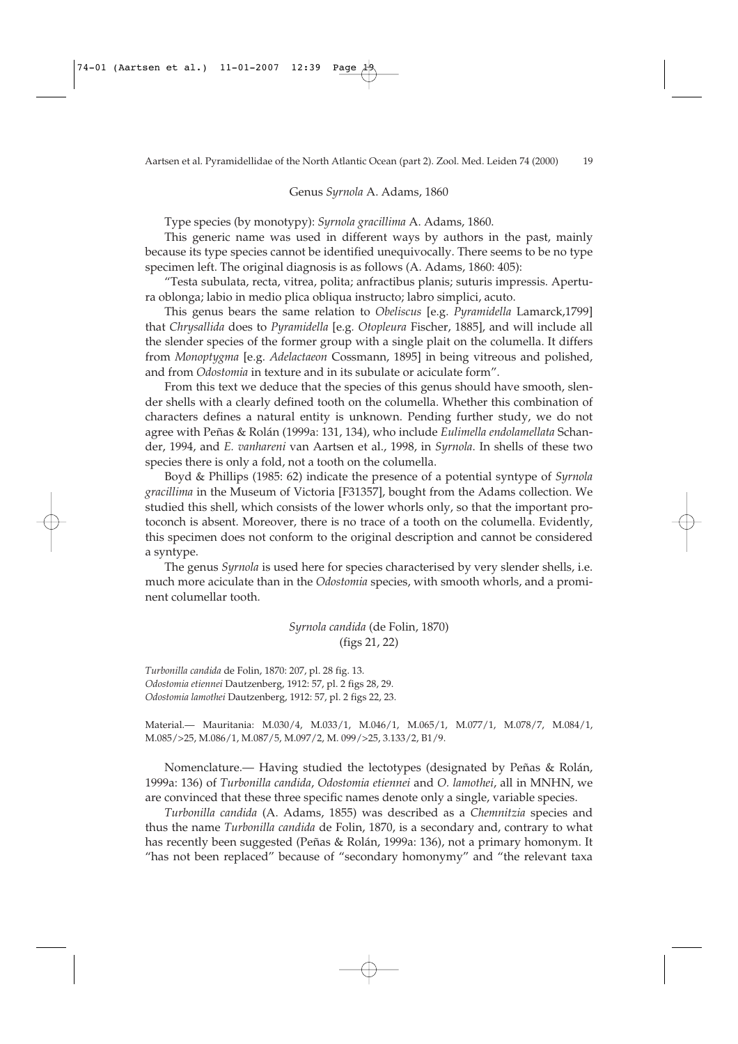## Genus *Syrnola* A. Adams, 1860

Type species (by monotypy): *Syrnola gracillima* A. Adams, 1860.

This generic name was used in different ways by authors in the past, mainly because its type species cannot be identified unequivocally. There seems to be no type specimen left. The original diagnosis is as follows (A. Adams, 1860: 405):

"Testa subulata, recta, vitrea, polita; anfractibus planis; suturis impressis. Apertura oblonga; labio in medio plica obliqua instructo; labro simplici, acuto.

This genus bears the same relation to *Obeliscus* [e.g. *Pyramidella* Lamarck,1799] that *Chrysallida* does to *Pyramidella* [e.g. *Otopleura* Fischer, 1885], and will include all the slender species of the former group with a single plait on the columella. It differs from *Monoptygma* [e.g. *Adelactaeon* Cossmann, 1895] in being vitreous and polished, and from *Odostomia* in texture and in its subulate or aciculate form".

From this text we deduce that the species of this genus should have smooth, slender shells with a clearly defined tooth on the columella. Whether this combination of characters defines a natural entity is unknown. Pending further study, we do not agree with Peñas & Rolán (1999a: 131, 134), who include *Eulimella endolamellata* Schander, 1994, and *E. vanhareni* van Aartsen et al., 1998, in *Syrnola*. In shells of these two species there is only a fold, not a tooth on the columella.

Boyd & Phillips (1985: 62) indicate the presence of a potential syntype of *Syrnola gracillima* in the Museum of Victoria [F31357], bought from the Adams collection. We studied this shell, which consists of the lower whorls only, so that the important protoconch is absent. Moreover, there is no trace of a tooth on the columella. Evidently, this specimen does not conform to the original description and cannot be considered a syntype.

The genus *Syrnola* is used here for species characterised by very slender shells, i.e. much more aciculate than in the *Odostomia* species, with smooth whorls, and a prominent columellar tooth.

### *Syrnola candida* (de Folin, 1870)
(figs 21, 22)

*Turbonilla candida* de Folin, 1870: 207, pl. 28 fig. 13.
*Odostomia etiennei* Dautzenberg, 1912: 57, pl. 2 figs 28, 29.
*Odostomia lamothei* Dautzenberg, 1912: 57, pl. 2 figs 22, 23.

Material.— Mauritania: M.030/4, M.033/1, M.046/1, M.065/1, M.077/1, M.078/7, M.084/1, M.085/>25, M.086/1, M.087/5, M.097/2, M. 099/>25, 3.133/2, B1/9.

Nomenclature.— Having studied the lectotypes (designated by Peñas & Rolán, 1999a: 136) of *Turbonilla candida*, *Odostomia etiennei* and *O. lamothei*, all in MNHN, we are convinced that these three specific names denote only a single, variable species.

*Turbonilla candida* (A. Adams, 1855) was described as a *Chemnitzia* species and thus the name *Turbonilla candida* de Folin, 1870, is a secondary and, contrary to what has recently been suggested (Peñas & Rolán, 1999a: 136), not a primary homonym. It "has not been replaced" because of "secondary homonymy" and "the relevant taxa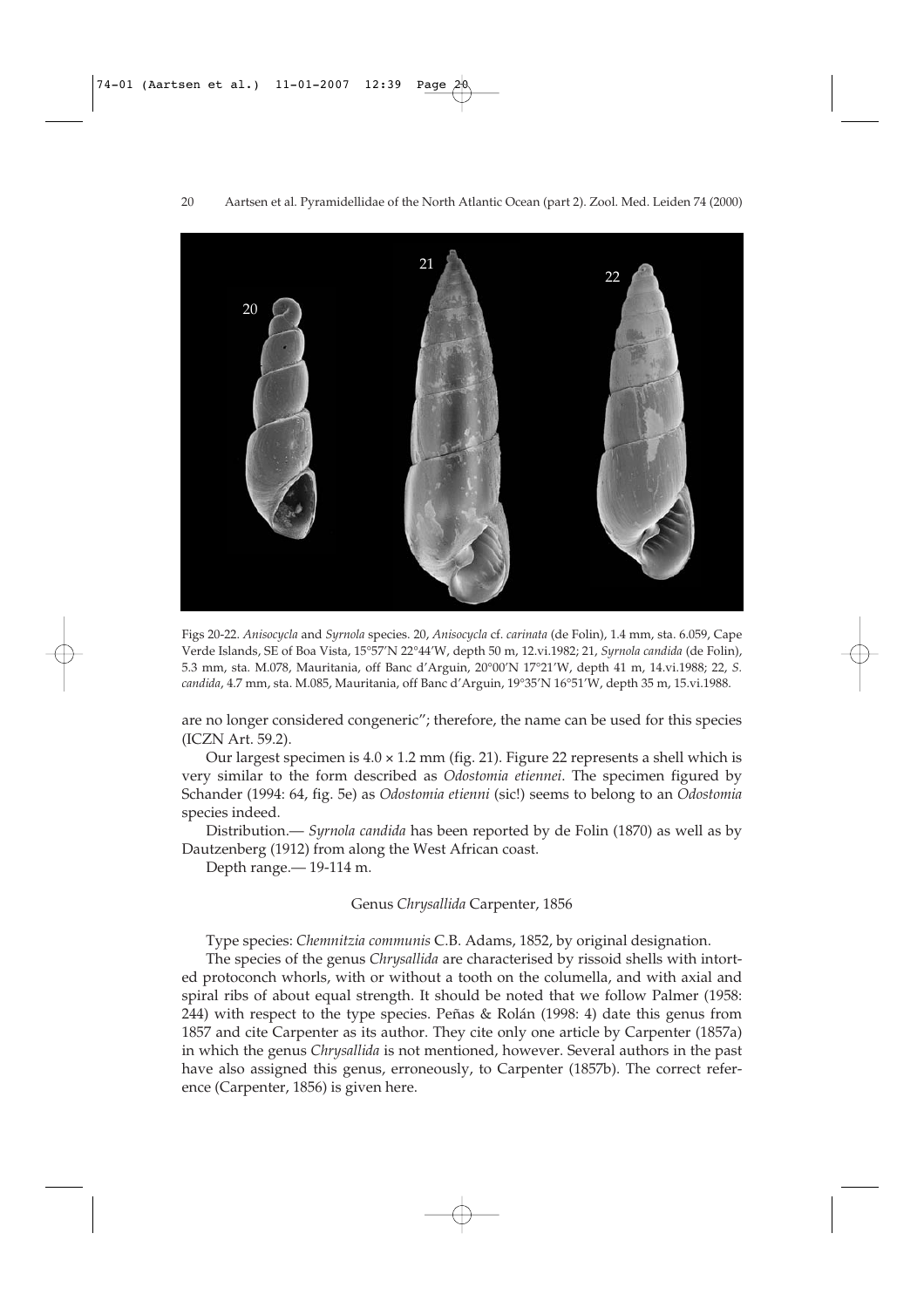Figs 20-22. *Anisocycla* and *Syrnola* species. 20, *Anisocycla* cf. *carinata* (de Folin), 1.4 mm, sta. 6.059, Cape Verde Islands, SE of Boa Vista, 15°57'N 22°44'W, depth 50 m, 12.vi.1982; 21, *Syrnola candida* (de Folin), 5.3 mm, sta. M.078, Mauritania, off Banc d'Arguin, 20°00'N 17°21'W, depth 41 m, 14.vi.1988; 22, *S. candida*, 4.7 mm, sta. M.085, Mauritania, off Banc d'Arguin, 19°35'N 16°51'W, depth 35 m, 15.vi.1988.

are no longer considered congeneric"; therefore, the name can be used for this species (ICZN Art. 59.2).

Our largest specimen is 4.0 × 1.2 mm (fig. 21). Figure 22 represents a shell which is very similar to the form described as *Odostomia etiennei*. The specimen figured by Schander (1994: 64, fig. 5e) as *Odostomia etienni* (sic!) seems to belong to an *Odostomia* species indeed.

Distribution.— *Syrnola candida* has been reported by de Folin (1870) as well as by Dautzenberg (1912) from along the West African coast.

Depth range.— 19-114 m.

## Genus *Chrysallida* Carpenter, 1856

Type species: *Chemnitzia communis* C.B. Adams, 1852, by original designation.

The species of the genus *Chrysallida* are characterised by rissoid shells with intorted protoconch whorls, with or without a tooth on the columella, and with axial and spiral ribs of about equal strength. It should be noted that we follow Palmer (1958: 244) with respect to the type species. Peñas & Rolán (1998: 4) date this genus from 1857 and cite Carpenter as its author. They cite only one article by Carpenter (1857a) in which the genus *Chrysallida* is not mentioned, however. Several authors in the past have also assigned this genus, erroneously, to Carpenter (1857b). The correct reference (Carpenter, 1856) is given here.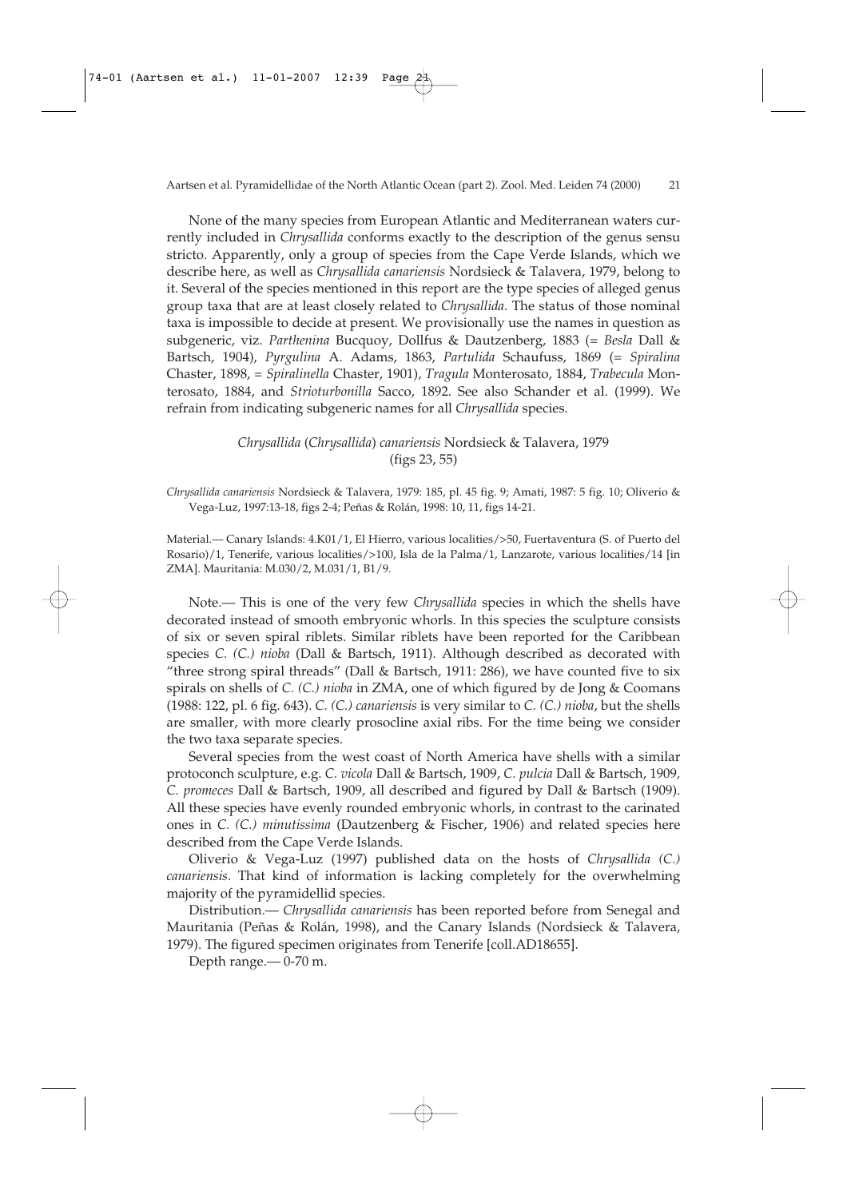None of the many species from European Atlantic and Mediterranean waters currently included in *Chrysallida* conforms exactly to the description of the genus sensu stricto. Apparently, only a group of species from the Cape Verde Islands, which we describe here, as well as *Chrysallida canariensis* Nordsieck & Talavera, 1979, belong to it. Several of the species mentioned in this report are the type species of alleged genus group taxa that are at least closely related to *Chrysallida*. The status of those nominal taxa is impossible to decide at present. We provisionally use the names in question as subgeneric, viz. *Parthenina* Bucquoy, Dollfus & Dautzenberg, 1883 (= *Besla* Dall & Bartsch, 1904), *Pyrgulina* A. Adams, 1863, *Partulida* Schaufuss, 1869 (= *Spiralina* Chaster, 1898, = *Spiralinella* Chaster, 1901), *Tragula* Monterosato, 1884, *Trabecula* Monterosato, 1884, and *Strioturbonilla* Sacco, 1892. See also Schander et al. (1999). We refrain from indicating subgeneric names for all *Chrysallida* species.

### *Chrysallida* (*Chrysallida*) *canariensis* Nordsieck & Talavera, 1979
(figs 23, 55)

*Chrysallida canariensis* Nordsieck & Talavera, 1979: 185, pl. 45 fig. 9; Amati, 1987: 5 fig. 10; Oliverio & Vega-Luz, 1997:13-18, figs 2-4; Peñas & Rolán, 1998: 10, 11, figs 14-21.

Material.— Canary Islands: 4.K01/1, El Hierro, various localities/>50, Fuertaventura (S. of Puerto del Rosario)/1, Tenerife, various localities/>100, Isla de la Palma/1, Lanzarote, various localities/14 [in ZMA]. Mauritania: M.030/2, M.031/1, B1/9.

Note.— This is one of the very few *Chrysallida* species in which the shells have decorated instead of smooth embryonic whorls. In this species the sculpture consists of six or seven spiral riblets. Similar riblets have been reported for the Caribbean species *C. (C.) nioba* (Dall & Bartsch, 1911). Although described as decorated with "three strong spiral threads" (Dall & Bartsch, 1911: 286), we have counted five to six spirals on shells of *C. (C.) nioba* in ZMA, one of which figured by de Jong & Coomans (1988: 122, pl. 6 fig. 643). *C. (C.) canariensis* is very similar to *C. (C.) nioba*, but the shells are smaller, with more clearly prosocline axial ribs. For the time being we consider the two taxa separate species.

Several species from the west coast of North America have shells with a similar protoconch sculpture, e.g. *C. vicola* Dall & Bartsch, 1909, *C. pulcia* Dall & Bartsch, 1909, *C. promeces* Dall & Bartsch, 1909, all described and figured by Dall & Bartsch (1909). All these species have evenly rounded embryonic whorls, in contrast to the carinated ones in *C. (C.) minutissima* (Dautzenberg & Fischer, 1906) and related species here described from the Cape Verde Islands.

Oliverio & Vega-Luz (1997) published data on the hosts of *Chrysallida (C.) canariensis*. That kind of information is lacking completely for the overwhelming majority of the pyramidellid species.

Distribution.— *Chrysallida canariensis* has been reported before from Senegal and Mauritania (Peñas & Rolán, 1998), and the Canary Islands (Nordsieck & Talavera, 1979). The figured specimen originates from Tenerife [coll.AD18655].

Depth range.— 0-70 m.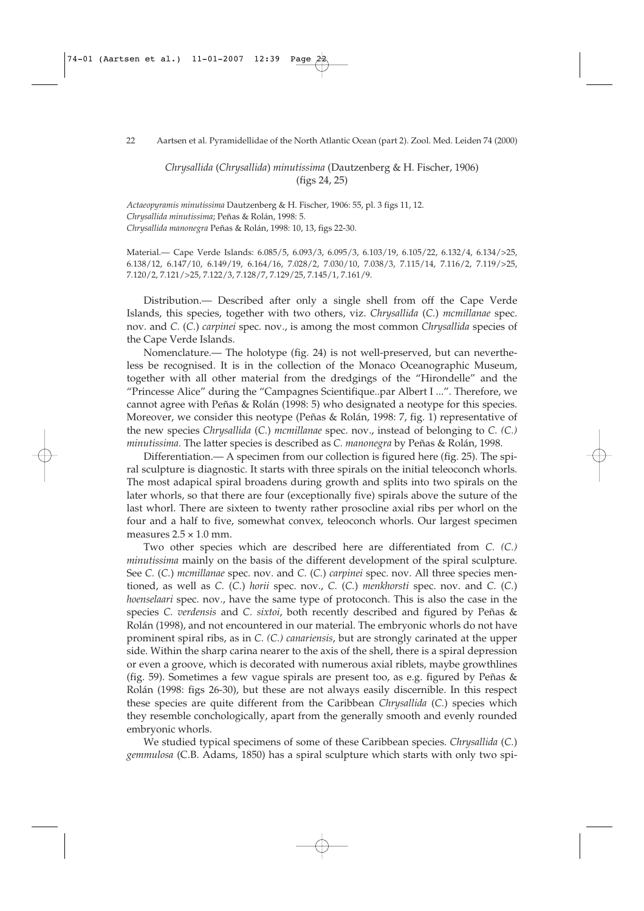### *Chrysallida* (*Chrysallida*) *minutissima* (Dautzenberg & H. Fischer, 1906)
(figs 24, 25)

*Actaeopyramis minutissima* Dautzenberg & H. Fischer, 1906: 55, pl. 3 figs 11, 12.
*Chrysallida minutissima*; Peñas & Rolán, 1998: 5.
*Chrysallida manonegra* Peñas & Rolán, 1998: 10, 13, figs 22-30.

Material.— Cape Verde Islands: 6.085/5, 6.093/3, 6.095/3, 6.103/19, 6.105/22, 6.132/4, 6.134/>25, 6.138/12, 6.147/10, 6.149/19, 6.164/16, 7.028/2, 7.030/10, 7.038/3, 7.115/14, 7.116/2, 7.119/>25, 7.120/2, 7.121/>25, 7.122/3, 7.128/7, 7.129/25, 7.145/1, 7.161/9.

Distribution.— Described after only a single shell from off the Cape Verde Islands, this species, together with two others, viz. *Chrysallida* (*C.*) *mcmillanae* spec. nov. and *C.* (*C.*) *carpinei* spec. nov., is among the most common *Chrysallida* species of the Cape Verde Islands.

Nomenclature.— The holotype (fig. 24) is not well-preserved, but can nevertheless be recognised. It is in the collection of the Monaco Oceanographic Museum, together with all other material from the dredgings of the "Hirondelle" and the "Princesse Alice" during the "Campagnes Scientifique..par Albert I ...". Therefore, we cannot agree with Peñas & Rolán (1998: 5) who designated a neotype for this species. Moreover, we consider this neotype (Peñas & Rolán, 1998: 7, fig. 1) representative of the new species *Chrysallida* (*C.*) *mcmillanae* spec. nov., instead of belonging to *C. (C.) minutissima*. The latter species is described as *C. manonegra* by Peñas & Rolán, 1998.

Differentiation.— A specimen from our collection is figured here (fig. 25). The spiral sculpture is diagnostic. It starts with three spirals on the initial teleoconch whorls. The most adapical spiral broadens during growth and splits into two spirals on the later whorls, so that there are four (exceptionally five) spirals above the suture of the last whorl. There are sixteen to twenty rather prosocline axial ribs per whorl on the four and a half to five, somewhat convex, teleoconch whorls. Our largest specimen measures $2.5 \times 1.0$ mm.

Two other species which are described here are differentiated from *C. (C.) minutissima* mainly on the basis of the different development of the spiral sculpture. See *C.* (*C.*) *mcmillanae* spec. nov. and *C.* (*C.*) *carpinei* spec. nov. All three species mentioned, as well as *C.* (*C.*) *horii* spec. nov., *C.* (*C.*) *menkhorsti* spec. nov. and *C.* (*C.*) *hoenselaari* spec. nov., have the same type of protoconch. This is also the case in the species *C. verdensis* and *C. sixtoi*, both recently described and figured by Peñas & Rolán (1998), and not encountered in our material. The embryonic whorls do not have prominent spiral ribs, as in *C. (C.) canariensis*, but are strongly carinated at the upper side. Within the sharp carina nearer to the axis of the shell, there is a spiral depression or even a groove, which is decorated with numerous axial riblets, maybe growthlines (fig. 59). Sometimes a few vague spirals are present too, as e.g. figured by Peñas & Rolán (1998: figs 26-30), but these are not always easily discernible. In this respect these species are quite different from the Caribbean *Chrysallida* (*C.*) species which they resemble conchologically, apart from the generally smooth and evenly rounded embryonic whorls.

We studied typical specimens of some of these Caribbean species. *Chrysallida* (*C.*) *gemmulosa* (C.B. Adams, 1850) has a spiral sculpture which starts with only two spi-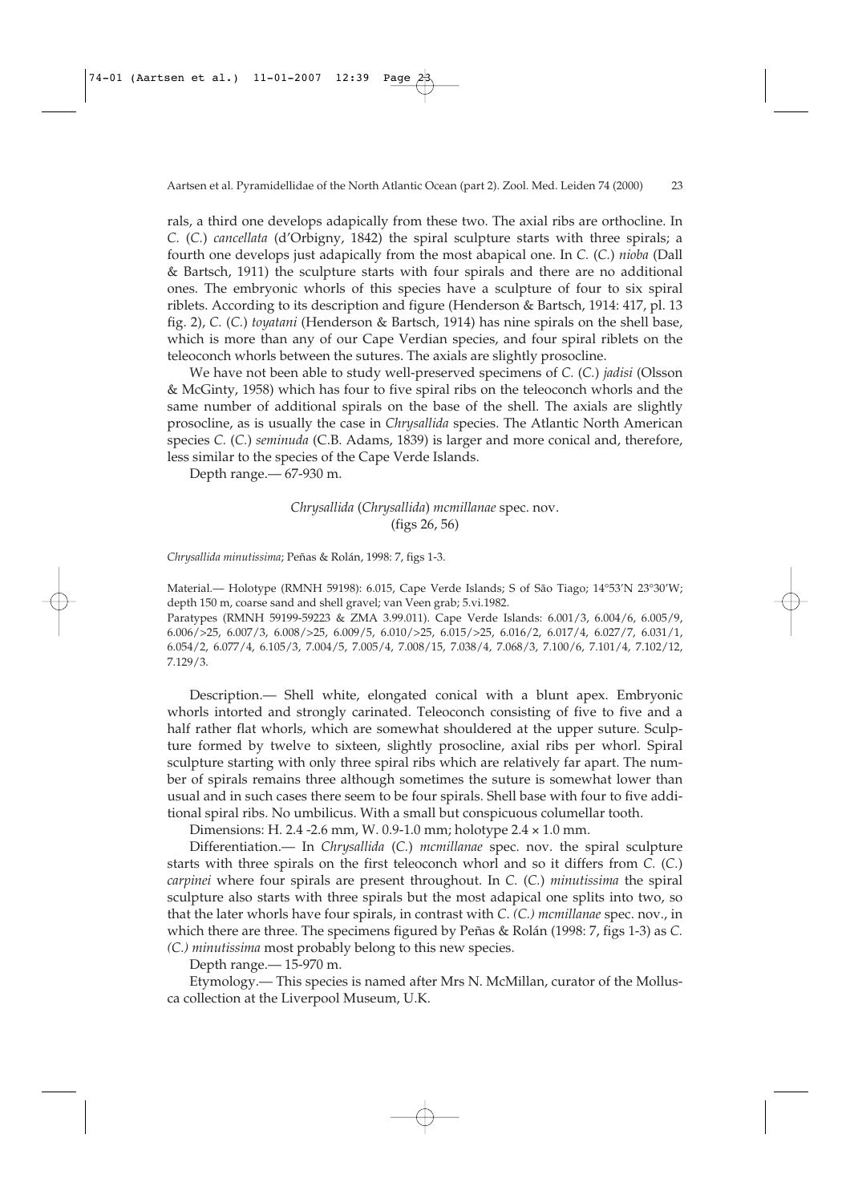rals, a third one develops adapically from these two. The axial ribs are orthocline. In *C.* (*C.*) *cancellata* (d'Orbigny, 1842) the spiral sculpture starts with three spirals; a fourth one develops just adapically from the most abapical one. In *C.* (*C.*) *nioba* (Dall & Bartsch, 1911) the sculpture starts with four spirals and there are no additional ones. The embryonic whorls of this species have a sculpture of four to six spiral riblets. According to its description and figure (Henderson & Bartsch, 1914: 417, pl. 13 fig. 2), *C.* (*C.*) *toyatani* (Henderson & Bartsch, 1914) has nine spirals on the shell base, which is more than any of our Cape Verdian species, and four spiral riblets on the teleoconch whorls between the sutures. The axials are slightly prosocline.

We have not been able to study well-preserved specimens of *C.* (*C.*) *jadisi* (Olsson & McGinty, 1958) which has four to five spiral ribs on the teleoconch whorls and the same number of additional spirals on the base of the shell. The axials are slightly prosocline, as is usually the case in *Chrysallida* species. The Atlantic North American species *C.* (*C.*) *seminuda* (C.B. Adams, 1839) is larger and more conical and, therefore, less similar to the species of the Cape Verde Islands.

Depth range.— 67-930 m.

## *Chrysallida* (*Chrysallida*) *mcmillanae* spec. nov.
(figs 26, 56)

*Chrysallida minutissima*; Peñas & Rolán, 1998: 7, figs 1-3.

Material.— Holotype (RMNH 59198): 6.015, Cape Verde Islands; S of São Tiago; 14°53′N 23°30′W; depth 150 m, coarse sand and shell gravel; van Veen grab; 5.vi.1982.

Paratypes (RMNH 59199-59223 & ZMA 3.99.011). Cape Verde Islands: 6.001/3, 6.004/6, 6.005/9, 6.006/>25, 6.007/3, 6.008/>25, 6.009/5, 6.010/>25, 6.015/>25, 6.016/2, 6.017/4, 6.027/7, 6.031/1, 6.054/2, 6.077/4, 6.105/3, 7.004/5, 7.005/4, 7.008/15, 7.038/4, 7.068/3, 7.100/6, 7.101/4, 7.102/12, 7.129/3.

Description.— Shell white, elongated conical with a blunt apex. Embryonic whorls intorted and strongly carinated. Teleoconch consisting of five to five and a half rather flat whorls, which are somewhat shouldered at the upper suture. Sculpture formed by twelve to sixteen, slightly prosocline, axial ribs per whorl. Spiral sculpture starting with only three spiral ribs which are relatively far apart. The number of spirals remains three although sometimes the suture is somewhat lower than usual and in such cases there seem to be four spirals. Shell base with four to five additional spiral ribs. No umbilicus. With a small but conspicuous columellar tooth.

Dimensions: H. 2.4 -2.6 mm, W. 0.9-1.0 mm; holotype 2.4 × 1.0 mm.

Differentiation.— In *Chrysallida* (*C.*) *mcmillanae* spec. nov. the spiral sculpture starts with three spirals on the first teleoconch whorl and so it differs from *C.* (*C.*) *carpinei* where four spirals are present throughout. In *C.* (*C.*) *minutissima* the spiral sculpture also starts with three spirals but the most adapical one splits into two, so that the later whorls have four spirals, in contrast with *C. (C.) mcmillanae* spec. nov., in which there are three. The specimens figured by Peñas & Rolán (1998: 7, figs 1-3) as *C. (C.) minutissima* most probably belong to this new species.

Depth range.— 15-970 m.

Etymology.— This species is named after Mrs N. McMillan, curator of the Mollusca collection at the Liverpool Museum, U.K.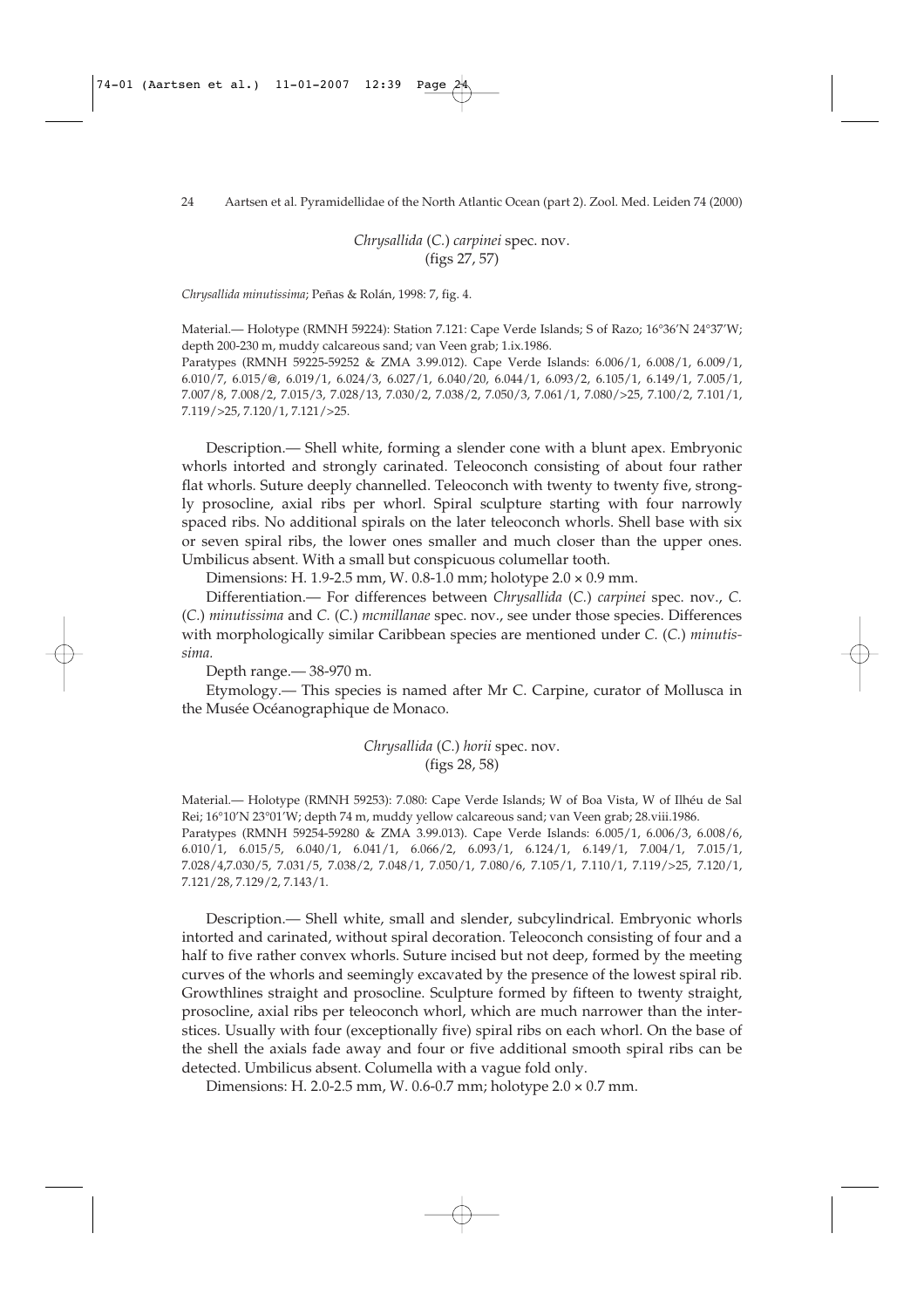### *Chrysallida* (*C.*) *carpinei* spec. nov.
(figs 27, 57)

*Chrysallida minutissima*; Peñas & Rolán, 1998: 7, fig. 4.

Material.— Holotype (RMNH 59224): Station 7.121: Cape Verde Islands; S of Razo; 16°36'N 24°37'W; depth 200-230 m, muddy calcareous sand; van Veen grab; 1.ix.1986.
Paratypes (RMNH 59225-59252 & ZMA 3.99.012). Cape Verde Islands: 6.006/1, 6.008/1, 6.009/1, 6.010/7, 6.015/@, 6.019/1, 6.024/3, 6.027/1, 6.040/20, 6.044/1, 6.093/2, 6.105/1, 6.149/1, 7.005/1, 7.007/8, 7.008/2, 7.015/3, 7.028/13, 7.030/2, 7.038/2, 7.050/3, 7.061/1, 7.080/>25, 7.100/2, 7.101/1, 7.119/>25, 7.120/1, 7.121/>25.

Description.— Shell white, forming a slender cone with a blunt apex. Embryonic whorls intorted and strongly carinated. Teleoconch consisting of about four rather flat whorls. Suture deeply channelled. Teleoconch with twenty to twenty five, strongly prosocline, axial ribs per whorl. Spiral sculpture starting with four narrowly spaced ribs. No additional spirals on the later teleoconch whorls. Shell base with six or seven spiral ribs, the lower ones smaller and much closer than the upper ones. Umbilicus absent. With a small but conspicuous columellar tooth.

Dimensions: H. 1.9-2.5 mm, W. 0.8-1.0 mm; holotype 2.0 × 0.9 mm.

Differentiation.— For differences between *Chrysallida* (*C.*) *carpinei* spec. nov., *C.* (*C.*) *minutissima* and *C.* (*C.*) *mcmillanae* spec. nov., see under those species. Differences with morphologically similar Caribbean species are mentioned under *C.* (*C.*) *minutissima.*

Depth range.— 38-970 m.

Etymology.— This species is named after Mr C. Carpine, curator of Mollusca in the Musée Océanographique de Monaco.

### *Chrysallida* (*C.*) *horii* spec. nov.
(figs 28, 58)

Material.— Holotype (RMNH 59253): 7.080: Cape Verde Islands; W of Boa Vista, W of Ilhéu de Sal Rei; 16°10'N 23°01'W; depth 74 m, muddy yellow calcareous sand; van Veen grab; 28.viii.1986.
Paratypes (RMNH 59254-59280 & ZMA 3.99.013). Cape Verde Islands: 6.005/1, 6.006/3, 6.008/6, 6.010/1, 6.015/5, 6.040/1, 6.041/1, 6.066/2, 6.093/1, 6.124/1, 6.149/1, 7.004/1, 7.015/1, 7.028/4,7.030/5, 7.031/5, 7.038/2, 7.048/1, 7.050/1, 7.080/6, 7.105/1, 7.110/1, 7.119/>25, 7.120/1, 7.121/28, 7.129/2, 7.143/1.

Description.— Shell white, small and slender, subcylindrical. Embryonic whorls intorted and carinated, without spiral decoration. Teleoconch consisting of four and a half to five rather convex whorls. Suture incised but not deep, formed by the meeting curves of the whorls and seemingly excavated by the presence of the lowest spiral rib. Growthlines straight and prosocline. Sculpture formed by fifteen to twenty straight, prosocline, axial ribs per teleoconch whorl, which are much narrower than the interstices. Usually with four (exceptionally five) spiral ribs on each whorl. On the base of the shell the axials fade away and four or five additional smooth spiral ribs can be detected. Umbilicus absent. Columella with a vague fold only.

Dimensions: H. 2.0-2.5 mm, W. 0.6-0.7 mm; holotype 2.0 × 0.7 mm.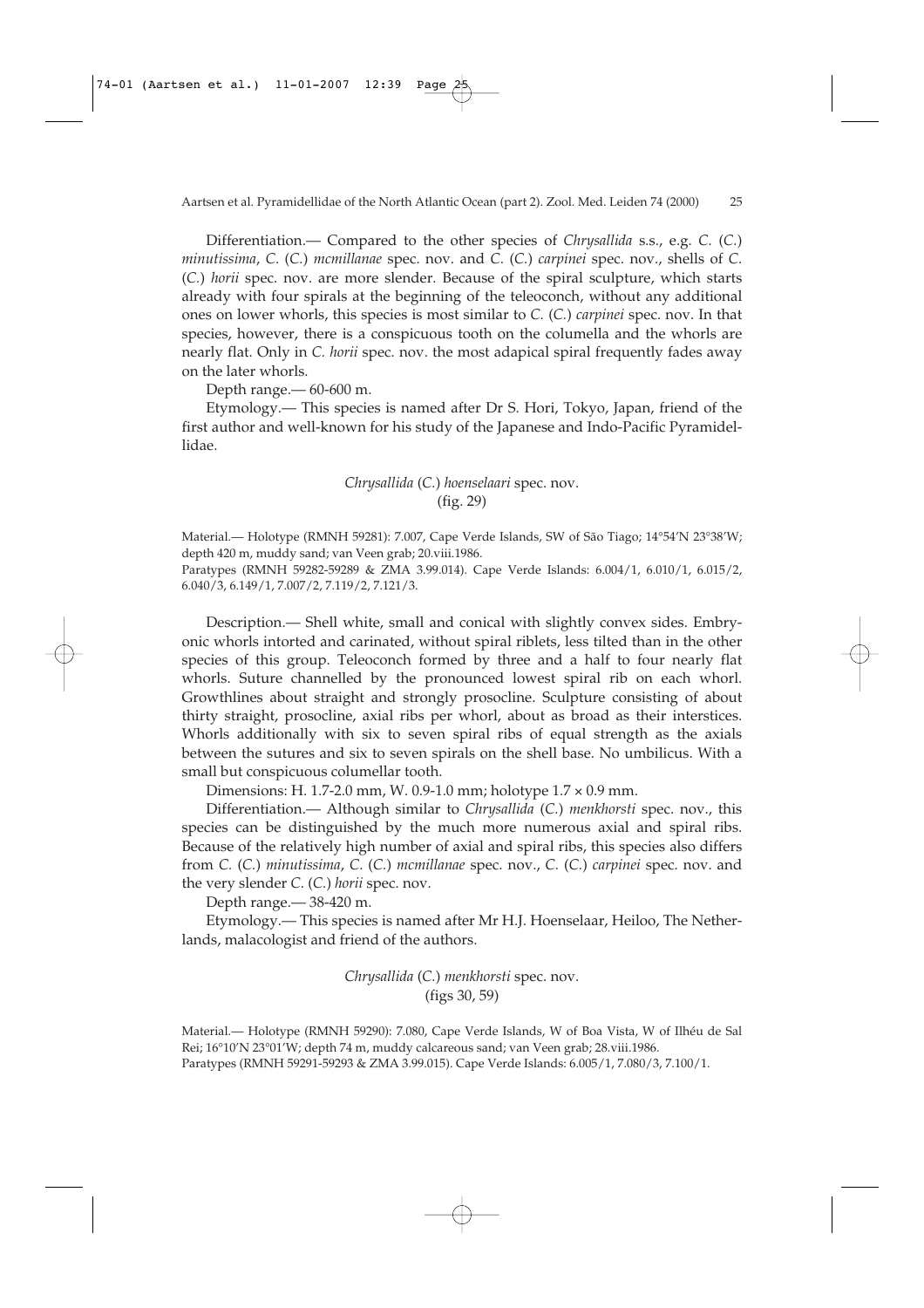Differentiation.— Compared to the other species of *Chrysallida* s.s., e.g. *C.* (*C.*) *minutissima*, *C.* (*C.*) *mcmillanae* spec. nov. and *C.* (*C.*) *carpinei* spec. nov., shells of *C.* (*C.*) *horii* spec. nov. are more slender. Because of the spiral sculpture, which starts already with four spirals at the beginning of the teleoconch, without any additional ones on lower whorls, this species is most similar to *C.* (*C.*) *carpinei* spec. nov. In that species, however, there is a conspicuous tooth on the columella and the whorls are nearly flat. Only in *C. horii* spec. nov. the most adapical spiral frequently fades away on the later whorls.

Depth range.— 60-600 m.

Etymology.— This species is named after Dr S. Hori, Tokyo, Japan, friend of the first author and well-known for his study of the Japanese and Indo-Pacific Pyramidellidae.

### *Chrysallida* (*C.*) *hoenselaari* spec. nov.
(fig. 29)

Material.— Holotype (RMNH 59281): 7.007, Cape Verde Islands, SW of São Tiago; 14°54'N 23°38'W; depth 420 m, muddy sand; van Veen grab; 20.viii.1986.
Paratypes (RMNH 59282-59289 & ZMA 3.99.014). Cape Verde Islands: 6.004/1, 6.010/1, 6.015/2, 6.040/3, 6.149/1, 7.007/2, 7.119/2, 7.121/3.

Description.— Shell white, small and conical with slightly convex sides. Embryonic whorls intorted and carinated, without spiral riblets, less tilted than in the other species of this group. Teleoconch formed by three and a half to four nearly flat whorls. Suture channelled by the pronounced lowest spiral rib on each whorl. Growthlines about straight and strongly prosocline. Sculpture consisting of about thirty straight, prosocline, axial ribs per whorl, about as broad as their interstices. Whorls additionally with six to seven spiral ribs of equal strength as the axials between the sutures and six to seven spirals on the shell base. No umbilicus. With a small but conspicuous columellar tooth.

Dimensions: H. 1.7-2.0 mm, W. 0.9-1.0 mm; holotype 1.7 × 0.9 mm.

Differentiation.— Although similar to *Chrysallida* (*C.*) *menkhorsti* spec. nov., this species can be distinguished by the much more numerous axial and spiral ribs. Because of the relatively high number of axial and spiral ribs, this species also differs from *C.* (*C.*) *minutissima*, *C.* (*C.*) *mcmillanae* spec. nov., *C.* (*C.*) *carpinei* spec. nov. and the very slender *C.* (*C.*) *horii* spec. nov.

Depth range.— 38-420 m.

Etymology.— This species is named after Mr H.J. Hoenselaar, Heiloo, The Netherlands, malacologist and friend of the authors.

### *Chrysallida* (*C.*) *menkhorsti* spec. nov.
(figs 30, 59)

Material.— Holotype (RMNH 59290): 7.080, Cape Verde Islands, W of Boa Vista, W of Ilhéu de Sal Rei; 16°10'N 23°01'W; depth 74 m, muddy calcareous sand; van Veen grab; 28.viii.1986.
Paratypes (RMNH 59291-59293 & ZMA 3.99.015). Cape Verde Islands: 6.005/1, 7.080/3, 7.100/1.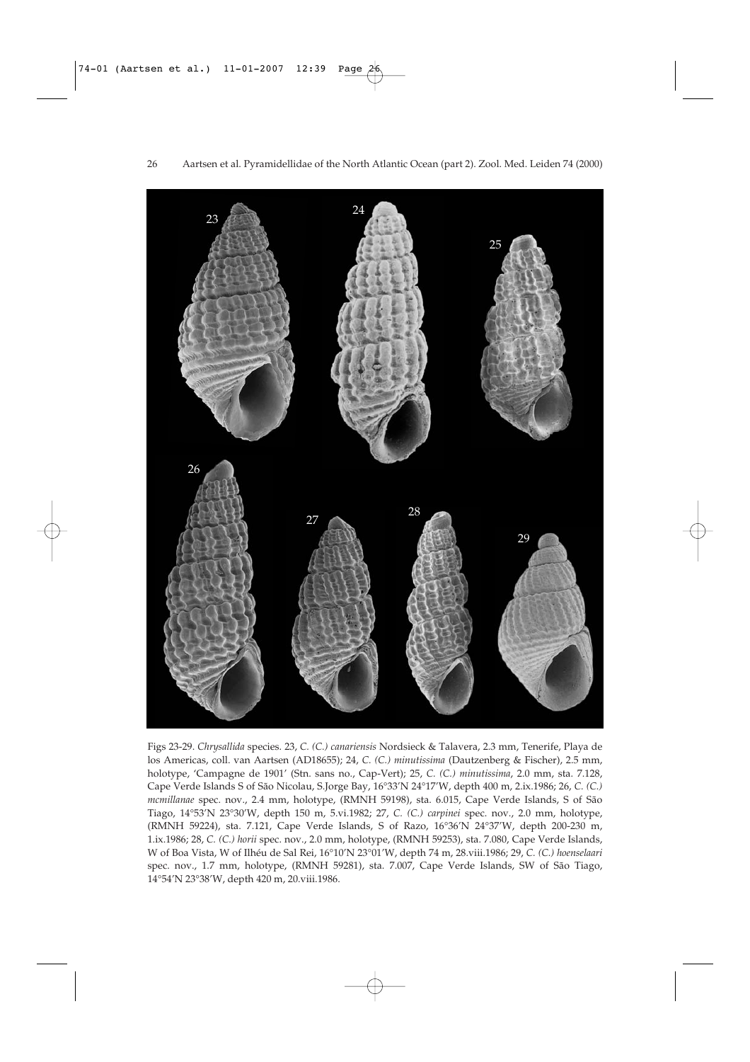Figs 23-29. *Chrysallida* species. 23, *C. (C.) canariensis* Nordsieck & Talavera, 2.3 mm, Tenerife, Playa de los Americas, coll. van Aartsen (AD18655); 24, *C. (C.) minutissima* (Dautzenberg & Fischer), 2.5 mm, holotype, 'Campagne de 1901' (Stn. sans no., Cap-Vert); 25, *C. (C.) minutissima*, 2.0 mm, sta. 7.128, Cape Verde Islands S of São Nicolau, S.Jorge Bay, 16°33′N 24°17′W, depth 400 m, 2.ix.1986; 26, *C. (C.) mcmillanae* spec. nov., 2.4 mm, holotype, (RMNH 59198), sta. 6.015, Cape Verde Islands, S of São Tiago, 14°53′N 23°30′W, depth 150 m, 5.vi.1982; 27, *C. (C.) carpinei* spec. nov., 2.0 mm, holotype, (RMNH 59224), sta. 7.121, Cape Verde Islands, S of Razo, 16°36′N 24°37′W, depth 200-230 m, 1.ix.1986; 28, *C. (C.) horii* spec. nov., 2.0 mm, holotype, (RMNH 59253), sta. 7.080, Cape Verde Islands, W of Boa Vista, W of Ilhéu de Sal Rei, 16°10′N 23°01′W, depth 74 m, 28.viii.1986; 29, *C. (C.) hoenselaari* spec. nov., 1.7 mm, holotype, (RMNH 59281), sta. 7.007, Cape Verde Islands, SW of São Tiago, 14°54′N 23°38′W, depth 420 m, 20.viii.1986.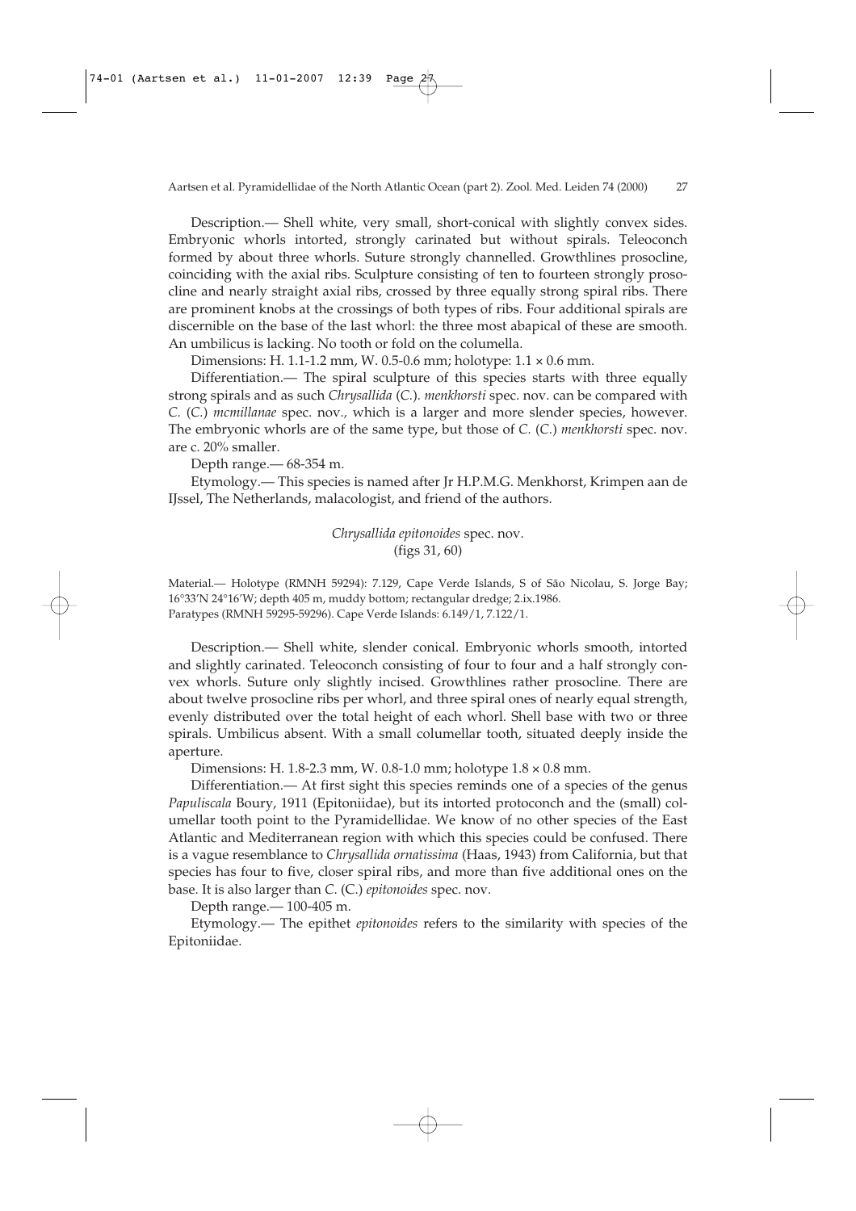Description.— Shell white, very small, short-conical with slightly convex sides. Embryonic whorls intorted, strongly carinated but without spirals. Teleoconch formed by about three whorls. Suture strongly channelled. Growthlines prosocline, coinciding with the axial ribs. Sculpture consisting of ten to fourteen strongly prosocline and nearly straight axial ribs, crossed by three equally strong spiral ribs. There are prominent knobs at the crossings of both types of ribs. Four additional spirals are discernible on the base of the last whorl: the three most abapical of these are smooth. An umbilicus is lacking. No tooth or fold on the columella.

Dimensions: H. 1.1-1.2 mm, W. 0.5-0.6 mm; holotype: 1.1 × 0.6 mm.

Differentiation.— The spiral sculpture of this species starts with three equally strong spirals and as such *Chrysallida* (*C.*). *menkhorsti* spec. nov. can be compared with *C.* (*C.*) *mcmillanae* spec. nov., which is a larger and more slender species, however. The embryonic whorls are of the same type, but those of *C.* (*C.*) *menkhorsti* spec. nov. are c. 20% smaller.

Depth range.— 68-354 m.

Etymology.— This species is named after Jr H.P.M.G. Menkhorst, Krimpen aan de IJssel, The Netherlands, malacologist, and friend of the authors.

## *Chrysallida epitonoides* spec. nov.
(figs 31, 60)

Material.— Holotype (RMNH 59294): 7.129, Cape Verde Islands, S of São Nicolau, S. Jorge Bay; 16°33'N 24°16'W; depth 405 m, muddy bottom; rectangular dredge; 2.ix.1986.
Paratypes (RMNH 59295-59296). Cape Verde Islands: 6.149/1, 7.122/1.

Description.— Shell white, slender conical. Embryonic whorls smooth, intorted and slightly carinated. Teleoconch consisting of four to four and a half strongly convex whorls. Suture only slightly incised. Growthlines rather prosocline. There are about twelve prosocline ribs per whorl, and three spiral ones of nearly equal strength, evenly distributed over the total height of each whorl. Shell base with two or three spirals. Umbilicus absent. With a small columellar tooth, situated deeply inside the aperture.

Dimensions: H. 1.8-2.3 mm, W. 0.8-1.0 mm; holotype 1.8 × 0.8 mm.

Differentiation.— At first sight this species reminds one of a species of the genus *Papuliscala* Boury, 1911 (Epitoniidae), but its intorted protoconch and the (small) columellar tooth point to the Pyramidellidae. We know of no other species of the East Atlantic and Mediterranean region with which this species could be confused. There is a vague resemblance to *Chrysallida ornatissima* (Haas, 1943) from California, but that species has four to five, closer spiral ribs, and more than five additional ones on the base. It is also larger than *C.* (*C.*) *epitonoides* spec. nov.

Depth range.— 100-405 m.

Etymology.— The epithet *epitonoides* refers to the similarity with species of the Epitoniidae.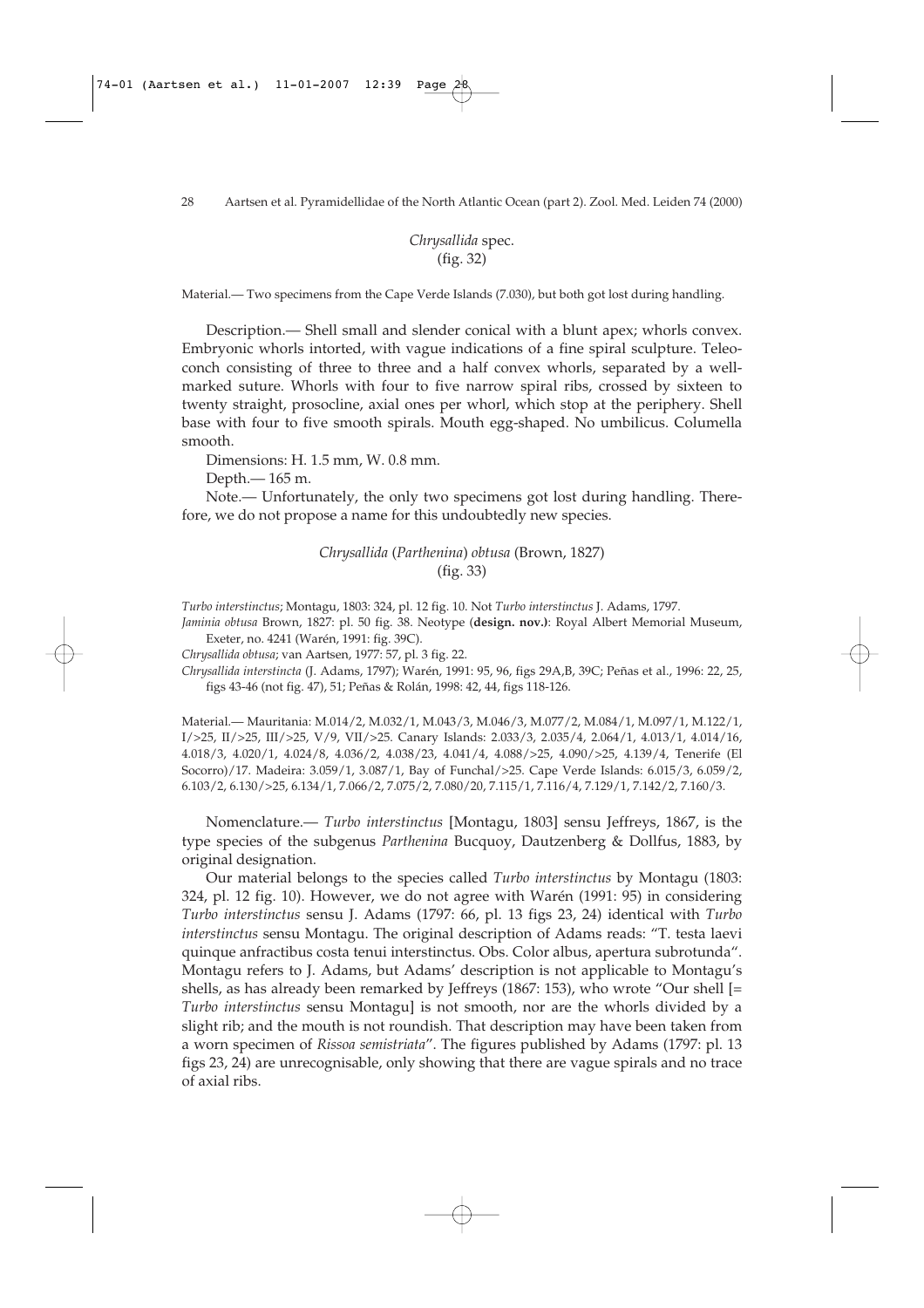### *Chrysallida* spec.
(fig. 32)

Material.— Two specimens from the Cape Verde Islands (7.030), but both got lost during handling.

Description.— Shell small and slender conical with a blunt apex; whorls convex. Embryonic whorls intorted, with vague indications of a fine spiral sculpture. Teleoconch consisting of three to three and a half convex whorls, separated by a well-marked suture. Whorls with four to five narrow spiral ribs, crossed by sixteen to twenty straight, prosocline, axial ones per whorl, which stop at the periphery. Shell base with four to five smooth spirals. Mouth egg-shaped. No umbilicus. Columella smooth.

Dimensions: H. 1.5 mm, W. 0.8 mm.

Depth.— 165 m.

Note.— Unfortunately, the only two specimens got lost during handling. Therefore, we do not propose a name for this undoubtedly new species.

### *Chrysallida* (*Parthenina*) *obtusa* (Brown, 1827)
(fig. 33)

*Turbo interstinctus*; Montagu, 1803: 324, pl. 12 fig. 10. Not *Turbo interstinctus* J. Adams, 1797.

*Jaminia obtusa* Brown, 1827: pl. 50 fig. 38. Neotype (**design. nov.)**: Royal Albert Memorial Museum, Exeter, no. 4241 (Warén, 1991: fig. 39C).

*Chrysallida obtusa*; van Aartsen, 1977: 57, pl. 3 fig. 22.

*Chrysallida interstincta* (J. Adams, 1797); Warén, 1991: 95, 96, figs 29A,B, 39C; Peñas et al., 1996: 22, 25, figs 43-46 (not fig. 47), 51; Peñas & Rolán, 1998: 42, 44, figs 118-126.

Material.— Mauritania: M.014/2, M.032/1, M.043/3, M.046/3, M.077/2, M.084/1, M.097/1, M.122/1, I/>25, II/>25, III/>25, V/9, VII/>25. Canary Islands: 2.033/3, 2.035/4, 2.064/1, 4.013/1, 4.014/16, 4.018/3, 4.020/1, 4.024/8, 4.036/2, 4.038/23, 4.041/4, 4.088/>25, 4.090/>25, 4.139/4, Tenerife (El Socorro)/17. Madeira: 3.059/1, 3.087/1, Bay of Funchal/>25. Cape Verde Islands: 6.015/3, 6.059/2, 6.103/2, 6.130/>25, 6.134/1, 7.066/2, 7.075/2, 7.080/20, 7.115/1, 7.116/4, 7.129/1, 7.142/2, 7.160/3.

Nomenclature.— *Turbo interstinctus* [Montagu, 1803] sensu Jeffreys, 1867, is the type species of the subgenus *Parthenina* Bucquoy, Dautzenberg & Dollfus, 1883, by original designation.

Our material belongs to the species called *Turbo interstinctus* by Montagu (1803: 324, pl. 12 fig. 10). However, we do not agree with Warén (1991: 95) in considering *Turbo interstinctus* sensu J. Adams (1797: 66, pl. 13 figs 23, 24) identical with *Turbo interstinctus* sensu Montagu. The original description of Adams reads: "T. testa laevi quinque anfractibus costa tenui interstinctus. Obs. Color albus, apertura subrotunda". Montagu refers to J. Adams, but Adams' description is not applicable to Montagu's shells, as has already been remarked by Jeffreys (1867: 153), who wrote "Our shell [= *Turbo interstinctus* sensu Montagu] is not smooth, nor are the whorls divided by a slight rib; and the mouth is not roundish. That description may have been taken from a worn specimen of *Rissoa semistriata*". The figures published by Adams (1797: pl. 13 figs 23, 24) are unrecognisable, only showing that there are vague spirals and no trace of axial ribs.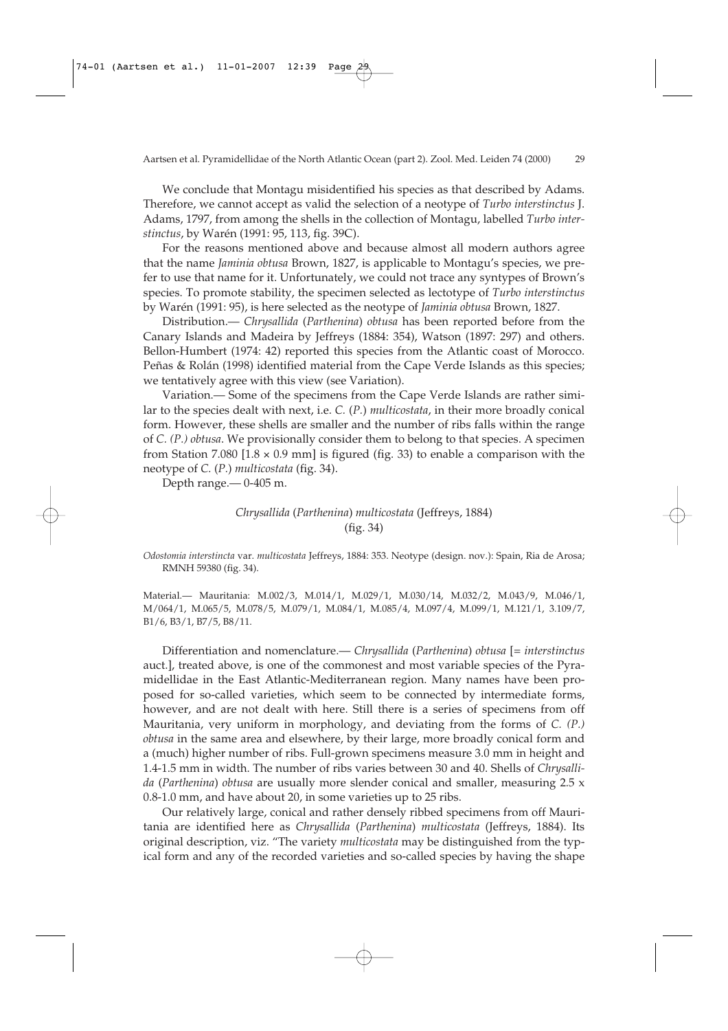We conclude that Montagu misidentified his species as that described by Adams. Therefore, we cannot accept as valid the selection of a neotype of *Turbo interstinctus* J. Adams, 1797, from among the shells in the collection of Montagu, labelled *Turbo interstinctus*, by Warén (1991: 95, 113, fig. 39C).

For the reasons mentioned above and because almost all modern authors agree that the name *Jaminia obtusa* Brown, 1827, is applicable to Montagu's species, we prefer to use that name for it. Unfortunately, we could not trace any syntypes of Brown's species. To promote stability, the specimen selected as lectotype of *Turbo interstinctus* by Warén (1991: 95), is here selected as the neotype of *Jaminia obtusa* Brown, 1827.

Distribution.— *Chrysallida* (*Parthenina*) *obtusa* has been reported before from the Canary Islands and Madeira by Jeffreys (1884: 354), Watson (1897: 297) and others. Bellon-Humbert (1974: 42) reported this species from the Atlantic coast of Morocco. Peñas & Rolán (1998) identified material from the Cape Verde Islands as this species; we tentatively agree with this view (see Variation).

Variation.— Some of the specimens from the Cape Verde Islands are rather similar to the species dealt with next, i.e. *C.* (*P.*) *multicostata*, in their more broadly conical form. However, these shells are smaller and the number of ribs falls within the range of *C. (P.) obtusa*. We provisionally consider them to belong to that species. A specimen from Station 7.080 [1.8 × 0.9 mm] is figured (fig. 33) to enable a comparison with the neotype of *C.* (*P.*) *multicostata* (fig. 34).

Depth range.— 0-405 m.

### *Chrysallida* (*Parthenina*) *multicostata* (Jeffreys, 1884)
(fig. 34)

*Odostomia interstincta* var. *multicostata* Jeffreys, 1884: 353. Neotype (design. nov.): Spain, Ria de Arosa; RMNH 59380 (fig. 34).

Material.— Mauritania: M.002/3, M.014/1, M.029/1, M.030/14, M.032/2, M.043/9, M.046/1, M/064/1, M.065/5, M.078/5, M.079/1, M.084/1, M.085/4, M.097/4, M.099/1, M.121/1, 3.109/7, B1/6, B3/1, B7/5, B8/11.

Differentiation and nomenclature.— *Chrysallida* (*Parthenina*) *obtusa* [= *interstinctus* auct.], treated above, is one of the commonest and most variable species of the Pyramidellidae in the East Atlantic-Mediterranean region. Many names have been proposed for so-called varieties, which seem to be connected by intermediate forms, however, and are not dealt with here. Still there is a series of specimens from off Mauritania, very uniform in morphology, and deviating from the forms of *C. (P.) obtusa* in the same area and elsewhere, by their large, more broadly conical form and a (much) higher number of ribs. Full-grown specimens measure 3.0 mm in height and 1.4-1.5 mm in width. The number of ribs varies between 30 and 40. Shells of *Chrysallida* (*Parthenina*) *obtusa* are usually more slender conical and smaller, measuring 2.5 x 0.8-1.0 mm, and have about 20, in some varieties up to 25 ribs.

Our relatively large, conical and rather densely ribbed specimens from off Mauritania are identified here as *Chrysallida* (*Parthenina*) *multicostata* (Jeffreys, 1884). Its original description, viz. "The variety *multicostata* may be distinguished from the typical form and any of the recorded varieties and so-called species by having the shape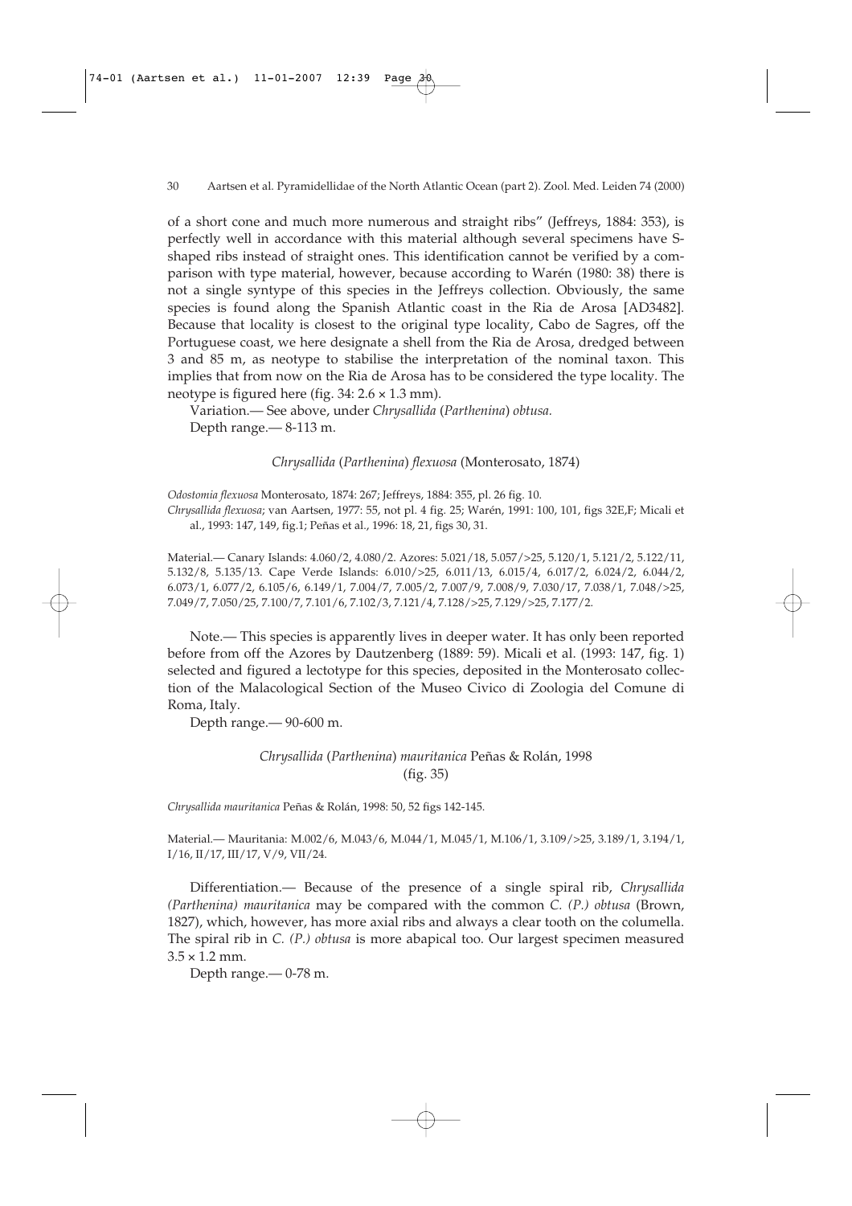of a short cone and much more numerous and straight ribs" (Jeffreys, 1884: 353), is perfectly well in accordance with this material although several specimens have S-shaped ribs instead of straight ones. This identification cannot be verified by a comparison with type material, however, because according to Warén (1980: 38) there is not a single syntype of this species in the Jeffreys collection. Obviously, the same species is found along the Spanish Atlantic coast in the Ria de Arosa [AD3482]. Because that locality is closest to the original type locality, Cabo de Sagres, off the Portuguese coast, we here designate a shell from the Ria de Arosa, dredged between 3 and 85 m, as neotype to stabilise the interpretation of the nominal taxon. This implies that from now on the Ria de Arosa has to be considered the type locality. The neotype is figured here (fig. 34: 2.6 × 1.3 mm).

Variation.— See above, under *Chrysallida* (*Parthenina*) *obtusa.*

Depth range.— 8-113 m.

### *Chrysallida* (*Parthenina*) *flexuosa* (Monterosato, 1874)

*Odostomia flexuosa* Monterosato, 1874: 267; Jeffreys, 1884: 355, pl. 26 fig. 10.
*Chrysallida flexuosa*; van Aartsen, 1977: 55, not pl. 4 fig. 25; Warén, 1991: 100, 101, figs 32E,F; Micali et al., 1993: 147, 149, fig.1; Peñas et al., 1996: 18, 21, figs 30, 31.

Material.— Canary Islands: 4.060/2, 4.080/2. Azores: 5.021/18, 5.057/>25, 5.120/1, 5.121/2, 5.122/11, 5.132/8, 5.135/13. Cape Verde Islands: 6.010/>25, 6.011/13, 6.015/4, 6.017/2, 6.024/2, 6.044/2, 6.073/1, 6.077/2, 6.105/6, 6.149/1, 7.004/7, 7.005/2, 7.007/9, 7.008/9, 7.030/17, 7.038/1, 7.048/>25, 7.049/7, 7.050/25, 7.100/7, 7.101/6, 7.102/3, 7.121/4, 7.128/>25, 7.129/>25, 7.177/2.

Note.— This species is apparently lives in deeper water. It has only been reported before from off the Azores by Dautzenberg (1889: 59). Micali et al. (1993: 147, fig. 1) selected and figured a lectotype for this species, deposited in the Monterosato collection of the Malacological Section of the Museo Civico di Zoologia del Comune di Roma, Italy.

Depth range.— 90-600 m.

### *Chrysallida* (*Parthenina*) *mauritanica* Peñas & Rolán, 1998 (fig. 35)

*Chrysallida mauritanica* Peñas & Rolán, 1998: 50, 52 figs 142-145.

Material.— Mauritania: M.002/6, M.043/6, M.044/1, M.045/1, M.106/1, 3.109/>25, 3.189/1, 3.194/1, I/16, II/17, III/17, V/9, VII/24.

Differentiation.— Because of the presence of a single spiral rib, *Chrysallida (Parthenina) mauritanica* may be compared with the common *C. (P.) obtusa* (Brown, 1827), which, however, has more axial ribs and always a clear tooth on the columella. The spiral rib in *C. (P.) obtusa* is more abapical too. Our largest specimen measured 3.5 × 1.2 mm.

Depth range.— 0-78 m.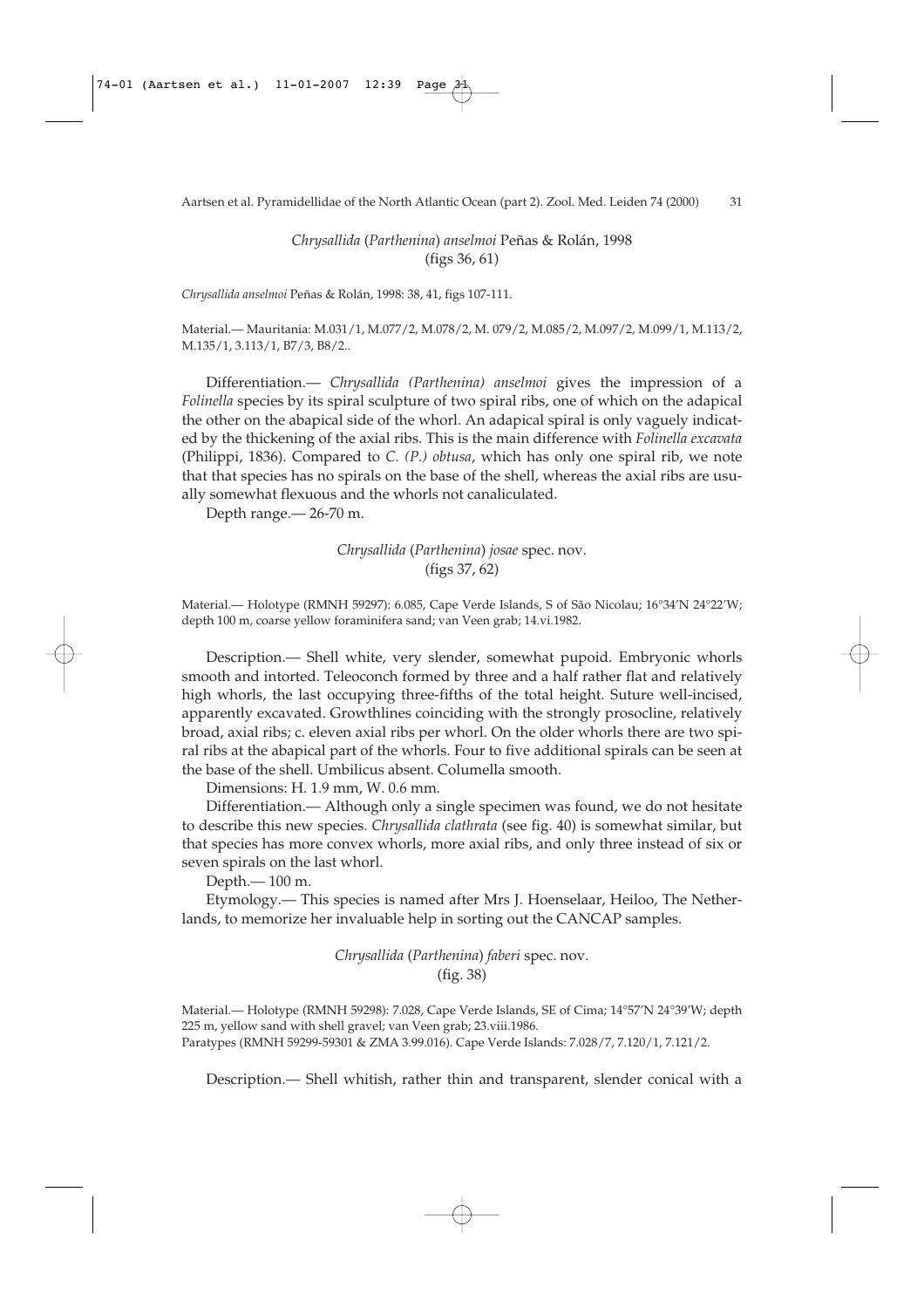### *Chrysallida* (*Parthenina*) *anselmoi* Peñas & Rolán, 1998
(figs 36, 61)

*Chrysallida anselmoi* Peñas & Rolán, 1998: 38, 41, figs 107-111.

Material.— Mauritania: M.031/1, M.077/2, M.078/2, M. 079/2, M.085/2, M.097/2, M.099/1, M.113/2, M.135/1, 3.113/1, B7/3, B8/2..

Differentiation.— *Chrysallida (Parthenina) anselmoi* gives the impression of a *Folinella* species by its spiral sculpture of two spiral ribs, one of which on the adapical the other on the abapical side of the whorl. An adapical spiral is only vaguely indicated by the thickening of the axial ribs. This is the main difference with *Folinella excavata* (Philippi, 1836). Compared to *C. (P.) obtusa*, which has only one spiral rib, we note that that species has no spirals on the base of the shell, whereas the axial ribs are usually somewhat flexuous and the whorls not canaliculated.

Depth range.— 26-70 m.

### *Chrysallida* (*Parthenina*) *josae* spec. nov.
(figs 37, 62)

Material.— Holotype (RMNH 59297): 6.085, Cape Verde Islands, S of São Nicolau; 16°34'N 24°22'W; depth 100 m, coarse yellow foraminifera sand; van Veen grab; 14.vi.1982.

Description.— Shell white, very slender, somewhat pupoid. Embryonic whorls smooth and intorted. Teleoconch formed by three and a half rather flat and relatively high whorls, the last occupying three-fifths of the total height. Suture well-incised, apparently excavated. Growthlines coinciding with the strongly prosocline, relatively broad, axial ribs; c. eleven axial ribs per whorl. On the older whorls there are two spiral ribs at the abapical part of the whorls. Four to five additional spirals can be seen at the base of the shell. Umbilicus absent. Columella smooth.

Dimensions: H. 1.9 mm, W. 0.6 mm.

Differentiation.— Although only a single specimen was found, we do not hesitate to describe this new species. *Chrysallida clathrata* (see fig. 40) is somewhat similar, but that species has more convex whorls, more axial ribs, and only three instead of six or seven spirals on the last whorl.

Depth.— 100 m.

Etymology.— This species is named after Mrs J. Hoenselaar, Heiloo, The Netherlands, to memorize her invaluable help in sorting out the CANCAP samples.

### *Chrysallida* (*Parthenina*) *faberi* spec. nov.
(fig. 38)

Material.— Holotype (RMNH 59298): 7.028, Cape Verde Islands, SE of Cima; 14°57'N 24°39'W; depth 225 m, yellow sand with shell gravel; van Veen grab; 23.viii.1986.
Paratypes (RMNH 59299-59301 & ZMA 3.99.016). Cape Verde Islands: 7.028/7, 7.120/1, 7.121/2.

Description.— Shell whitish, rather thin and transparent, slender conical with a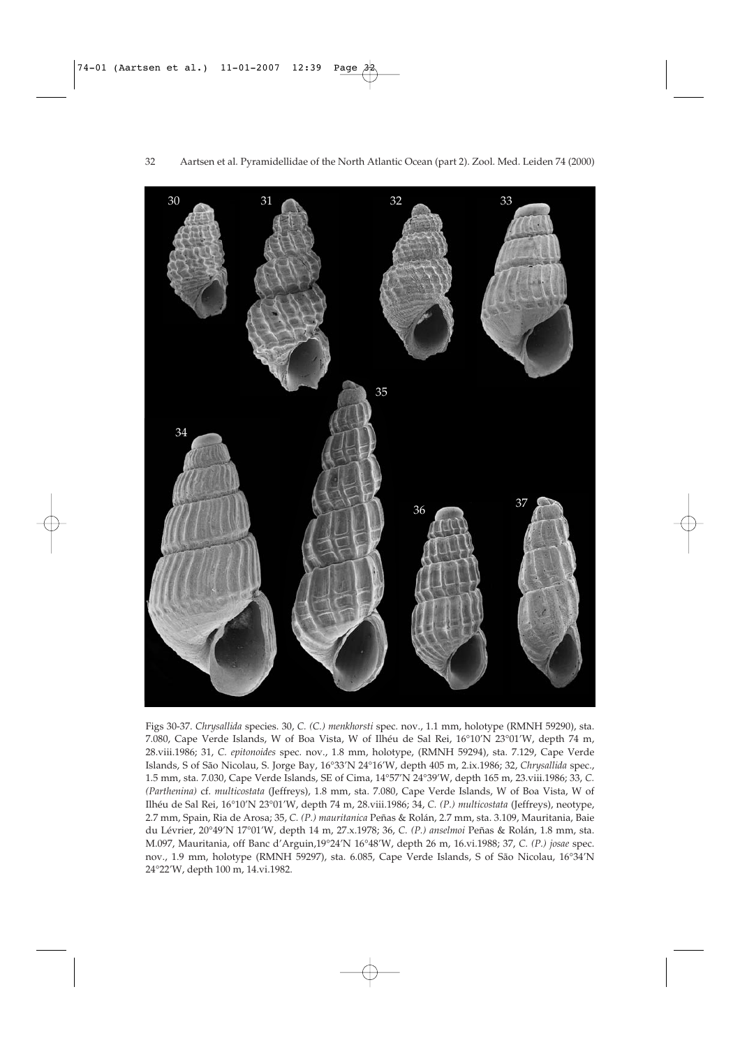Figs 30-37. *Chrysallida* species. 30, *C. (C.) menkhorsti* spec. nov., 1.1 mm, holotype (RMNH 59290), sta. 7.080, Cape Verde Islands, W of Boa Vista, W of Ilhéu de Sal Rei, 16°10'N 23°01'W, depth 74 m, 28.viii.1986; 31, *C. epitonoides* spec. nov., 1.8 mm, holotype, (RMNH 59294), sta. 7.129, Cape Verde Islands, S of São Nicolau, S. Jorge Bay, 16°33'N 24°16'W, depth 405 m, 2.ix.1986; 32, *Chrysallida* spec., 1.5 mm, sta. 7.030, Cape Verde Islands, SE of Cima, 14°57'N 24°39'W, depth 165 m, 23.viii.1986; 33, *C. (Parthenina)* cf. *multicostata* (Jeffreys), 1.8 mm, sta. 7.080, Cape Verde Islands, W of Boa Vista, W of Ilhéu de Sal Rei, 16°10'N 23°01'W, depth 74 m, 28.viii.1986; 34, *C. (P.) multicostata* (Jeffreys), neotype, 2.7 mm, Spain, Ria de Arosa; 35, *C. (P.) mauritanica* Peñas & Rolán, 2.7 mm, sta. 3.109, Mauritania, Baie du Lévrier, 20°49'N 17°01'W, depth 14 m, 27.x.1978; 36, *C. (P.) anselmoi* Peñas & Rolán, 1.8 mm, sta. M.097, Mauritania, off Banc d'Arguin,19°24'N 16°48'W, depth 26 m, 16.vi.1988; 37, *C. (P.) josae* spec. nov., 1.9 mm, holotype (RMNH 59297), sta. 6.085, Cape Verde Islands, S of São Nicolau, 16°34'N 24°22'W, depth 100 m, 14.vi.1982.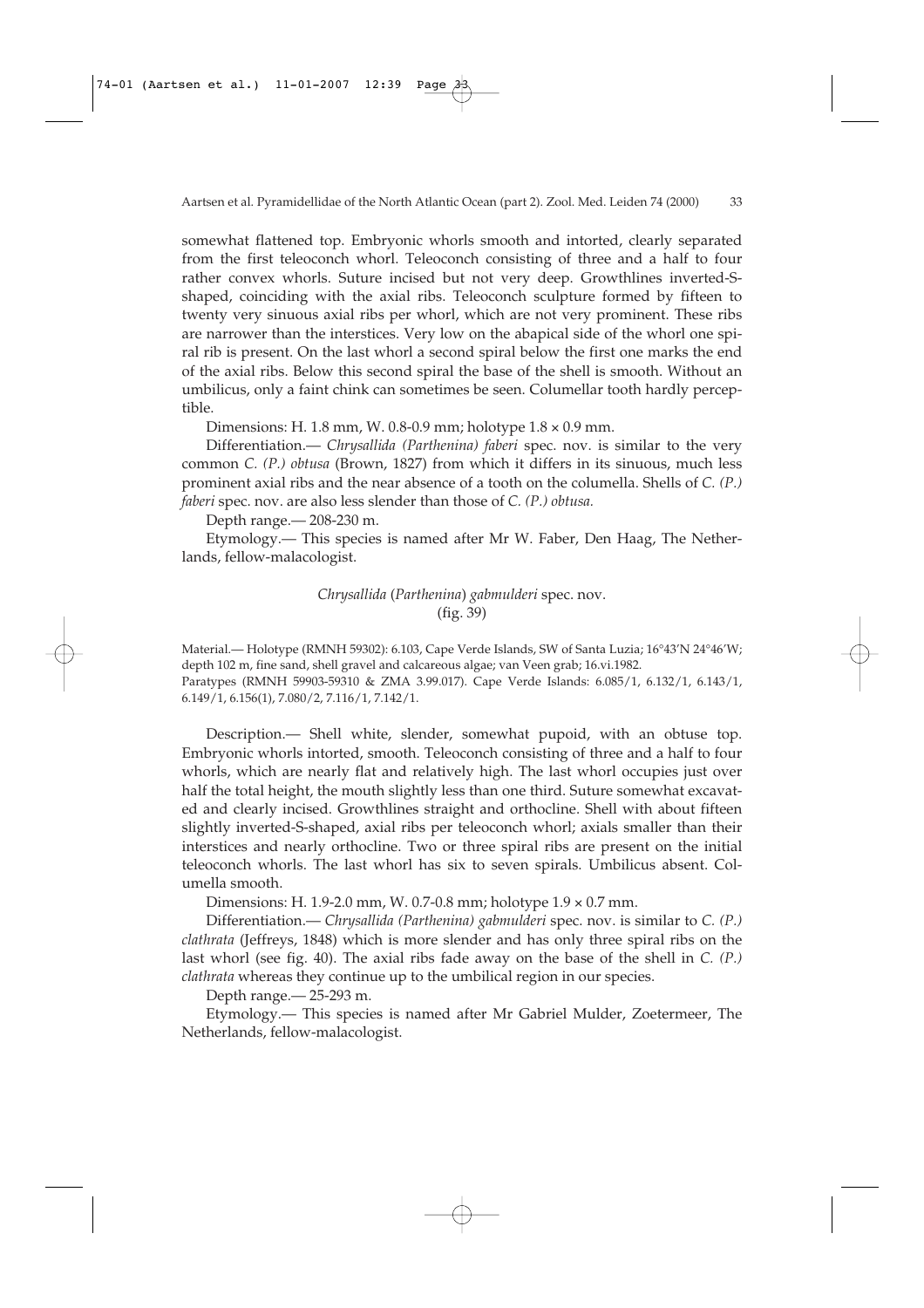somewhat flattened top. Embryonic whorls smooth and intorted, clearly separated from the first teleoconch whorl. Teleoconch consisting of three and a half to four rather convex whorls. Suture incised but not very deep. Growthlines inverted-S-shaped, coinciding with the axial ribs. Teleoconch sculpture formed by fifteen to twenty very sinuous axial ribs per whorl, which are not very prominent. These ribs are narrower than the interstices. Very low on the abapical side of the whorl one spiral rib is present. On the last whorl a second spiral below the first one marks the end of the axial ribs. Below this second spiral the base of the shell is smooth. Without an umbilicus, only a faint chink can sometimes be seen. Columellar tooth hardly perceptible.

Dimensions: H. 1.8 mm, W. 0.8-0.9 mm; holotype 1.8 × 0.9 mm.

Differentiation.— *Chrysallida (Parthenina) faberi* spec. nov. is similar to the very common *C. (P.) obtusa* (Brown, 1827) from which it differs in its sinuous, much less prominent axial ribs and the near absence of a tooth on the columella. Shells of *C. (P.) faberi* spec. nov. are also less slender than those of *C. (P.) obtusa.*

Depth range.— 208-230 m.

Etymology.— This species is named after Mr W. Faber, Den Haag, The Netherlands, fellow-malacologist.

### *Chrysallida* (*Parthenina*) *gabmulderi* spec. nov.
(fig. 39)

Material.— Holotype (RMNH 59302): 6.103, Cape Verde Islands, SW of Santa Luzia; 16°43'N 24°46'W; depth 102 m, fine sand, shell gravel and calcareous algae; van Veen grab; 16.vi.1982.
Paratypes (RMNH 59903-59310 & ZMA 3.99.017). Cape Verde Islands: 6.085/1, 6.132/1, 6.143/1, 6.149/1, 6.156(1), 7.080/2, 7.116/1, 7.142/1.

Description.— Shell white, slender, somewhat pupoid, with an obtuse top. Embryonic whorls intorted, smooth. Teleoconch consisting of three and a half to four whorls, which are nearly flat and relatively high. The last whorl occupies just over half the total height, the mouth slightly less than one third. Suture somewhat excavated and clearly incised. Growthlines straight and orthocline. Shell with about fifteen slightly inverted-S-shaped, axial ribs per teleoconch whorl; axials smaller than their interstices and nearly orthocline. Two or three spiral ribs are present on the initial teleoconch whorls. The last whorl has six to seven spirals. Umbilicus absent. Columella smooth.

Dimensions: H. 1.9-2.0 mm, W. 0.7-0.8 mm; holotype 1.9 × 0.7 mm.

Differentiation.— *Chrysallida (Parthenina) gabmulderi* spec. nov. is similar to *C. (P.) clathrata* (Jeffreys, 1848) which is more slender and has only three spiral ribs on the last whorl (see fig. 40). The axial ribs fade away on the base of the shell in *C. (P.) clathrata* whereas they continue up to the umbilical region in our species.

Depth range.— 25-293 m.

Etymology.— This species is named after Mr Gabriel Mulder, Zoetermeer, The Netherlands, fellow-malacologist.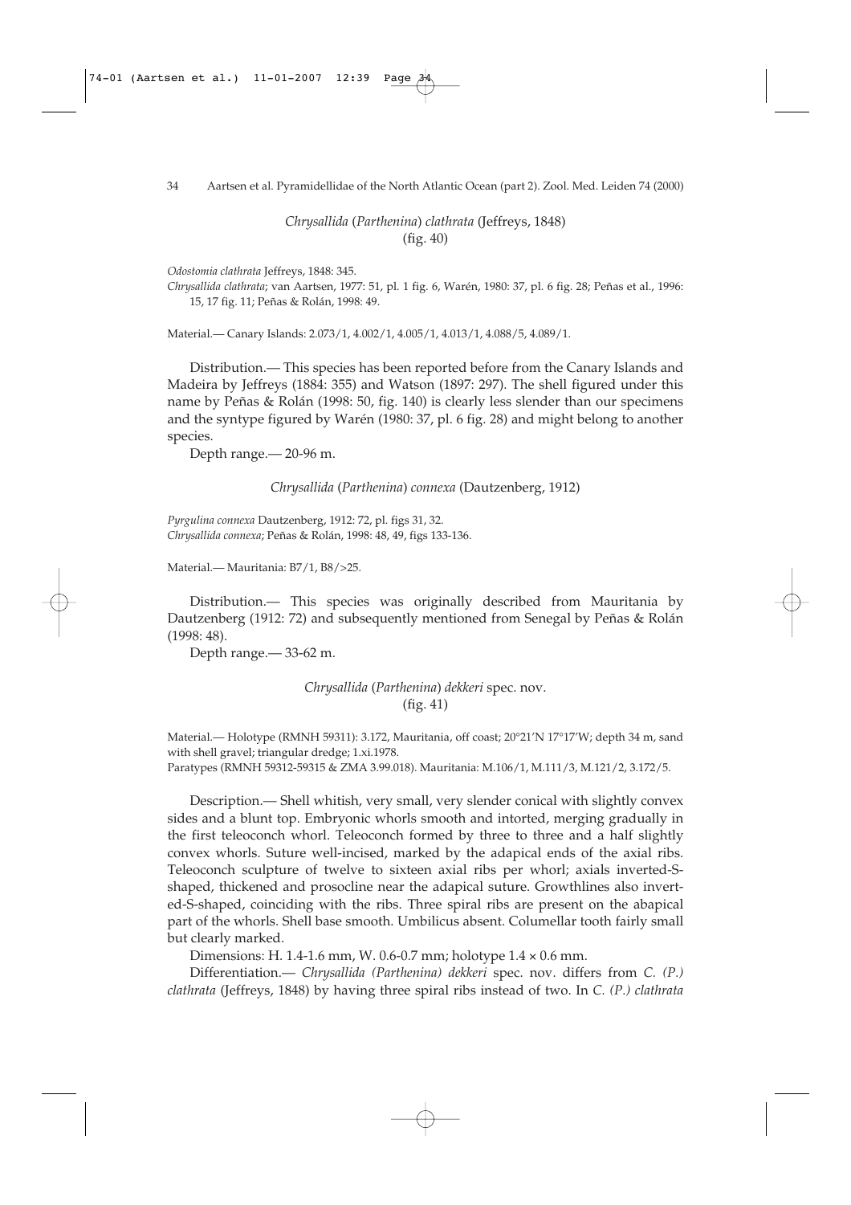### *Chrysallida* (*Parthenina*) *clathrata* (Jeffreys, 1848)
(fig. 40)

*Odostomia clathrata* Jeffreys, 1848: 345.
*Chrysallida clathrata*; van Aartsen, 1977: 51, pl. 1 fig. 6, Warén, 1980: 37, pl. 6 fig. 28; Peñas et al., 1996: 15, 17 fig. 11; Peñas & Rolán, 1998: 49.

Material.— Canary Islands: 2.073/1, 4.002/1, 4.005/1, 4.013/1, 4.088/5, 4.089/1.

Distribution.— This species has been reported before from the Canary Islands and Madeira by Jeffreys (1884: 355) and Watson (1897: 297). The shell figured under this name by Peñas & Rolán (1998: 50, fig. 140) is clearly less slender than our specimens and the syntype figured by Warén (1980: 37, pl. 6 fig. 28) and might belong to another species.

Depth range.— 20-96 m.

### *Chrysallida* (*Parthenina*) *connexa* (Dautzenberg, 1912)

*Pyrgulina connexa* Dautzenberg, 1912: 72, pl. figs 31, 32.
*Chrysallida connexa*; Peñas & Rolán, 1998: 48, 49, figs 133-136.

Material.— Mauritania: B7/1, B8/>25.

Distribution.— This species was originally described from Mauritania by Dautzenberg (1912: 72) and subsequently mentioned from Senegal by Peñas & Rolán (1998: 48).

Depth range.— 33-62 m.

### *Chrysallida* (*Parthenina*) *dekkeri* spec. nov.
(fig. 41)

Material.— Holotype (RMNH 59311): 3.172, Mauritania, off coast; 20°21'N 17°17'W; depth 34 m, sand with shell gravel; triangular dredge; 1.xi.1978.
Paratypes (RMNH 59312-59315 & ZMA 3.99.018). Mauritania: M.106/1, M.111/3, M.121/2, 3.172/5.

Description.— Shell whitish, very small, very slender conical with slightly convex sides and a blunt top. Embryonic whorls smooth and intorted, merging gradually in the first teleoconch whorl. Teleoconch formed by three to three and a half slightly convex whorls. Suture well-incised, marked by the adapical ends of the axial ribs. Teleoconch sculpture of twelve to sixteen axial ribs per whorl; axials inverted-S-shaped, thickened and prosocline near the adapical suture. Growthlines also inverted-S-shaped, coinciding with the ribs. Three spiral ribs are present on the abapical part of the whorls. Shell base smooth. Umbilicus absent. Columellar tooth fairly small but clearly marked.

Dimensions: H. 1.4-1.6 mm, W. 0.6-0.7 mm; holotype 1.4 × 0.6 mm.

Differentiation.— *Chrysallida (Parthenina) dekkeri* spec. nov. differs from *C. (P.) clathrata* (Jeffreys, 1848) by having three spiral ribs instead of two. In *C. (P.) clathrata*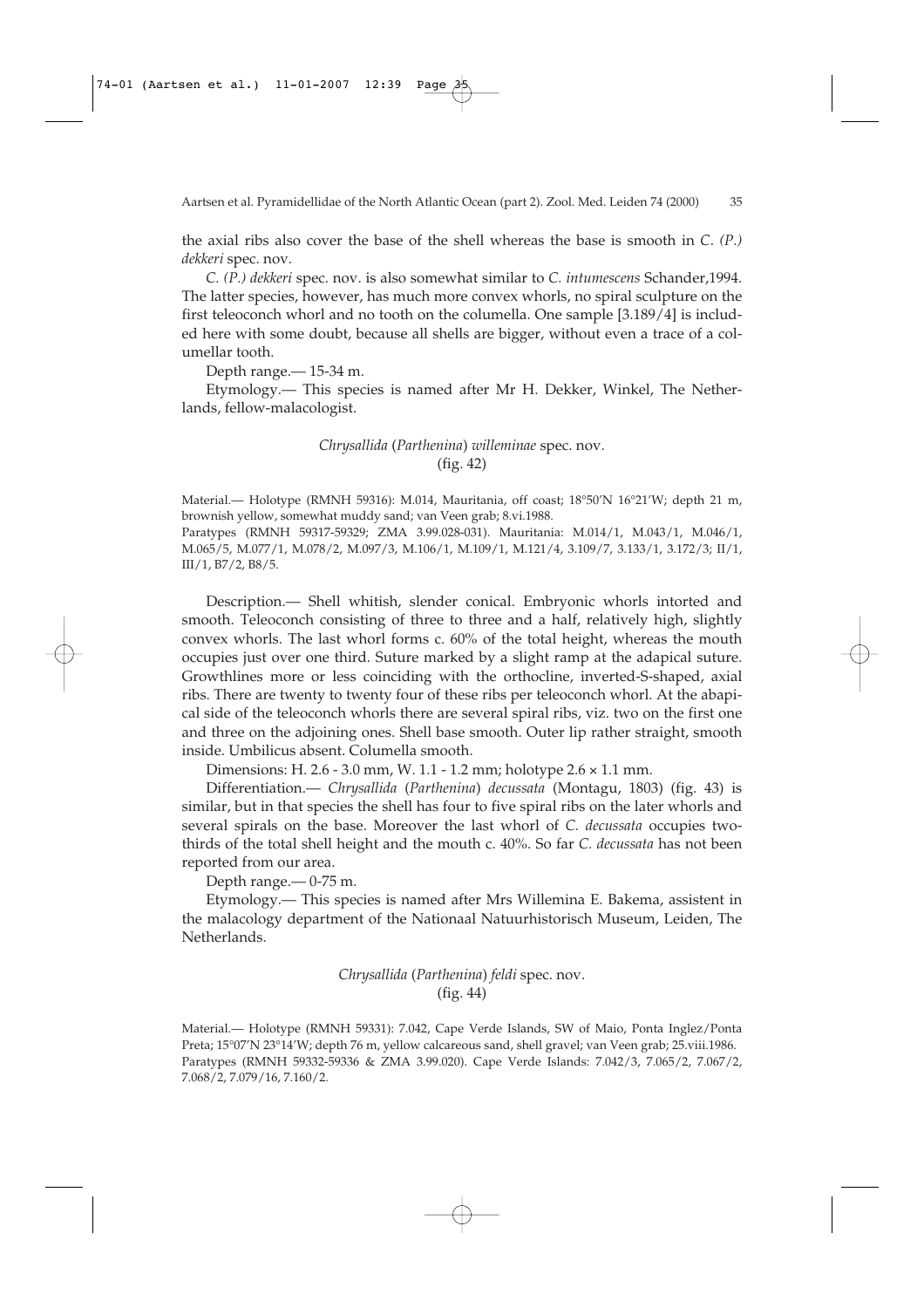the axial ribs also cover the base of the shell whereas the base is smooth in *C. (P.) dekkeri* spec. nov.

*C. (P.) dekkeri* spec. nov. is also somewhat similar to *C. intumescens* Schander,1994. The latter species, however, has much more convex whorls, no spiral sculpture on the first teleoconch whorl and no tooth on the columella. One sample [3.189/4] is included here with some doubt, because all shells are bigger, without even a trace of a columellar tooth.

Depth range.— 15-34 m.

Etymology.— This species is named after Mr H. Dekker, Winkel, The Netherlands, fellow-malacologist.

### *Chrysallida* (*Parthenina*) *willeminae* spec. nov.
(fig. 42)

Material.— Holotype (RMNH 59316): M.014, Mauritania, off coast; 18°50'N 16°21'W; depth 21 m, brownish yellow, somewhat muddy sand; van Veen grab; 8.vi.1988.
Paratypes (RMNH 59317-59329; ZMA 3.99.028-031). Mauritania: M.014/1, M.043/1, M.046/1, M.065/5, M.077/1, M.078/2, M.097/3, M.106/1, M.109/1, M.121/4, 3.109/7, 3.133/1, 3.172/3; II/1, III/1, B7/2, B8/5.

Description.— Shell whitish, slender conical. Embryonic whorls intorted and smooth. Teleoconch consisting of three to three and a half, relatively high, slightly convex whorls. The last whorl forms c. 60% of the total height, whereas the mouth occupies just over one third. Suture marked by a slight ramp at the adapical suture. Growthlines more or less coinciding with the orthocline, inverted-S-shaped, axial ribs. There are twenty to twenty four of these ribs per teleoconch whorl. At the abapical side of the teleoconch whorls there are several spiral ribs, viz. two on the first one and three on the adjoining ones. Shell base smooth. Outer lip rather straight, smooth inside. Umbilicus absent. Columella smooth.

Dimensions: H. 2.6 - 3.0 mm, W. 1.1 - 1.2 mm; holotype 2.6 × 1.1 mm.

Differentiation.— *Chrysallida* (*Parthenina*) *decussata* (Montagu, 1803) (fig. 43) is similar, but in that species the shell has four to five spiral ribs on the later whorls and several spirals on the base. Moreover the last whorl of *C. decussata* occupies two-thirds of the total shell height and the mouth c. 40%. So far *C. decussata* has not been reported from our area.

Depth range.— 0-75 m.

Etymology.— This species is named after Mrs Willemina E. Bakema, assistent in the malacology department of the Nationaal Natuurhistorisch Museum, Leiden, The Netherlands.

### *Chrysallida* (*Parthenina*) *feldi* spec. nov.
(fig. 44)

Material.— Holotype (RMNH 59331): 7.042, Cape Verde Islands, SW of Maio, Ponta Inglez/Ponta Preta; 15°07'N 23°14'W; depth 76 m, yellow calcareous sand, shell gravel; van Veen grab; 25.viii.1986.
Paratypes (RMNH 59332-59336 & ZMA 3.99.020). Cape Verde Islands: 7.042/3, 7.065/2, 7.067/2, 7.068/2, 7.079/16, 7.160/2.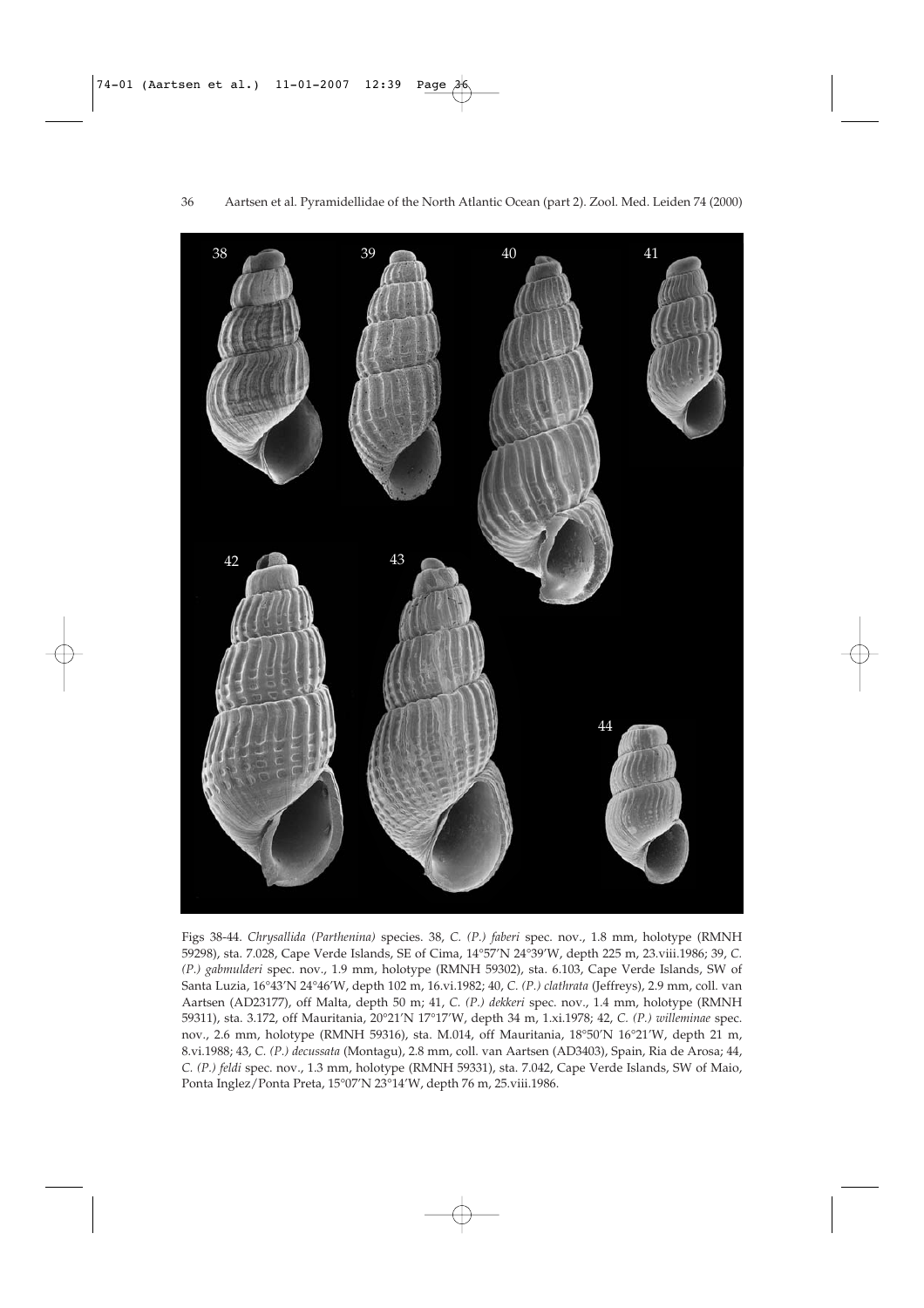Figs 38-44. *Chrysallida (Parthenina)* species. 38, *C. (P.) faberi* spec. nov., 1.8 mm, holotype (RMNH 59298), sta. 7.028, Cape Verde Islands, SE of Cima, 14°57'N 24°39'W, depth 225 m, 23.viii.1986; 39, *C. (P.) gabmulderi* spec. nov., 1.9 mm, holotype (RMNH 59302), sta. 6.103, Cape Verde Islands, SW of Santa Luzia, 16°43'N 24°46'W, depth 102 m, 16.vi.1982; 40, *C. (P.) clathrata* (Jeffreys), 2.9 mm, coll. van Aartsen (AD23177), off Malta, depth 50 m; 41, *C. (P.) dekkeri* spec. nov., 1.4 mm, holotype (RMNH 59311), sta. 3.172, off Mauritania, 20°21'N 17°17'W, depth 34 m, 1.xi.1978; 42, *C. (P.) willeminae* spec. nov., 2.6 mm, holotype (RMNH 59316), sta. M.014, off Mauritania, 18°50'N 16°21'W, depth 21 m, 8.vi.1988; 43, *C. (P.) decussata* (Montagu), 2.8 mm, coll. van Aartsen (AD3403), Spain, Ria de Arosa; 44, *C. (P.) feldi* spec. nov., 1.3 mm, holotype (RMNH 59331), sta. 7.042, Cape Verde Islands, SW of Maio, Ponta Inglez/Ponta Preta, 15°07'N 23°14'W, depth 76 m, 25.viii.1986.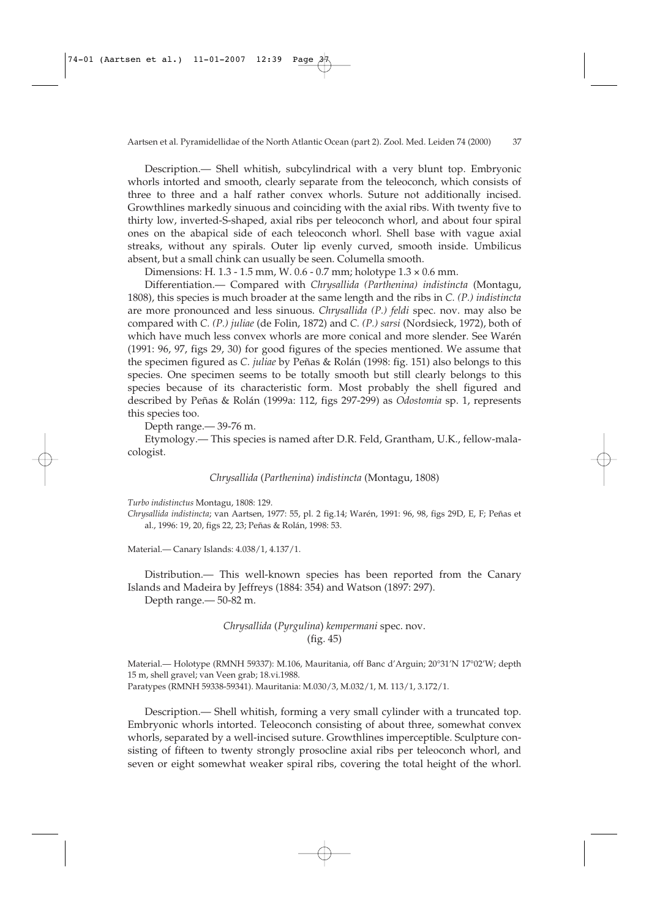Description.— Shell whitish, subcylindrical with a very blunt top. Embryonic whorls intorted and smooth, clearly separate from the teleoconch, which consists of three to three and a half rather convex whorls. Suture not additionally incised. Growthlines markedly sinuous and coinciding with the axial ribs. With twenty five to thirty low, inverted-S-shaped, axial ribs per teleoconch whorl, and about four spiral ones on the abapical side of each teleoconch whorl. Shell base with vague axial streaks, without any spirals. Outer lip evenly curved, smooth inside. Umbilicus absent, but a small chink can usually be seen. Columella smooth.

Dimensions: H. 1.3 - 1.5 mm, W. 0.6 - 0.7 mm; holotype 1.3 × 0.6 mm.

Differentiation.— Compared with *Chrysallida (Parthenina) indistincta* (Montagu, 1808), this species is much broader at the same length and the ribs in *C. (P.) indistincta* are more pronounced and less sinuous. *Chrysallida (P.) feldi* spec. nov. may also be compared with *C. (P.) juliae* (de Folin, 1872) and *C. (P.) sarsi* (Nordsieck, 1972), both of which have much less convex whorls are more conical and more slender. See Warén (1991: 96, 97, figs 29, 30) for good figures of the species mentioned. We assume that the specimen figured as *C. juliae* by Peñas & Rolán (1998: fig. 151) also belongs to this species. One specimen seems to be totally smooth but still clearly belongs to this species because of its characteristic form. Most probably the shell figured and described by Peñas & Rolán (1999a: 112, figs 297-299) as *Odostomia* sp. 1, represents this species too.

Depth range.— 39-76 m.

Etymology.— This species is named after D.R. Feld, Grantham, U.K., fellow-malacologist.

### *Chrysallida* (*Parthenina*) *indistincta* (Montagu, 1808)

*Turbo indistinctus* Montagu, 1808: 129.
*Chrysallida indistincta*; van Aartsen, 1977: 55, pl. 2 fig.14; Warén, 1991: 96, 98, figs 29D, E, F; Peñas et al., 1996: 19, 20, figs 22, 23; Peñas & Rolán, 1998: 53.

Material.— Canary Islands: 4.038/1, 4.137/1.

Distribution.— This well-known species has been reported from the Canary Islands and Madeira by Jeffreys (1884: 354) and Watson (1897: 297).

Depth range.— 50-82 m.

### *Chrysallida* (*Pyrgulina*) *kempermani* spec. nov.
(fig. 45)

Material.— Holotype (RMNH 59337): M.106, Mauritania, off Banc d'Arguin; 20°31'N 17°02'W; depth 15 m, shell gravel; van Veen grab; 18.vi.1988.
Paratypes (RMNH 59338-59341). Mauritania: M.030/3, M.032/1, M. 113/1, 3.172/1.

Description.— Shell whitish, forming a very small cylinder with a truncated top. Embryonic whorls intorted. Teleoconch consisting of about three, somewhat convex whorls, separated by a well-incised suture. Growthlines imperceptible. Sculpture consisting of fifteen to twenty strongly prosocline axial ribs per teleoconch whorl, and seven or eight somewhat weaker spiral ribs, covering the total height of the whorl.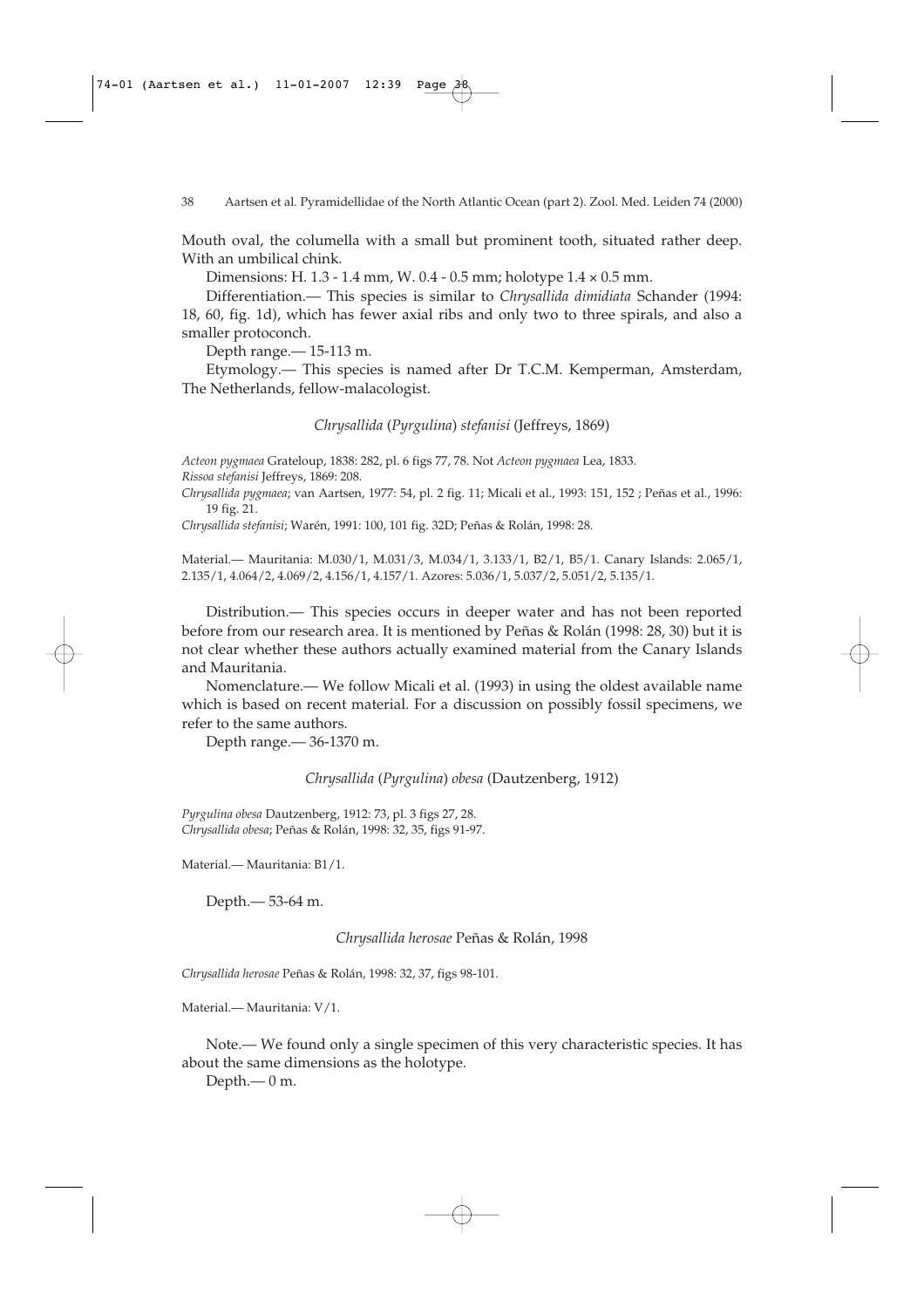Mouth oval, the columella with a small but prominent tooth, situated rather deep. With an umbilical chink.

Dimensions: H. 1.3 - 1.4 mm, W. 0.4 - 0.5 mm; holotype 1.4 × 0.5 mm.

Differentiation.— This species is similar to *Chrysallida dimidiata* Schander (1994: 18, 60, fig. 1d), which has fewer axial ribs and only two to three spirals, and also a smaller protoconch.

Depth range.— 15-113 m.

Etymology.— This species is named after Dr T.C.M. Kemperman, Amsterdam, The Netherlands, fellow-malacologist.

### *Chrysallida* (*Pyrgulina*) *stefanisi* (Jeffreys, 1869)

*Acteon pygmaea* Grateloup, 1838: 282, pl. 6 figs 77, 78. Not *Acteon pygmaea* Lea, 1833.
*Rissoa stefanisi* Jeffreys, 1869: 208.
*Chrysallida pygmaea*; van Aartsen, 1977: 54, pl. 2 fig. 11; Micali et al., 1993: 151, 152 ; Peñas et al., 1996: 19 fig. 21.
*Chrysallida stefanisi*; Warén, 1991: 100, 101 fig. 32D; Peñas & Rolán, 1998: 28.

Material.— Mauritania: M.030/1, M.031/3, M.034/1, 3.133/1, B2/1, B5/1. Canary Islands: 2.065/1, 2.135/1, 4.064/2, 4.069/2, 4.156/1, 4.157/1. Azores: 5.036/1, 5.037/2, 5.051/2, 5.135/1.

Distribution.— This species occurs in deeper water and has not been reported before from our research area. It is mentioned by Peñas & Rolán (1998: 28, 30) but it is not clear whether these authors actually examined material from the Canary Islands and Mauritania.

Nomenclature.— We follow Micali et al. (1993) in using the oldest available name which is based on recent material. For a discussion on possibly fossil specimens, we refer to the same authors.

Depth range.— 36-1370 m.

### *Chrysallida* (*Pyrgulina*) *obesa* (Dautzenberg, 1912)

*Pyrgulina obesa* Dautzenberg, 1912: 73, pl. 3 figs 27, 28.
*Chrysallida obesa*; Peñas & Rolán, 1998: 32, 35, figs 91-97.

Material.— Mauritania: B1/1.

Depth.— 53-64 m.

### *Chrysallida herosae* Peñas & Rolán, 1998

*Chrysallida herosae* Peñas & Rolán, 1998: 32, 37, figs 98-101.

Material.— Mauritania: V/1.

Note.— We found only a single specimen of this very characteristic species. It has about the same dimensions as the holotype.

Depth.— 0 m.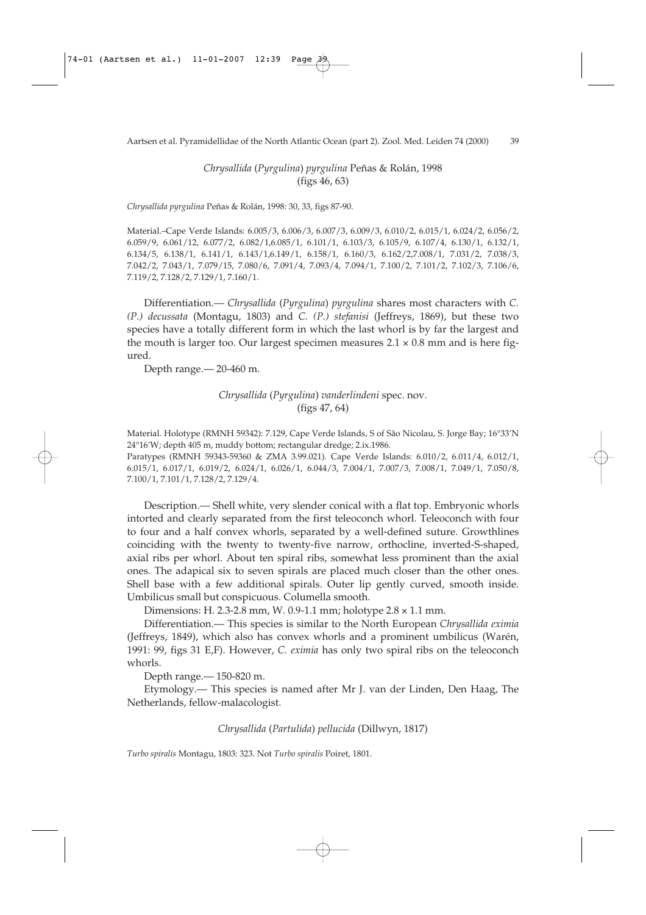### *Chrysallida* (*Pyrgulina*) *pyrgulina* Peñas & Rolán, 1998
(figs 46, 63)

*Chrysallida pyrgulina* Peñas & Rolán, 1998: 30, 33, figs 87-90.

Material.–Cape Verde Islands: 6.005/3, 6.006/3, 6.007/3, 6.009/3, 6.010/2, 6.015/1, 6.024/2, 6.056/2, 6.059/9, 6.061/12, 6.077/2, 6.082/1,6.085/1, 6.101/1, 6.103/3, 6.105/9, 6.107/4, 6.130/1, 6.132/1, 6.134/5, 6.138/1, 6.141/1, 6.143/1,6.149/1, 6.158/1, 6.160/3, 6.162/2,7.008/1, 7.031/2, 7.038/3, 7.042/2, 7.043/1, 7.079/15, 7.080/6, 7.091/4, 7.093/4, 7.094/1, 7.100/2, 7.101/2, 7.102/3, 7.106/6, 7.119/2, 7.128/2, 7.129/1, 7.160/1.

Differentiation.— *Chrysallida* (*Pyrgulina*) *pyrgulina* shares most characters with *C. (P.) decussata* (Montagu, 1803) and *C. (P.) stefanisi* (Jeffreys, 1869), but these two species have a totally different form in which the last whorl is by far the largest and the mouth is larger too. Our largest specimen measures 2.1 × 0.8 mm and is here figured.

Depth range.— 20-460 m.

### *Chrysallida* (*Pyrgulina*) *vanderlindeni* spec. nov.
(figs 47, 64)

Material. Holotype (RMNH 59342): 7.129, Cape Verde Islands, S of São Nicolau, S. Jorge Bay; 16°33'N 24°16'W; depth 405 m, muddy bottom; rectangular dredge; 2.ix.1986.
Paratypes (RMNH 59343-59360 & ZMA 3.99.021). Cape Verde Islands: 6.010/2, 6.011/4, 6.012/1, 6.015/1, 6.017/1, 6.019/2, 6.024/1, 6.026/1, 6.044/3, 7.004/1, 7.007/3, 7.008/1, 7.049/1, 7.050/8, 7.100/1, 7.101/1, 7.128/2, 7.129/4.

Description.— Shell white, very slender conical with a flat top. Embryonic whorls intorted and clearly separated from the first teleoconch whorl. Teleoconch with four to four and a half convex whorls, separated by a well-defined suture. Growthlines coinciding with the twenty to twenty-five narrow, orthocline, inverted-S-shaped, axial ribs per whorl. About ten spiral ribs, somewhat less prominent than the axial ones. The adapical six to seven spirals are placed much closer than the other ones. Shell base with a few additional spirals. Outer lip gently curved, smooth inside. Umbilicus small but conspicuous. Columella smooth.

Dimensions: H. 2.3-2.8 mm, W. 0.9-1.1 mm; holotype 2.8 × 1.1 mm.

Differentiation.— This species is similar to the North European *Chrysallida eximia* (Jeffreys, 1849), which also has convex whorls and a prominent umbilicus (Warén, 1991: 99, figs 31 E,F). However, *C. eximia* has only two spiral ribs on the teleoconch whorls.

Depth range.— 150-820 m.

Etymology.— This species is named after Mr J. van der Linden, Den Haag, The Netherlands, fellow-malacologist.

### *Chrysallida* (*Partulida*) *pellucida* (Dillwyn, 1817)

*Turbo spiralis* Montagu, 1803: 323. Not *Turbo spiralis* Poiret, 1801.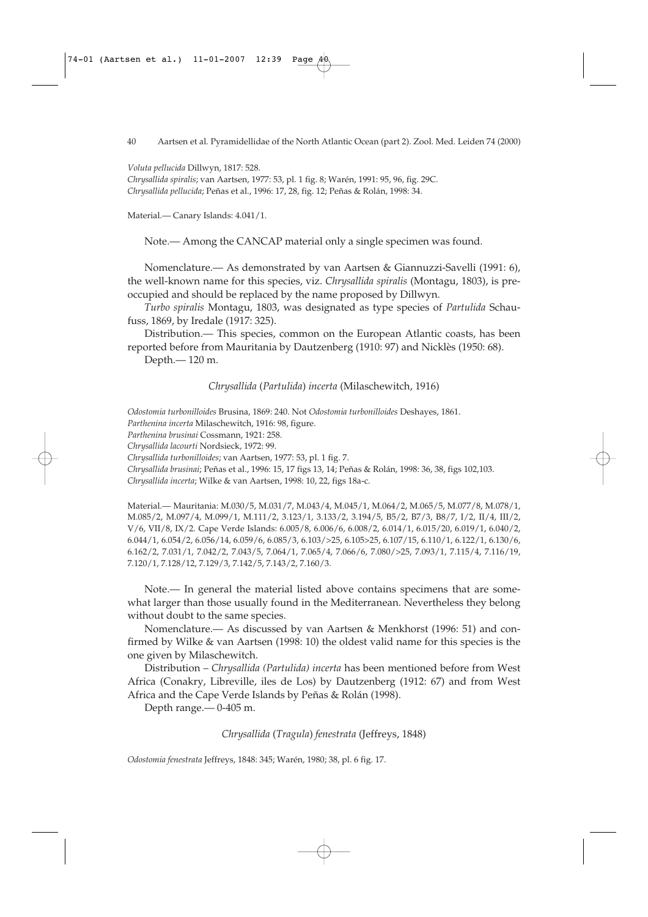*Voluta pellucida* Dillwyn, 1817: 528.
*Chrysallida spiralis*; van Aartsen, 1977: 53, pl. 1 fig. 8; Warén, 1991: 95, 96, fig. 29C.
*Chrysallida pellucida*; Peñas et al., 1996: 17, 28, fig. 12; Peñas & Rolán, 1998: 34.

Material.— Canary Islands: 4.041/1.

Note.— Among the CANCAP material only a single specimen was found.

Nomenclature.— As demonstrated by van Aartsen & Giannuzzi-Savelli (1991: 6), the well-known name for this species, viz. *Chrysallida spiralis* (Montagu, 1803), is preoccupied and should be replaced by the name proposed by Dillwyn.

*Turbo spiralis* Montagu, 1803, was designated as type species of *Partulida* Schaufuss, 1869, by Iredale (1917: 325).

Distribution.— This species, common on the European Atlantic coasts, has been reported before from Mauritania by Dautzenberg (1910: 97) and Nicklès (1950: 68).

Depth.— 120 m.

### *Chrysallida* (*Partulida*) *incerta* (Milaschewitch, 1916)

*Odostomia turbonilloides* Brusina, 1869: 240. Not *Odostomia turbonilloides* Deshayes, 1861.
*Parthenina incerta* Milaschewitch, 1916: 98, figure.
*Parthenina brusinai* Cossmann, 1921: 258.
*Chrysallida lacourti* Nordsieck, 1972: 99.
*Chrysallida turbonilloides*; van Aartsen, 1977: 53, pl. 1 fig. 7.
*Chrysallida brusinai*; Peñas et al., 1996: 15, 17 figs 13, 14; Peñas & Rolán, 1998: 36, 38, figs 102,103.
*Chrysallida incerta*; Wilke & van Aartsen, 1998: 10, 22, figs 18a-c.

Material.— Mauritania: M.030/5, M.031/7, M.043/4, M.045/1, M.064/2, M.065/5, M.077/8, M.078/1, M.085/2, M.097/4, M.099/1, M.111/2, 3.123/1, 3.133/2, 3.194/5, B5/2, B7/3, B8/7, I/2, II/4, III/2, V/6, VII/8, IX/2. Cape Verde Islands: 6.005/8, 6.006/6, 6.008/2, 6.014/1, 6.015/20, 6.019/1, 6.040/2, 6.044/1, 6.054/2, 6.056/14, 6.059/6, 6.085/3, 6.103/>25, 6.105>25, 6.107/15, 6.110/1, 6.122/1, 6.130/6, 6.162/2, 7.031/1, 7.042/2, 7.043/5, 7.064/1, 7.065/4, 7.066/6, 7.080/>25, 7.093/1, 7.115/4, 7.116/19, 7.120/1, 7.128/12, 7.129/3, 7.142/5, 7.143/2, 7.160/3.

Note.— In general the material listed above contains specimens that are somewhat larger than those usually found in the Mediterranean. Nevertheless they belong without doubt to the same species.

Nomenclature.— As discussed by van Aartsen & Menkhorst (1996: 51) and confirmed by Wilke & van Aartsen (1998: 10) the oldest valid name for this species is the one given by Milaschewitch.

Distribution – *Chrysallida (Partulida) incerta* has been mentioned before from West Africa (Conakry, Libreville, iles de Los) by Dautzenberg (1912: 67) and from West Africa and the Cape Verde Islands by Peñas & Rolán (1998).

Depth range.— 0-405 m.

### *Chrysallida* (*Tragula*) *fenestrata* (Jeffreys, 1848)

*Odostomia fenestrata* Jeffreys, 1848: 345; Warén, 1980; 38, pl. 6 fig. 17.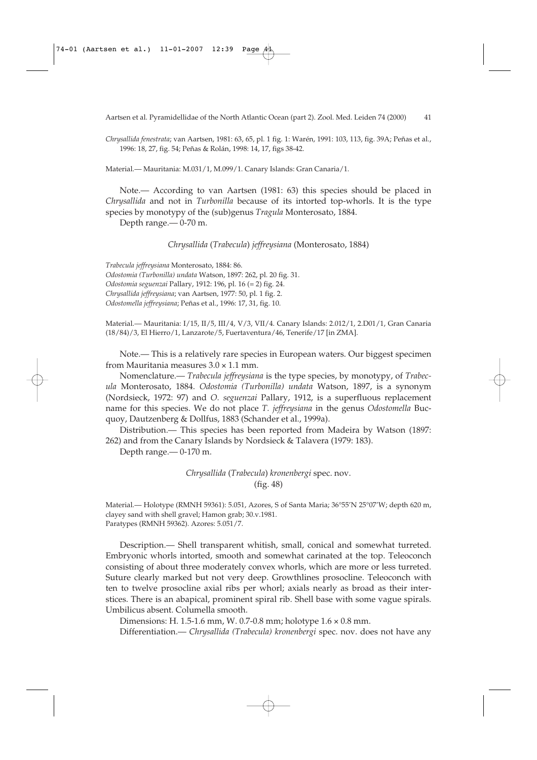*Chrysallida fenestrata*; van Aartsen, 1981: 63, 65, pl. 1 fig. 1: Warén, 1991: 103, 113, fig. 39A; Peñas et al., 1996: 18, 27, fig. 54; Peñas & Rolán, 1998: 14, 17, figs 38-42.

Material.— Mauritania: M.031/1, M.099/1. Canary Islands: Gran Canaria/1.

Note.— According to van Aartsen (1981: 63) this species should be placed in *Chrysallida* and not in *Turbonilla* because of its intorted top-whorls. It is the type species by monotypy of the (sub)genus *Tragula* Monterosato, 1884.

Depth range.— 0-70 m.

### *Chrysallida* (*Trabecula*) *jeffreysiana* (Monterosato, 1884)

*Trabecula jeffreysiana* Monterosato, 1884: 86.
*Odostomia (Turbonilla) undata* Watson, 1897: 262, pl. 20 fig. 31.
*Odostomia seguenzai* Pallary, 1912: 196, pl. 16 (= 2) fig. 24.
*Chrysallida jeffreysiana*; van Aartsen, 1977: 50, pl. 1 fig. 2.
*Odostomella jeffreysiana*; Peñas et al., 1996: 17, 31, fig. 10.

Material.— Mauritania: I/15, II/5, III/4, V/3, VII/4. Canary Islands: 2.012/1, 2.D01/1, Gran Canaria (18/84)/3, El Hierro/1, Lanzarote/5, Fuertaventura/46, Tenerife/17 [in ZMA].

Note.— This is a relatively rare species in European waters. Our biggest specimen from Mauritania measures 3.0 × 1.1 mm.

Nomenclature.— *Trabecula jeffreysiana* is the type species, by monotypy, of *Trabecula* Monterosato, 1884. *Odostomia (Turbonilla) undata* Watson, 1897, is a synonym (Nordsieck, 1972: 97) and *O. seguenzai* Pallary, 1912, is a superfluous replacement name for this species. We do not place *T. jeffreysiana* in the genus *Odostomella* Bucquoy, Dautzenberg & Dollfus, 1883 (Schander et al., 1999a).

Distribution.— This species has been reported from Madeira by Watson (1897: 262) and from the Canary Islands by Nordsieck & Talavera (1979: 183).

Depth range.— 0-170 m.

### *Chrysallida* (*Trabecula*) *kronenbergi* spec. nov.
(fig. 48)

Material.— Holotype (RMNH 59361): 5.051, Azores, S of Santa Maria; 36°55'N 25°07'W; depth 620 m, clayey sand with shell gravel; Hamon grab; 30.v.1981.
Paratypes (RMNH 59362). Azores: 5.051/7.

Description.— Shell transparent whitish, small, conical and somewhat turreted. Embryonic whorls intorted, smooth and somewhat carinated at the top. Teleoconch consisting of about three moderately convex whorls, which are more or less turreted. Suture clearly marked but not very deep. Growthlines prosocline. Teleoconch with ten to twelve prosocline axial ribs per whorl; axials nearly as broad as their interstices. There is an abapical, prominent spiral rib. Shell base with some vague spirals. Umbilicus absent. Columella smooth.

Dimensions: H. 1.5-1.6 mm, W. 0.7-0.8 mm; holotype 1.6 × 0.8 mm.

Differentiation.— *Chrysallida (Trabecula) kronenbergi* spec. nov. does not have any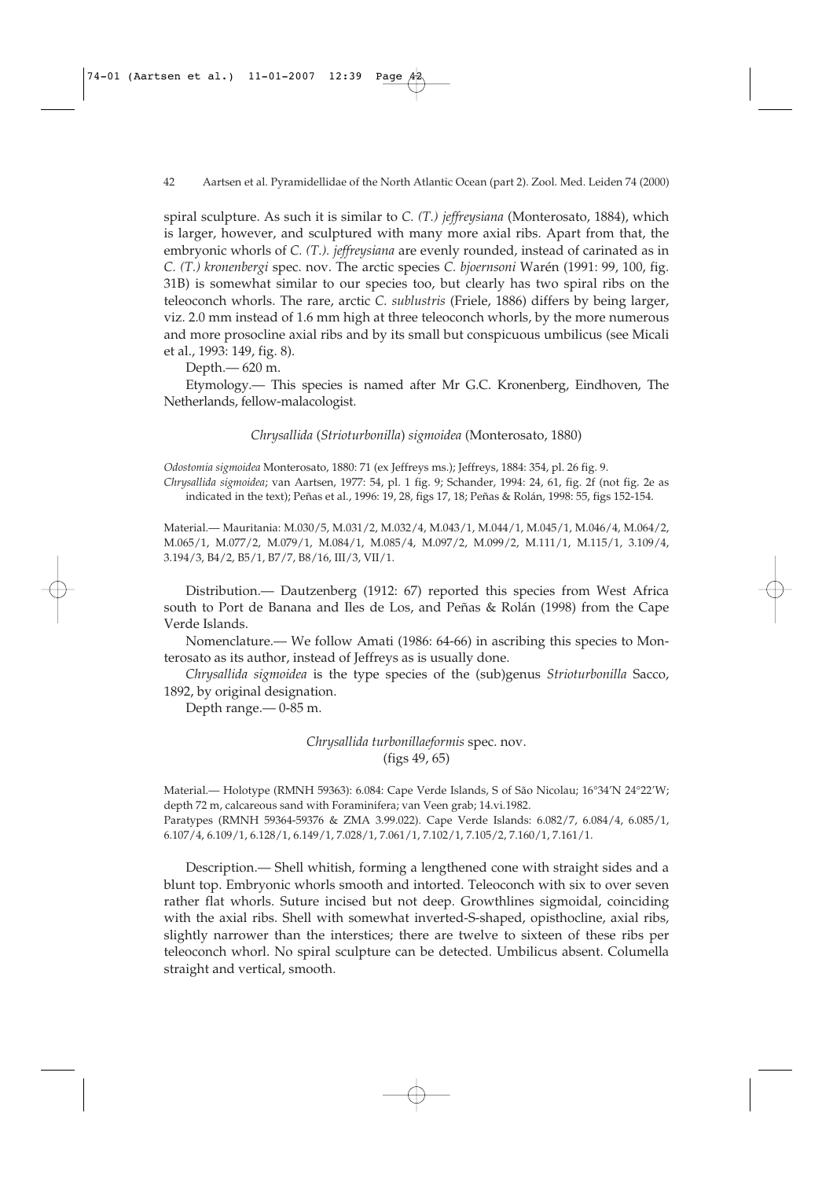spiral sculpture. As such it is similar to *C. (T.) jeffreysiana* (Monterosato, 1884), which is larger, however, and sculptured with many more axial ribs. Apart from that, the embryonic whorls of *C. (T.). jeffreysiana* are evenly rounded, instead of carinated as in *C. (T.) kronenbergi* spec. nov. The arctic species *C. bjoernsoni* Warén (1991: 99, 100, fig. 31B) is somewhat similar to our species too, but clearly has two spiral ribs on the teleoconch whorls. The rare, arctic *C. sublustris* (Friele, 1886) differs by being larger, viz. 2.0 mm instead of 1.6 mm high at three teleoconch whorls, by the more numerous and more prosocline axial ribs and by its small but conspicuous umbilicus (see Micali et al., 1993: 149, fig. 8).

Depth.— 620 m.

Etymology.— This species is named after Mr G.C. Kronenberg, Eindhoven, The Netherlands, fellow-malacologist.

### *Chrysallida* (*Strioturbonilla*) *sigmoidea* (Monterosato, 1880)

*Odostomia sigmoidea* Monterosato, 1880: 71 (ex Jeffreys ms.); Jeffreys, 1884: 354, pl. 26 fig. 9.
*Chrysallida sigmoidea*; van Aartsen, 1977: 54, pl. 1 fig. 9; Schander, 1994: 24, 61, fig. 2f (not fig. 2e as indicated in the text); Peñas et al., 1996: 19, 28, figs 17, 18; Peñas & Rolán, 1998: 55, figs 152-154.

Material.— Mauritania: M.030/5, M.031/2, M.032/4, M.043/1, M.044/1, M.045/1, M.046/4, M.064/2, M.065/1, M.077/2, M.079/1, M.084/1, M.085/4, M.097/2, M.099/2, M.111/1, M.115/1, 3.109/4, 3.194/3, B4/2, B5/1, B7/7, B8/16, III/3, VII/1.

Distribution.— Dautzenberg (1912: 67) reported this species from West Africa south to Port de Banana and Iles de Los, and Peñas & Rolán (1998) from the Cape Verde Islands.

Nomenclature.— We follow Amati (1986: 64-66) in ascribing this species to Monterosato as its author, instead of Jeffreys as is usually done.

*Chrysallida sigmoidea* is the type species of the (sub)genus *Strioturbonilla* Sacco, 1892, by original designation.

Depth range.— 0-85 m.

### *Chrysallida turbonillaeformis* spec. nov.
(figs 49, 65)

Material.— Holotype (RMNH 59363): 6.084: Cape Verde Islands, S of São Nicolau; 16°34'N 24°22'W; depth 72 m, calcareous sand with Foraminifera; van Veen grab; 14.vi.1982.
Paratypes (RMNH 59364-59376 & ZMA 3.99.022). Cape Verde Islands: 6.082/7, 6.084/4, 6.085/1, 6.107/4, 6.109/1, 6.128/1, 6.149/1, 7.028/1, 7.061/1, 7.102/1, 7.105/2, 7.160/1, 7.161/1.

Description.— Shell whitish, forming a lengthened cone with straight sides and a blunt top. Embryonic whorls smooth and intorted. Teleoconch with six to over seven rather flat whorls. Suture incised but not deep. Growthlines sigmoidal, coinciding with the axial ribs. Shell with somewhat inverted-S-shaped, opisthocline, axial ribs, slightly narrower than the interstices; there are twelve to sixteen of these ribs per teleoconch whorl. No spiral sculpture can be detected. Umbilicus absent. Columella straight and vertical, smooth.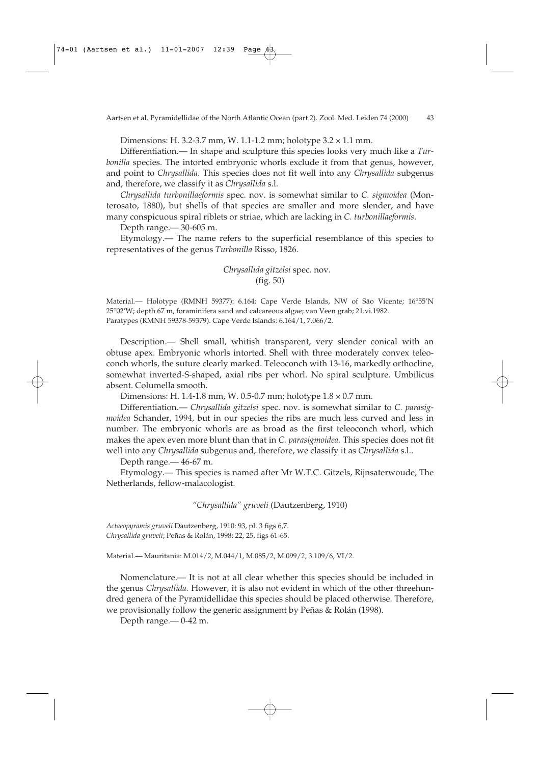Dimensions: H. 3.2-3.7 mm, W. 1.1-1.2 mm; holotype 3.2 × 1.1 mm.

Differentiation.— In shape and sculpture this species looks very much like a *Turbonilla* species. The intorted embryonic whorls exclude it from that genus, however, and point to *Chrysallida*. This species does not fit well into any *Chrysallida* subgenus and, therefore, we classify it as *Chrysallida* s.l.

*Chrysallida turbonillaeformis* spec. nov. is somewhat similar to *C. sigmoidea* (Monterosato, 1880), but shells of that species are smaller and more slender, and have many conspicuous spiral riblets or striae, which are lacking in *C. turbonillaeformis*.

Depth range.— 30-605 m.

Etymology.— The name refers to the superficial resemblance of this species to representatives of the genus *Turbonilla* Risso, 1826.

### *Chrysallida gitzelsi* spec. nov.
(fig. 50)

Material.— Holotype (RMNH 59377): 6.164: Cape Verde Islands, NW of São Vicente; 16°55′N 25°02′W; depth 67 m, foraminifera sand and calcareous algae; van Veen grab; 21.vi.1982.
Paratypes (RMNH 59378-59379). Cape Verde Islands: 6.164/1, 7.066/2.

Description.— Shell small, whitish transparent, very slender conical with an obtuse apex. Embryonic whorls intorted. Shell with three moderately convex teleoconch whorls, the suture clearly marked. Teleoconch with 13-16, markedly orthocline, somewhat inverted-S-shaped, axial ribs per whorl. No spiral sculpture. Umbilicus absent. Columella smooth.

Dimensions: H. 1.4-1.8 mm, W. 0.5-0.7 mm; holotype 1.8 × 0.7 mm.

Differentiation.— *Chrysallida gitzelsi* spec. nov. is somewhat similar to *C. parasigmoidea* Schander, 1994, but in our species the ribs are much less curved and less in number. The embryonic whorls are as broad as the first teleoconch whorl, which makes the apex even more blunt than that in *C. parasigmoidea*. This species does not fit well into any *Chrysallida* subgenus and, therefore, we classify it as *Chrysallida* s.l..

Depth range.— 46-67 m.

Etymology.— This species is named after Mr W.T.C. Gitzels, Rijnsaterwoude, The Netherlands, fellow-malacologist.

### *"Chrysallida" gruveli* (Dautzenberg, 1910)

*Actaeopyramis gruveli* Dautzenberg, 1910: 93, pl. 3 figs 6,7.
*Chrysallida gruveli*; Peñas & Rolán, 1998: 22, 25, figs 61-65.

Material.— Mauritania: M.014/2, M.044/1, M.085/2, M.099/2, 3.109/6, VI/2.

Nomenclature.— It is not at all clear whether this species should be included in the genus *Chrysallida*. However, it is also not evident in which of the other threehundred genera of the Pyramidellidae this species should be placed otherwise. Therefore, we provisionally follow the generic assignment by Peñas & Rolán (1998).

Depth range.— 0-42 m.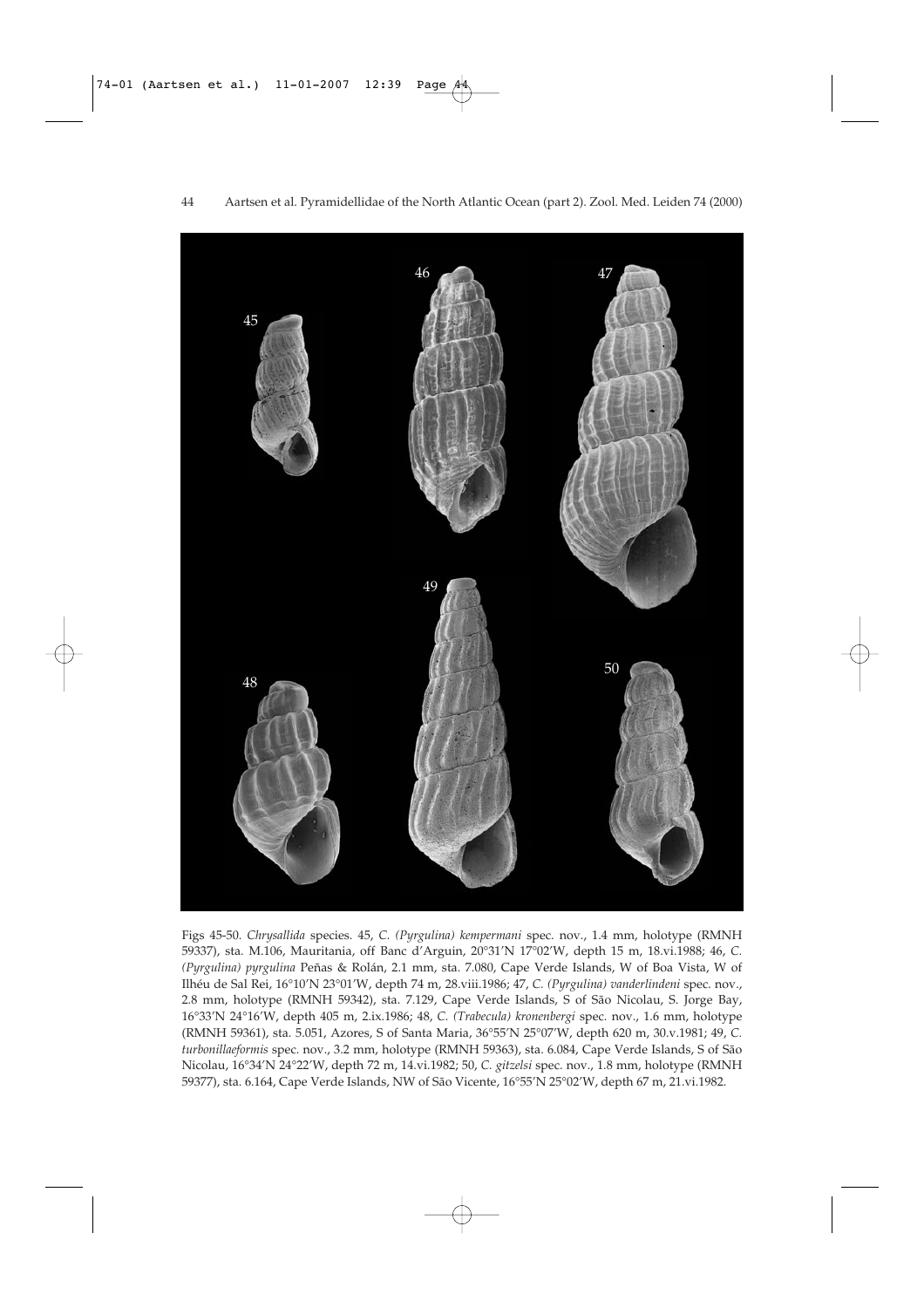Figs 45-50. *Chrysallida* species. 45, *C. (Pyrgulina) kempermani* spec. nov., 1.4 mm, holotype (RMNH 59337), sta. M.106, Mauritania, off Banc d'Arguin, 20°31'N 17°02'W, depth 15 m, 18.vi.1988; 46, *C. (Pyrgulina) pyrgulina* Peñas & Rolán, 2.1 mm, sta. 7.080, Cape Verde Islands, W of Boa Vista, W of Ilhéu de Sal Rei, 16°10'N 23°01'W, depth 74 m, 28.viii.1986; 47, *C. (Pyrgulina) vanderlindeni* spec. nov., 2.8 mm, holotype (RMNH 59342), sta. 7.129, Cape Verde Islands, S of São Nicolau, S. Jorge Bay, 16°33'N 24°16'W, depth 405 m, 2.ix.1986; 48, *C. (Trabecula) kronenbergi* spec. nov., 1.6 mm, holotype (RMNH 59361), sta. 5.051, Azores, S of Santa Maria, 36°55'N 25°07'W, depth 620 m, 30.v.1981; 49, *C. turbonillaeformis* spec. nov., 3.2 mm, holotype (RMNH 59363), sta. 6.084, Cape Verde Islands, S of São Nicolau, 16°34'N 24°22'W, depth 72 m, 14.vi.1982; 50, *C. gitzelsi* spec. nov., 1.8 mm, holotype (RMNH 59377), sta. 6.164, Cape Verde Islands, NW of São Vicente, 16°55'N 25°02'W, depth 67 m, 21.vi.1982.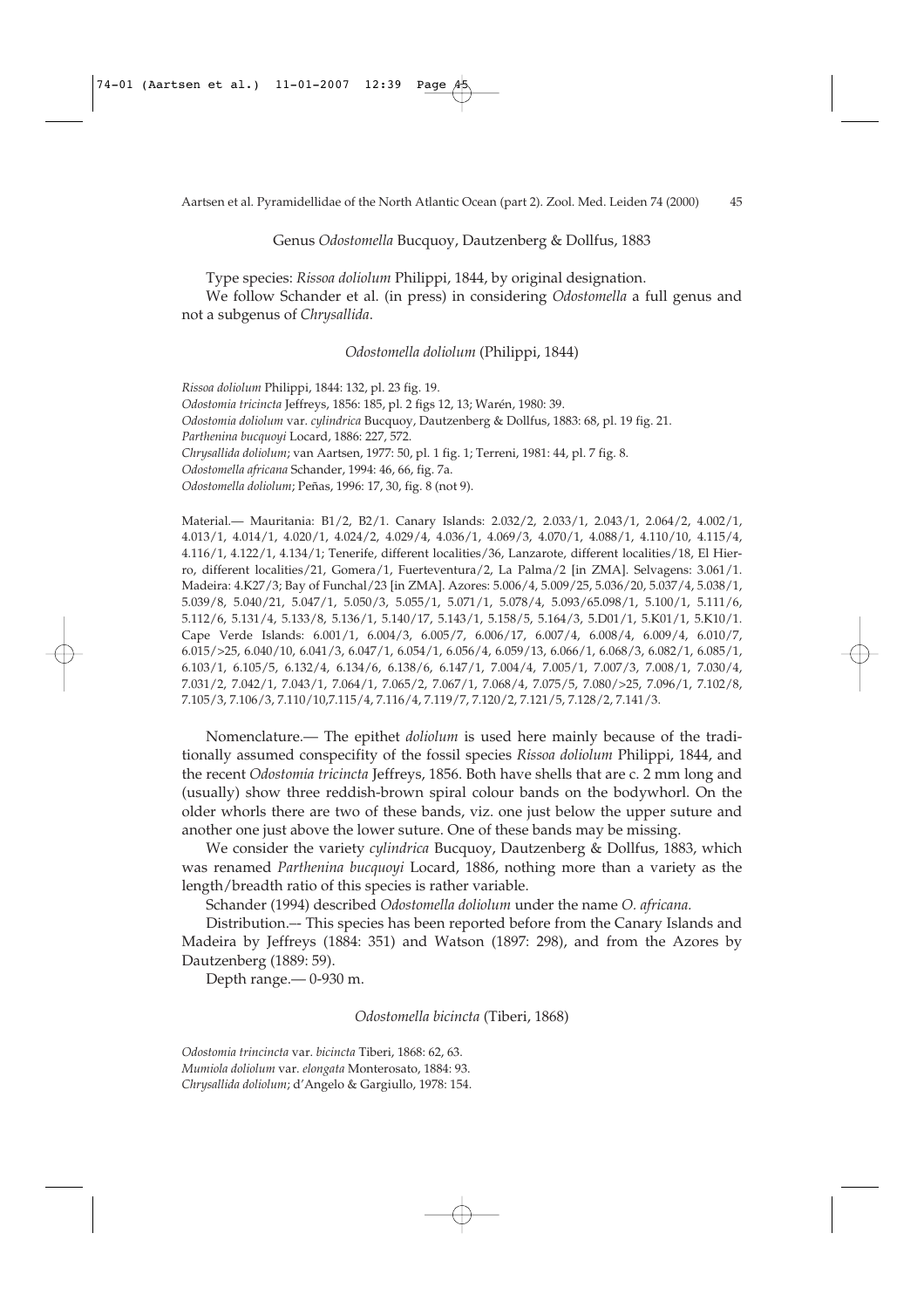## Genus *Odostomella* Bucquoy, Dautzenberg & Dollfus, 1883

Type species: *Rissoa doliolum* Philippi, 1844, by original designation.

We follow Schander et al. (in press) in considering *Odostomella* a full genus and not a subgenus of *Chrysallida*.

### *Odostomella doliolum* (Philippi, 1844)

*Rissoa doliolum* Philippi, 1844: 132, pl. 23 fig. 19.
*Odostomia tricincta* Jeffreys, 1856: 185, pl. 2 figs 12, 13; Warén, 1980: 39.
*Odostomia doliolum* var. *cylindrica* Bucquoy, Dautzenberg & Dollfus, 1883: 68, pl. 19 fig. 21.
*Parthenina bucquoyi* Locard, 1886: 227, 572.
*Chrysallida doliolum*; van Aartsen, 1977: 50, pl. 1 fig. 1; Terreni, 1981: 44, pl. 7 fig. 8.
*Odostomella africana* Schander, 1994: 46, 66, fig. 7a.
*Odostomella doliolum*; Peñas, 1996: 17, 30, fig. 8 (not 9).

Material.— Mauritania: B1/2, B2/1. Canary Islands: 2.032/2, 2.033/1, 2.043/1, 2.064/2, 4.002/1, 4.013/1, 4.014/1, 4.020/1, 4.024/2, 4.029/4, 4.036/1, 4.069/3, 4.070/1, 4.088/1, 4.110/10, 4.115/4, 4.116/1, 4.122/1, 4.134/1; Tenerife, different localities/36, Lanzarote, different localities/18, El Hierro, different localities/21, Gomera/1, Fuerteventura/2, La Palma/2 [in ZMA]. Selvagens: 3.061/1. Madeira: 4.K27/3; Bay of Funchal/23 [in ZMA]. Azores: 5.006/4, 5.009/25, 5.036/20, 5.037/4, 5.038/1, 5.039/8, 5.040/21, 5.047/1, 5.050/3, 5.055/1, 5.071/1, 5.078/4, 5.093/65.098/1, 5.100/1, 5.111/6, 5.112/6, 5.131/4, 5.133/8, 5.136/1, 5.140/17, 5.143/1, 5.158/5, 5.164/3, 5.D01/1, 5.K01/1, 5.K10/1. Cape Verde Islands: 6.001/1, 6.004/3, 6.005/7, 6.006/17, 6.007/4, 6.008/4, 6.009/4, 6.010/7, 6.015/>25, 6.040/10, 6.041/3, 6.047/1, 6.054/1, 6.056/4, 6.059/13, 6.066/1, 6.068/3, 6.082/1, 6.085/1, 6.103/1, 6.105/5, 6.132/4, 6.134/6, 6.138/6, 6.147/1, 7.004/4, 7.005/1, 7.007/3, 7.008/1, 7.030/4, 7.031/2, 7.042/1, 7.043/1, 7.064/1, 7.065/2, 7.067/1, 7.068/4, 7.075/5, 7.080/>25, 7.096/1, 7.102/8, 7.105/3, 7.106/3, 7.110/10,7.115/4, 7.116/4, 7.119/7, 7.120/2, 7.121/5, 7.128/2, 7.141/3.

Nomenclature.— The epithet *doliolum* is used here mainly because of the traditionally assumed conspecifity of the fossil species *Rissoa doliolum* Philippi, 1844, and the recent *Odostomia tricincta* Jeffreys, 1856. Both have shells that are c. 2 mm long and (usually) show three reddish-brown spiral colour bands on the bodywhorl. On the older whorls there are two of these bands, viz. one just below the upper suture and another one just above the lower suture. One of these bands may be missing.

We consider the variety *cylindrica* Bucquoy, Dautzenberg & Dollfus, 1883, which was renamed *Parthenina bucquoyi* Locard, 1886, nothing more than a variety as the length/breadth ratio of this species is rather variable.

Schander (1994) described *Odostomella doliolum* under the name *O. africana.*

Distribution.–- This species has been reported before from the Canary Islands and Madeira by Jeffreys (1884: 351) and Watson (1897: 298), and from the Azores by Dautzenberg (1889: 59).

Depth range.— 0-930 m.

### *Odostomella bicincta* (Tiberi, 1868)

*Odostomia trincincta* var. *bicincta* Tiberi, 1868: 62, 63.
*Mumiola doliolum* var. *elongata* Monterosato, 1884: 93.
*Chrysallida doliolum*; d'Angelo & Gargiullo, 1978: 154.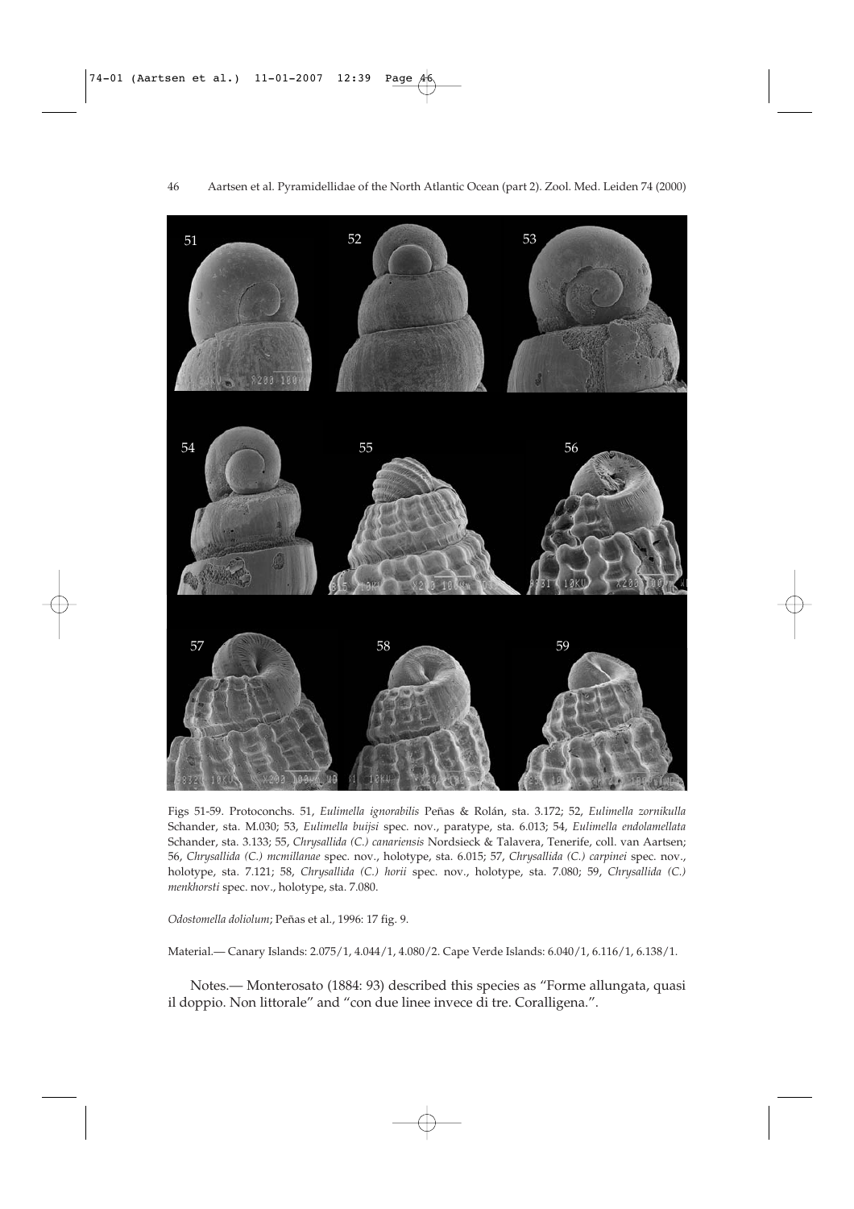Figs 51-59. Protoconchs. 51, *Eulimella ignorabilis* Peñas & Rolán, sta. 3.172; 52, *Eulimella zornikulla* Schander, sta. M.030; 53, *Eulimella buijsi* spec. nov., paratype, sta. 6.013; 54, *Eulimella endolamellata* Schander, sta. 3.133; 55, *Chrysallida (C.) canariensis* Nordsieck & Talavera, Tenerife, coll. van Aartsen; 56, *Chrysallida (C.) mcmillanae* spec. nov., holotype, sta. 6.015; 57, *Chrysallida (C.) carpinei* spec. nov., holotype, sta. 7.121; 58, *Chrysallida (C.) horii* spec. nov., holotype, sta. 7.080; 59, *Chrysallida (C.) menkhorsti* spec. nov., holotype, sta. 7.080.

*Odostomella doliolum*; Peñas et al., 1996: 17 fig. 9.

Material.— Canary Islands: 2.075/1, 4.044/1, 4.080/2. Cape Verde Islands: 6.040/1, 6.116/1, 6.138/1.

Notes.— Monterosato (1884: 93) described this species as "Forme allungata, quasi il doppio. Non littorale" and "con due linee invece di tre. Coralligena.".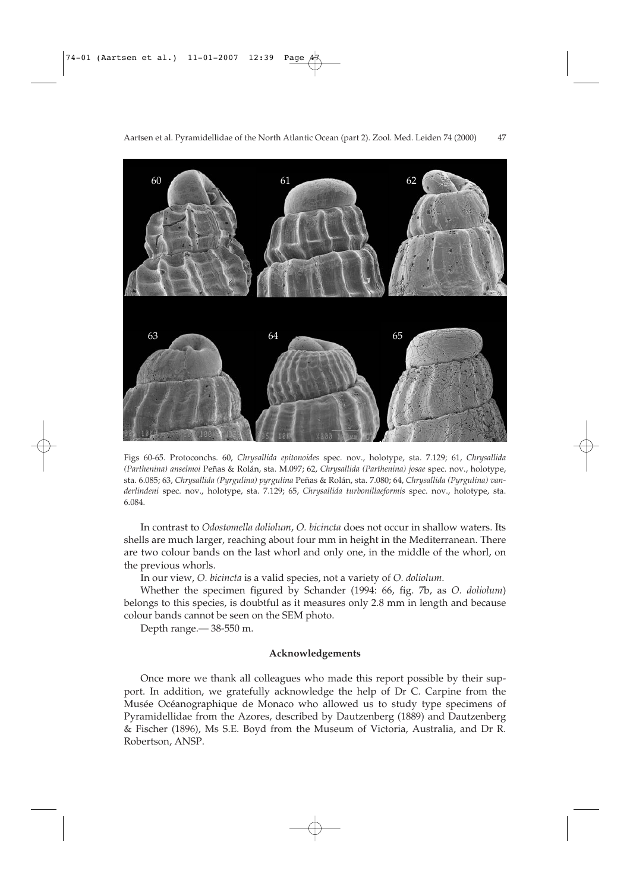Figs 60-65. Protoconchs. 60, *Chrysallida epitonoides* spec. nov., holotype, sta. 7.129; 61, *Chrysallida (Parthenina) anselmoi* Peñas & Rolán, sta. M.097; 62, *Chrysallida (Parthenina) josae* spec. nov., holotype, sta. 6.085; 63, *Chrysallida (Pyrgulina) pyrgulina* Peñas & Rolán, sta. 7.080; 64, *Chrysallida (Pyrgulina) vanderlindeni* spec. nov., holotype, sta. 7.129; 65, *Chrysallida turbonillaeformis* spec. nov., holotype, sta. 6.084.

In contrast to *Odostomella doliolum*, *O. bicincta* does not occur in shallow waters. Its shells are much larger, reaching about four mm in height in the Mediterranean. There are two colour bands on the last whorl and only one, in the middle of the whorl, on the previous whorls.

In our view, *O. bicincta* is a valid species, not a variety of *O. doliolum*.

Whether the specimen figured by Schander (1994: 66, fig. 7b, as *O. doliolum*) belongs to this species, is doubtful as it measures only 2.8 mm in length and because colour bands cannot be seen on the SEM photo.

Depth range.— 38-550 m.

## Acknowledgements

Once more we thank all colleagues who made this report possible by their support. In addition, we gratefully acknowledge the help of Dr C. Carpine from the Musée Océanographique de Monaco who allowed us to study type specimens of Pyramidellidae from the Azores, described by Dautzenberg (1889) and Dautzenberg & Fischer (1896), Ms S.E. Boyd from the Museum of Victoria, Australia, and Dr R. Robertson, ANSP.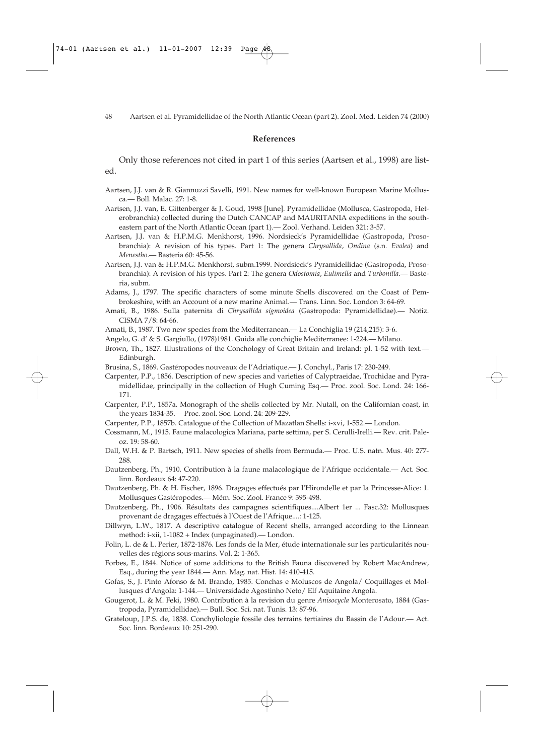## References

Only those references not cited in part 1 of this series (Aartsen et al., 1998) are listed.

Aartsen, J.J. van & R. Giannuzzi Savelli, 1991. New names for well-known European Marine Mollusca.— Boll. Malac. 27: 1-8.

Aartsen, J.J. van, E. Gittenberger & J. Goud, 1998 [June]. Pyramidellidae (Mollusca, Gastropoda, Heterobranchia) collected during the Dutch CANCAP and MAURITANIA expeditions in the south-eastern part of the North Atlantic Ocean (part 1).— Zool. Verhand. Leiden 321: 3-57.

Aartsen, J.J. van & H.P.M.G. Menkhorst, 1996. Nordsieck's Pyramidellidae (Gastropoda, Prosobranchia): A revision of his types. Part 1: The genera *Chrysallida*, *Ondina* (s.n. *Evalea*) and *Menestho*.— Basteria 60: 45-56.

Aartsen, J.J. van & H.P.M.G. Menkhorst, subm.1999. Nordsieck's Pyramidellidae (Gastropoda, Prosobranchia): A revision of his types. Part 2: The genera *Odostomia*, *Eulimella* and *Turbonilla*.— Basteria, subm.

Adams, J., 1797. The specific characters of some minute Shells discovered on the Coast of Pembrokeshire, with an Account of a new marine Animal.— Trans. Linn. Soc. London 3: 64-69.

Amati, B., 1986. Sulla paternita di *Chrysallida sigmoidea* (Gastropoda: Pyramidellidae).— Notiz. CISMA 7/8: 64-66.

Amati, B., 1987. Two new species from the Mediterranean.— La Conchiglia 19 (214,215): 3-6.

Angelo, G. d' & S. Gargiullo, (1978)1981. Guida alle conchiglie Mediterranee: 1-224.— Milano.

Brown, Th., 1827. Illustrations of the Conchology of Great Britain and Ireland: pl. 1-52 with text.— Edinburgh.

Brusina, S., 1869. Gastéropodes nouveaux de l'Adriatique.— J. Conchyl., Paris 17: 230-249.

Carpenter, P.P., 1856. Description of new species and varieties of Calyptraeidae, Trochidae and Pyramidellidae, principally in the collection of Hugh Cuming Esq.— Proc. zool. Soc. Lond. 24: 166-171.

Carpenter, P.P., 1857a. Monograph of the shells collected by Mr. Nutall, on the Californian coast, in the years 1834-35.— Proc. zool. Soc. Lond. 24: 209-229.

Carpenter, P.P., 1857b. Catalogue of the Collection of Mazatlan Shells: i-xvi, 1-552.— London.

Cossmann, M., 1915. Faune malacologica Mariana, parte settima, per S. Cerulli-Irelli.— Rev. crit. Paleoz. 19: 58-60.

Dall, W.H. & P. Bartsch, 1911. New species of shells from Bermuda.— Proc. U.S. natn. Mus. 40: 277-288.

Dautzenberg, Ph., 1910. Contribution à la faune malacologique de l'Afrique occidentale.— Act. Soc. linn. Bordeaux 64: 47-220.

Dautzenberg, Ph. & H. Fischer, 1896. Dragages effectués par l'Hirondelle et par la Princesse-Alice: 1. Mollusques Gastéropodes.— Mém. Soc. Zool. France 9: 395-498.

Dautzenberg, Ph., 1906. Résultats des campagnes scientifiques....Albert 1er ... Fasc.32: Mollusques provenant de dragages effectués à l'Ouest de l'Afrique....: 1-125.

Dillwyn, L.W., 1817. A descriptive catalogue of Recent shells, arranged according to the Linnean method: i-xii, 1-1082 + Index (unpaginated).— London.

Folin, L. de & L. Perier, 1872-1876. Les fonds de la Mer, étude internationale sur les particularités nouvelles des régions sous-marins. Vol. 2: 1-365.

Forbes, E., 1844. Notice of some additions to the British Fauna discovered by Robert MacAndrew, Esq., during the year 1844.— Ann. Mag. nat. Hist. 14: 410-415.

Gofas, S., J. Pinto Afonso & M. Brando, 1985. Conchas e Moluscos de Angola/ Coquillages et Mollusques d'Angola: 1-144.— Universidade Agostinho Neto/ Elf Aquitaine Angola.

Gougerot, L. & M. Feki, 1980. Contribution à la revision du genre *Anisocycla* Monterosato, 1884 (Gastropoda, Pyramidellidae).— Bull. Soc. Sci. nat. Tunis. 13: 87-96.

Grateloup, J.P.S. de, 1838. Conchyliologie fossile des terrains tertiaires du Bassin de l'Adour.— Act. Soc. linn. Bordeaux 10: 251-290.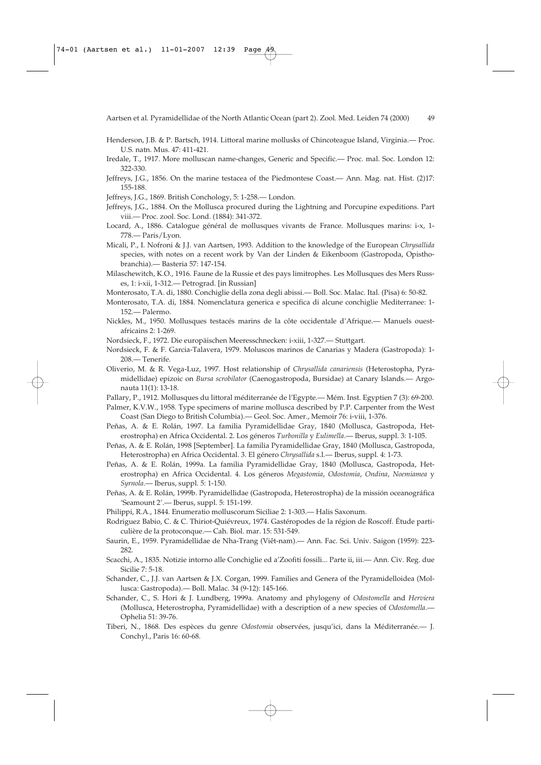Henderson, J.B. & P. Bartsch, 1914. Littoral marine mollusks of Chincoteague Island, Virginia.— Proc. U.S. natn. Mus. 47: 411-421.

Iredale, T., 1917. More molluscan name-changes, Generic and Specific.— Proc. mal. Soc. London 12: 322-330.

Jeffreys, J.G., 1856. On the marine testacea of the Piedmontese Coast.— Ann. Mag. nat. Hist. (2)17: 155-188.

Jeffreys, J.G., 1869. British Conchology, 5: 1-258.— London.

Jeffreys, J.G., 1884. On the Mollusca procured during the Lightning and Porcupine expeditions. Part viii.— Proc. zool. Soc. Lond. (1884): 341-372.

Locard, A., 1886. Catalogue général de mollusques vivants de France. Mollusques marins: i-x, 1-778.— Paris/Lyon.

Micali, P., I. Nofroni & J.J. van Aartsen, 1993. Addition to the knowledge of the European *Chrysallida* species, with notes on a recent work by Van der Linden & Eikenboom (Gastropoda, Opisthobranchia).— Basteria 57: 147-154.

Milaschewitch, K.O., 1916. Faune de la Russie et des pays limitrophes. Les Mollusques des Mers Russes, 1: i-xii, 1-312.— Petrograd. [in Russian]

Monterosato, T.A. di, 1880. Conchiglie della zona degli abissi.— Boll. Soc. Malac. Ital. (Pisa) 6: 50-82.

Monterosato, T.A. di, 1884. Nomenclatura generica e specifica di alcune conchiglie Mediterranee: 1-152.— Palermo.

Nickles, M., 1950. Mollusques testacés marins de la côte occidentale d'Afrique.— Manuels ouest-africains 2: 1-269.

Nordsieck, F., 1972. Die europäischen Meeresschnecken: i-xiii, 1-327.— Stuttgart.

Nordsieck, F. & F. Garcia-Talavera, 1979. Moluscos marinos de Canarias y Madera (Gastropoda): 1-208.— Tenerife.

Oliverio, M. & R. Vega-Luz, 1997. Host relationship of *Chrysallida canariensis* (Heterostopha, Pyramidellidae) epizoic on *Bursa scrobilator* (Caenogastropoda, Bursidae) at Canary Islands.— Argonauta 11(1): 13-18.

Pallary, P., 1912. Mollusques du littoral méditerranée de l'Egypte.— Mém. Inst. Egyptien 7 (3): 69-200.

Palmer, K.V.W., 1958. Type specimens of marine mollusca described by P.P. Carpenter from the West Coast (San Diego to British Columbia).— Geol. Soc. Amer., Memoir 76: i-viii, 1-376.

Peñas, A. & E. Rolán, 1997. La familia Pyramidellidae Gray, 1840 (Mollusca, Gastropoda, Heterostropha) en Africa Occidental. 2. Los géneros *Turbonilla* y *Eulimella*.— Iberus, suppl. 3: 1-105.

Peñas, A. & E. Rolán, 1998 [September]. La familia Pyramidellidae Gray, 1840 (Mollusca, Gastropoda, Heterostropha) en Africa Occidental. 3. El género *Chrysallida* s.l.— Iberus, suppl. 4: 1-73.

Peñas, A. & E. Rolán, 1999a. La familia Pyramidellidae Gray, 1840 (Mollusca, Gastropoda, Heterostropha) en Africa Occidental. 4. Los géneros *Megastomia*, *Odostomia*, *Ondina*, *Noemiamea* y *Syrnola*.— Iberus, suppl. 5: 1-150.

Peñas, A. & E. Rolán, 1999b. Pyramidellidae (Gastropoda, Heterostropha) de la missión oceanográfica 'Seamount 2'.— Iberus, suppl. 5: 151-199.

Philippi, R.A., 1844. Enumeratio molluscorum Siciliae 2: 1-303.— Halis Saxonum.

Rodriguez Babio, C. & C. Thiriot-Quiévreux, 1974. Gastéropodes de la région de Roscoff. Étude particulière de la protoconque.— Cah. Biol. mar. 15: 531-549.

Saurin, E., 1959. Pyramidellidae de Nha-Trang (Viêt-nam).— Ann. Fac. Sci. Univ. Saigon (1959): 223-282.

Scacchi, A., 1835. Notizie intorno alle Conchiglie ed a'Zoofiti fossili... Parte ii, iii.— Ann. Civ. Reg. due Sicilie 7: 5-18.

Schander, C., J.J. van Aartsen & J.X. Corgan, 1999. Families and Genera of the Pyramidelloidea (Mollusca: Gastropoda).— Boll. Malac. 34 (9-12): 145-166.

Schander, C., S. Hori & J. Lundberg, 1999a. Anatomy and phylogeny of *Odostomella* and *Herviera* (Mollusca, Heterostropha, Pyramidellidae) with a description of a new species of *Odostomella*.— Ophelia 51: 39-76.

Tiberi, N., 1868. Des espèces du genre *Odostomia* observées, jusqu'ici, dans la Méditerranée.— J. Conchyl., Paris 16: 60-68.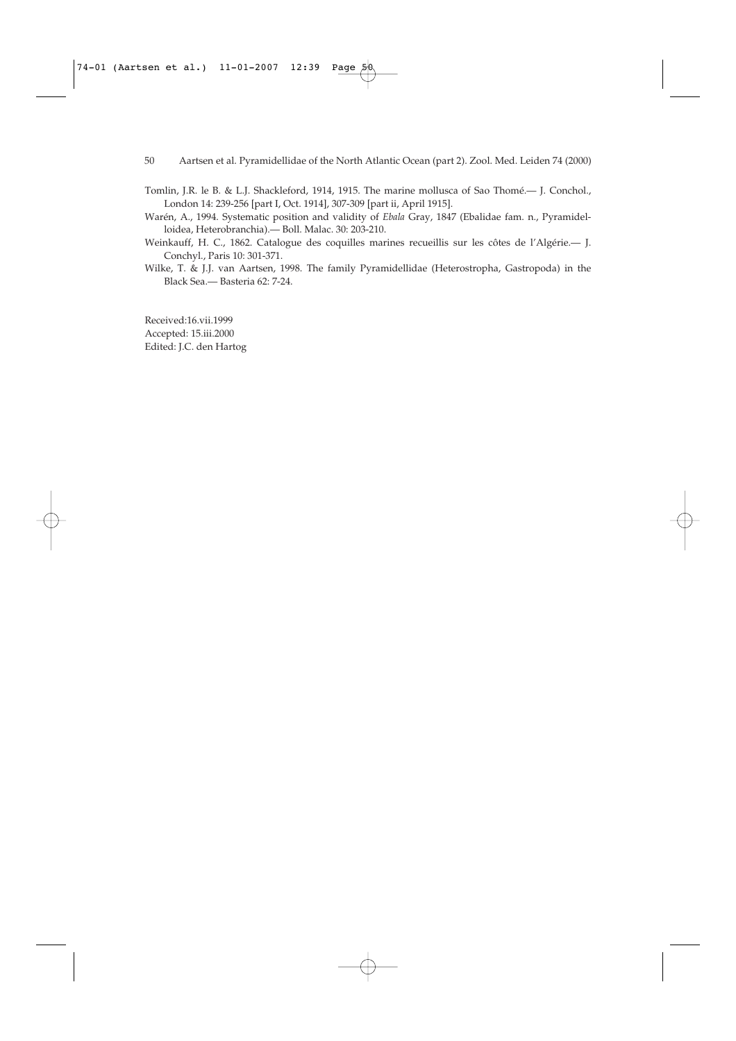Tomlin, J.R. le B. & L.J. Shackleford, 1914, 1915. The marine mollusca of Sao Thomé.— J. Conchol., London 14: 239-256 [part I, Oct. 1914], 307-309 [part ii, April 1915].

Warén, A., 1994. Systematic position and validity of *Ebala* Gray, 1847 (Ebalidae fam. n., Pyramidelloidea, Heterobranchia).— Boll. Malac. 30: 203-210.

Weinkauff, H. C., 1862. Catalogue des coquilles marines recueillis sur les côtes de l'Algérie.— J. Conchyl., Paris 10: 301-371.

Wilke, T. & J.J. van Aartsen, 1998. The family Pyramidellidae (Heterostropha, Gastropoda) in the Black Sea.— Basteria 62: 7-24.

Received:16.vii.1999
Accepted: 15.iii.2000
Edited: J.C. den Hartog